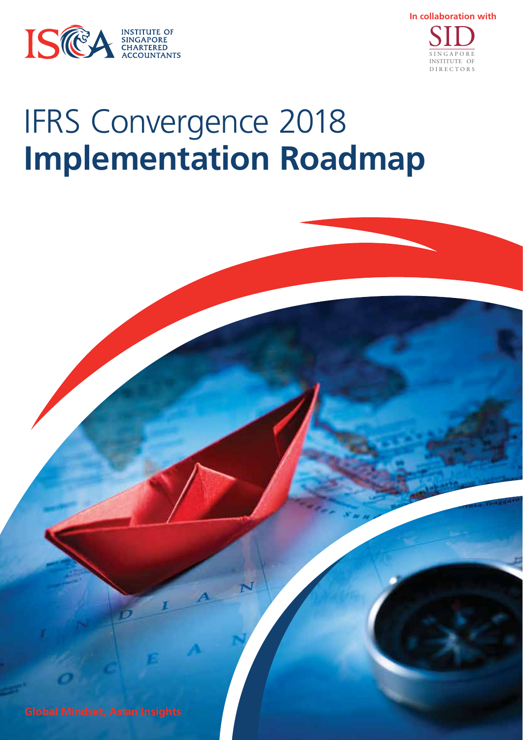INSTITUTE OF SINGAPORE CHARTERED ACCOUNTANTS

In collaboration with

SID SINGAPORE INSTITUTE OF DIRECTORS

# IFRS Convergence 2018 **Implementation Roadmap**

Global Mindset, Asian Insights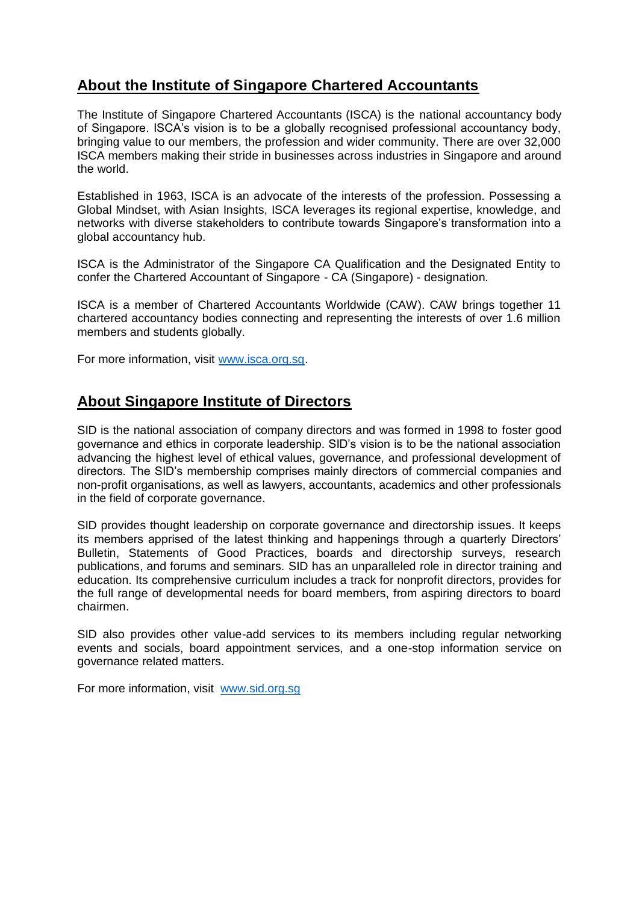## About the Institute of Singapore Chartered Accountants

The Institute of Singapore Chartered Accountants (ISCA) is the national accountancy body of Singapore. ISCA's vision is to be a globally recognised professional accountancy body, bringing value to our members, the profession and wider community. There are over 32,000 ISCA members making their stride in businesses across industries in Singapore and around the world.

Established in 1963, ISCA is an advocate of the interests of the profession. Possessing a Global Mindset, with Asian Insights, ISCA leverages its regional expertise, knowledge, and networks with diverse stakeholders to contribute towards Singapore's transformation into a global accountancy hub.

ISCA is the Administrator of the Singapore CA Qualification and the Designated Entity to confer the Chartered Accountant of Singapore - CA (Singapore) - designation.

ISCA is a member of Chartered Accountants Worldwide (CAW). CAW brings together 11 chartered accountancy bodies connecting and representing the interests of over 1.6 million members and students globally.

For more information, visit www.isca.org.sg.

## About Singapore Institute of Directors

SID is the national association of company directors and was formed in 1998 to foster good governance and ethics in corporate leadership. SID's vision is to be the national association advancing the highest level of ethical values, governance, and professional development of directors. The SID's membership comprises mainly directors of commercial companies and non-profit organisations, as well as lawyers, accountants, academics and other professionals in the field of corporate governance.

SID provides thought leadership on corporate governance and directorship issues. It keeps its members apprised of the latest thinking and happenings through a quarterly Directors' Bulletin, Statements of Good Practices, boards and directorship surveys, research publications, and forums and seminars. SID has an unparalleled role in director training and education. Its comprehensive curriculum includes a track for nonprofit directors, provides for the full range of developmental needs for board members, from aspiring directors to board chairmen.

SID also provides other value-add services to its members including regular networking events and socials, board appointment services, and a one-stop information service on governance related matters.

For more information, visit www.sid.org.sg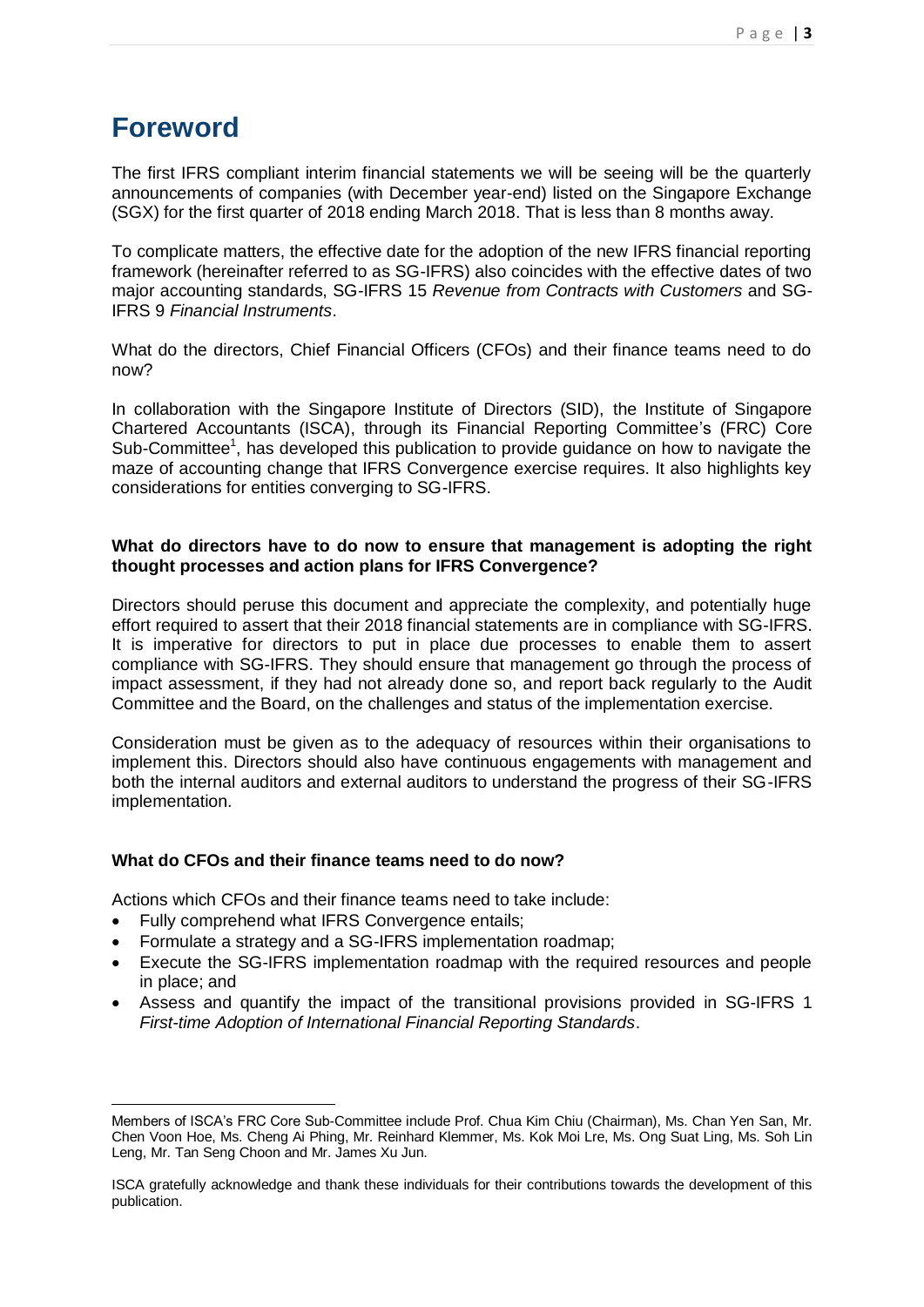# Foreword

The first IFRS compliant interim financial statements we will be seeing will be the quarterly announcements of companies (with December year-end) listed on the Singapore Exchange (SGX) for the first quarter of 2018 ending March 2018. That is less than 8 months away.

To complicate matters, the effective date for the adoption of the new IFRS financial reporting framework (hereinafter referred to as SG-IFRS) also coincides with the effective dates of two major accounting standards, SG-IFRS 15 *Revenue from Contracts with Customers* and SG-IFRS 9 *Financial Instruments*.

What do the directors, Chief Financial Officers (CFOs) and their finance teams need to do now?

In collaboration with the Singapore Institute of Directors (SID), the Institute of Singapore Chartered Accountants (ISCA), through its Financial Reporting Committee's (FRC) Core Sub-Committee[1], has developed this publication to provide guidance on how to navigate the maze of accounting change that IFRS Convergence exercise requires. It also highlights key considerations for entities converging to SG-IFRS.

**What do directors have to do now to ensure that management is adopting the right thought processes and action plans for IFRS Convergence?**

Directors should peruse this document and appreciate the complexity, and potentially huge effort required to assert that their 2018 financial statements are in compliance with SG-IFRS. It is imperative for directors to put in place due processes to enable them to assert compliance with SG-IFRS. They should ensure that management go through the process of impact assessment, if they had not already done so, and report back regularly to the Audit Committee and the Board, on the challenges and status of the implementation exercise.

Consideration must be given as to the adequacy of resources within their organisations to implement this. Directors should also have continuous engagements with management and both the internal auditors and external auditors to understand the progress of their SG-IFRS implementation.

**What do CFOs and their finance teams need to do now?**

Actions which CFOs and their finance teams need to take include:

- Fully comprehend what IFRS Convergence entails;
- Formulate a strategy and a SG-IFRS implementation roadmap;
- Execute the SG-IFRS implementation roadmap with the required resources and people in place; and
- Assess and quantify the impact of the transitional provisions provided in SG-IFRS 1 *First-time Adoption of International Financial Reporting Standards*.

---

[1] Members of ISCA's FRC Core Sub-Committee include Prof. Chua Kim Chiu (Chairman), Ms. Chan Yen San, Mr. Chen Voon Hoe, Ms. Cheng Ai Phing, Mr. Reinhard Klemmer, Ms. Kok Moi Lre, Ms. Ong Suat Ling, Ms. Soh Lin Leng, Mr. Tan Seng Choon and Mr. James Xu Jun.

ISCA gratefully acknowledge and thank these individuals for their contributions towards the development of this publication.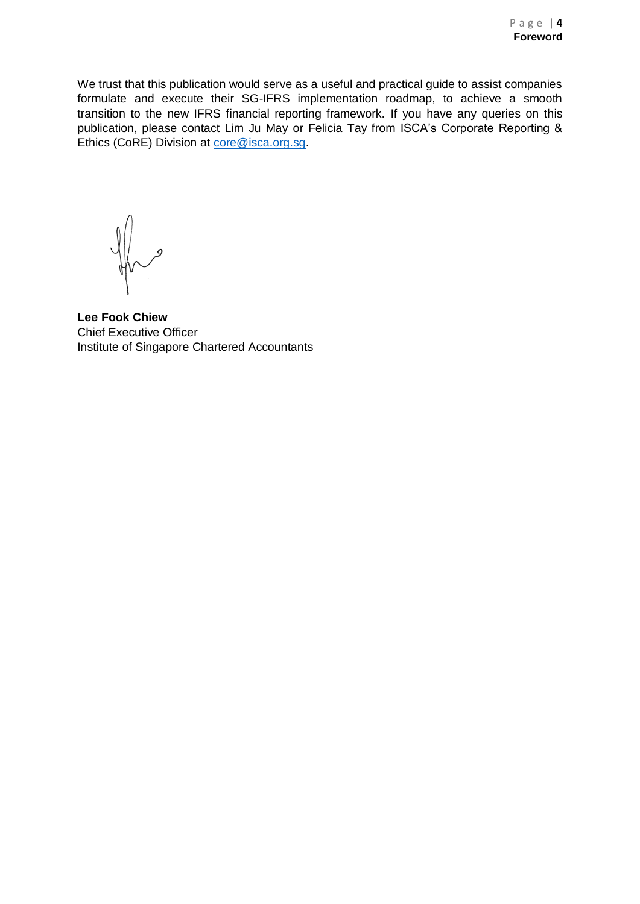We trust that this publication would serve as a useful and practical guide to assist companies formulate and execute their SG-IFRS implementation roadmap, to achieve a smooth transition to the new IFRS financial reporting framework. If you have any queries on this publication, please contact Lim Ju May or Felicia Tay from ISCA's Corporate Reporting & Ethics (CoRE) Division at core@isca.org.sg.

**Lee Fook Chiew**
Chief Executive Officer
Institute of Singapore Chartered Accountants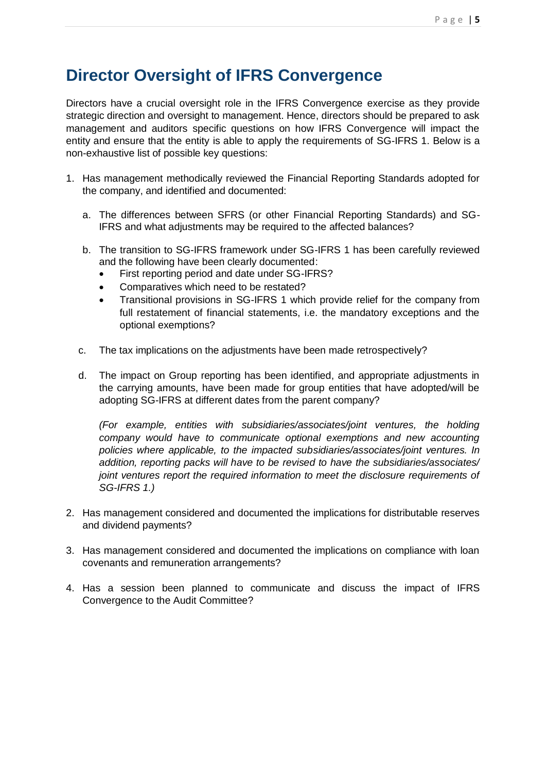# Director Oversight of IFRS Convergence

Directors have a crucial oversight role in the IFRS Convergence exercise as they provide strategic direction and oversight to management. Hence, directors should be prepared to ask management and auditors specific questions on how IFRS Convergence will impact the entity and ensure that the entity is able to apply the requirements of SG-IFRS 1. Below is a non-exhaustive list of possible key questions:

1. Has management methodically reviewed the Financial Reporting Standards adopted for the company, and identified and documented:

   a. The differences between SFRS (or other Financial Reporting Standards) and SG-IFRS and what adjustments may be required to the affected balances?

   b. The transition to SG-IFRS framework under SG-IFRS 1 has been carefully reviewed and the following have been clearly documented:
      - First reporting period and date under SG-IFRS?
      - Comparatives which need to be restated?
      - Transitional provisions in SG-IFRS 1 which provide relief for the company from full restatement of financial statements, i.e. the mandatory exceptions and the optional exemptions?

   c. The tax implications on the adjustments have been made retrospectively?

   d. The impact on Group reporting has been identified, and appropriate adjustments in the carrying amounts, have been made for group entities that have adopted/will be adopting SG-IFRS at different dates from the parent company?

      *(For example, entities with subsidiaries/associates/joint ventures, the holding company would have to communicate optional exemptions and new accounting policies where applicable, to the impacted subsidiaries/associates/joint ventures. In addition, reporting packs will have to be revised to have the subsidiaries/associates/ joint ventures report the required information to meet the disclosure requirements of SG-IFRS 1.)*

2. Has management considered and documented the implications for distributable reserves and dividend payments?

3. Has management considered and documented the implications on compliance with loan covenants and remuneration arrangements?

4. Has a session been planned to communicate and discuss the impact of IFRS Convergence to the Audit Committee?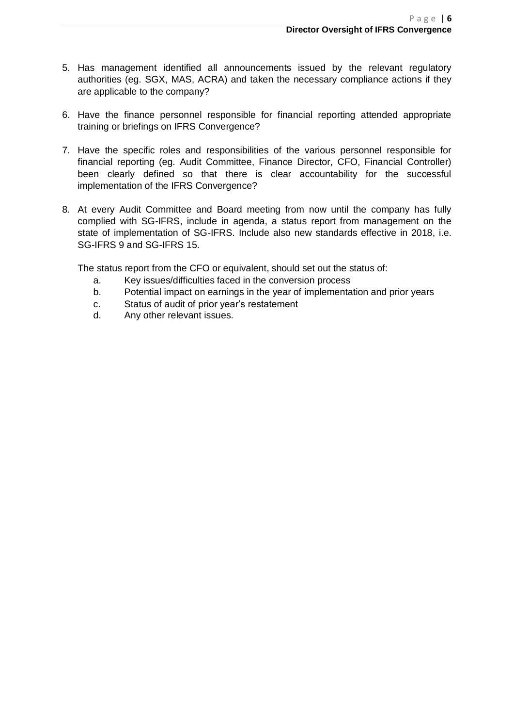5. Has management identified all announcements issued by the relevant regulatory authorities (eg. SGX, MAS, ACRA) and taken the necessary compliance actions if they are applicable to the company?

6. Have the finance personnel responsible for financial reporting attended appropriate training or briefings on IFRS Convergence?

7. Have the specific roles and responsibilities of the various personnel responsible for financial reporting (eg. Audit Committee, Finance Director, CFO, Financial Controller) been clearly defined so that there is clear accountability for the successful implementation of the IFRS Convergence?

8. At every Audit Committee and Board meeting from now until the company has fully complied with SG-IFRS, include in agenda, a status report from management on the state of implementation of SG-IFRS. Include also new standards effective in 2018, i.e. SG-IFRS 9 and SG-IFRS 15.

   The status report from the CFO or equivalent, should set out the status of:

   a. Key issues/difficulties faced in the conversion process
   b. Potential impact on earnings in the year of implementation and prior years
   c. Status of audit of prior year's restatement
   d. Any other relevant issues.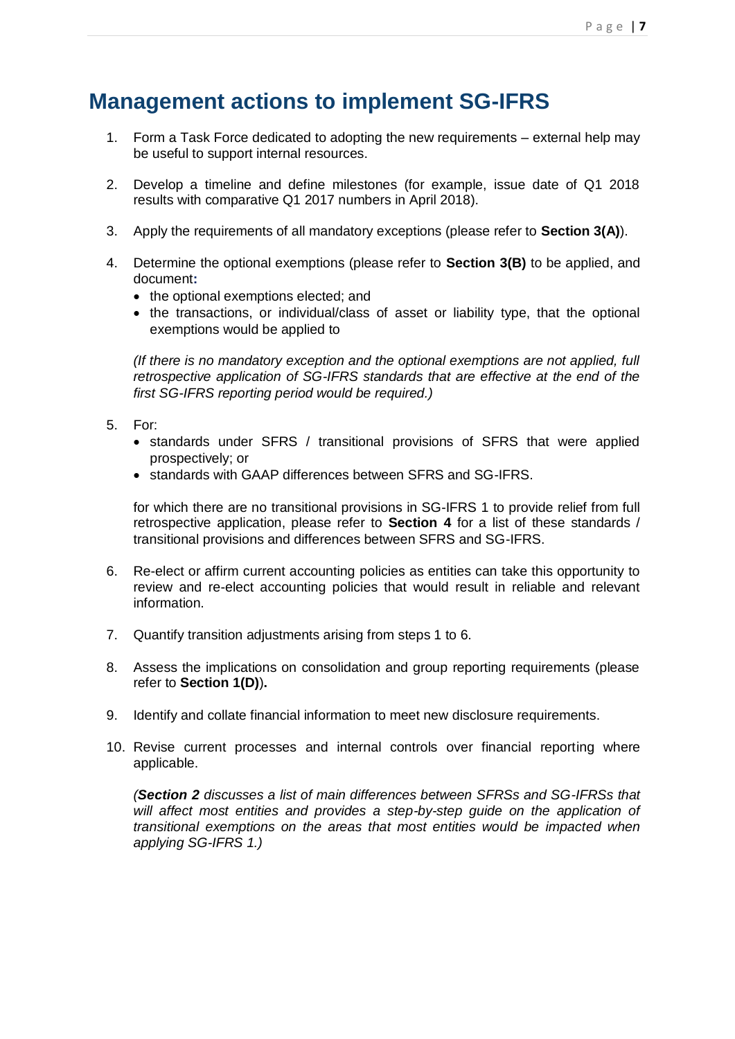# Management actions to implement SG-IFRS

1. Form a Task Force dedicated to adopting the new requirements – external help may be useful to support internal resources.

2. Develop a timeline and define milestones (for example, issue date of Q1 2018 results with comparative Q1 2017 numbers in April 2018).

3. Apply the requirements of all mandatory exceptions (please refer to **Section 3(A)**).

4. Determine the optional exemptions (please refer to **Section 3(B)** to be applied, and document**:**
   - the optional exemptions elected; and
   - the transactions, or individual/class of asset or liability type, that the optional exemptions would be applied to

   *(If there is no mandatory exception and the optional exemptions are not applied, full retrospective application of SG-IFRS standards that are effective at the end of the first SG-IFRS reporting period would be required.)*

5. For:
   - standards under SFRS / transitional provisions of SFRS that were applied prospectively; or
   - standards with GAAP differences between SFRS and SG-IFRS.

   for which there are no transitional provisions in SG-IFRS 1 to provide relief from full retrospective application, please refer to **Section 4** for a list of these standards / transitional provisions and differences between SFRS and SG-IFRS.

6. Re-elect or affirm current accounting policies as entities can take this opportunity to review and re-elect accounting policies that would result in reliable and relevant information.

7. Quantify transition adjustments arising from steps 1 to 6.

8. Assess the implications on consolidation and group reporting requirements (please refer to **Section 1(D)**)**.**

9. Identify and collate financial information to meet new disclosure requirements.

10. Revise current processes and internal controls over financial reporting where applicable.

    *(**Section 2** discusses a list of main differences between SFRSs and SG-IFRSs that will affect most entities and provides a step-by-step guide on the application of transitional exemptions on the areas that most entities would be impacted when applying SG-IFRS 1.)*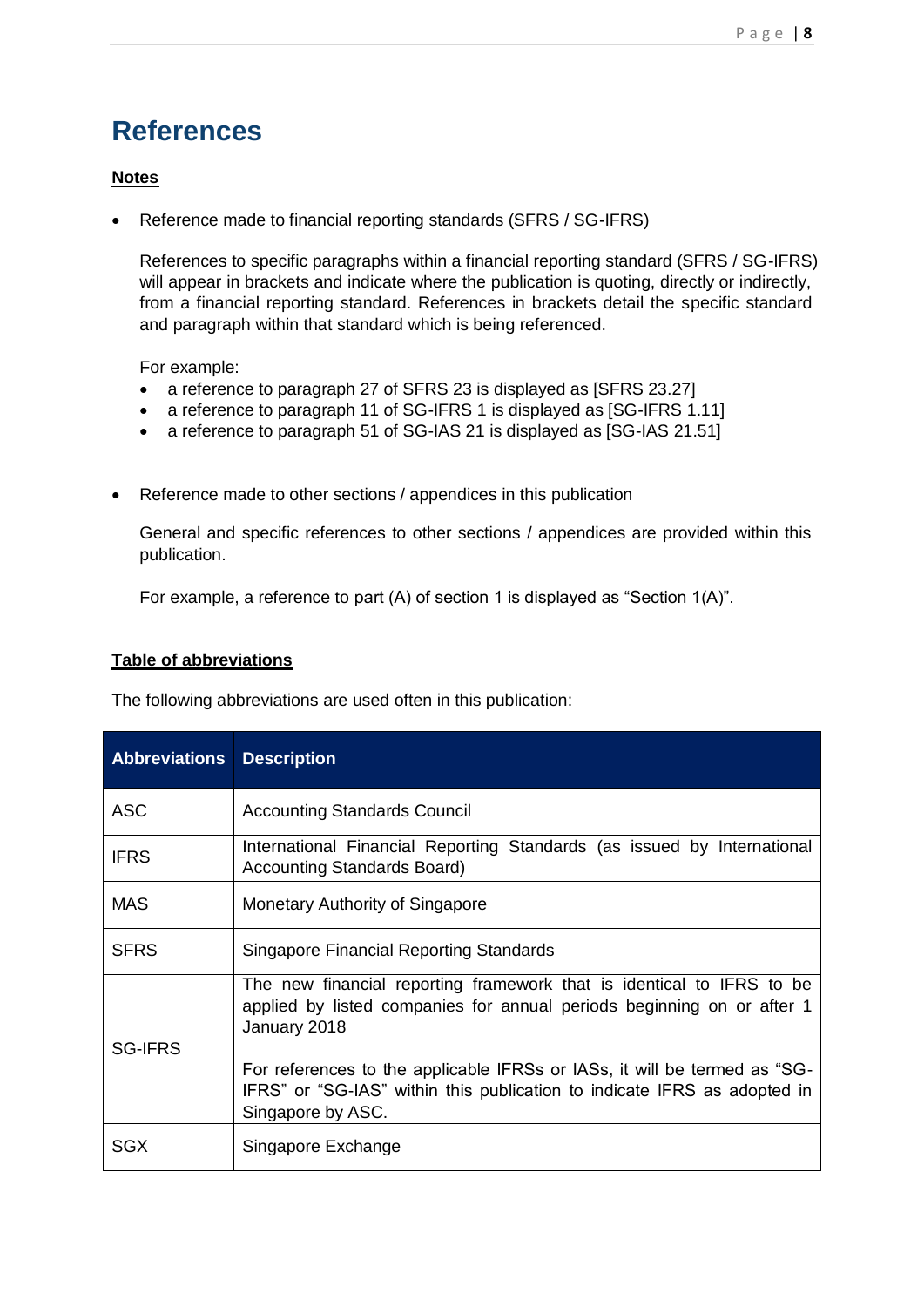# References

**Notes**

- Reference made to financial reporting standards (SFRS / SG-IFRS)

  References to specific paragraphs within a financial reporting standard (SFRS / SG-IFRS) will appear in brackets and indicate where the publication is quoting, directly or indirectly, from a financial reporting standard. References in brackets detail the specific standard and paragraph within that standard which is being referenced.

  For example:
  - a reference to paragraph 27 of SFRS 23 is displayed as [SFRS 23.27]
  - a reference to paragraph 11 of SG-IFRS 1 is displayed as [SG-IFRS 1.11]
  - a reference to paragraph 51 of SG-IAS 21 is displayed as [SG-IAS 21.51]

- Reference made to other sections / appendices in this publication

  General and specific references to other sections / appendices are provided within this publication.

  For example, a reference to part (A) of section 1 is displayed as "Section 1(A)".

**Table of abbreviations**

The following abbreviations are used often in this publication:

| Abbreviations | Description |
|---|---|
| ASC | Accounting Standards Council |
| IFRS | International Financial Reporting Standards (as issued by International Accounting Standards Board) |
| MAS | Monetary Authority of Singapore |
| SFRS | Singapore Financial Reporting Standards |
| SG-IFRS | The new financial reporting framework that is identical to IFRS to be applied by listed companies for annual periods beginning on or after 1 January 2018<br><br>For references to the applicable IFRSs or IASs, it will be termed as "SG-IFRS" or "SG-IAS" within this publication to indicate IFRS as adopted in Singapore by ASC. |
| SGX | Singapore Exchange |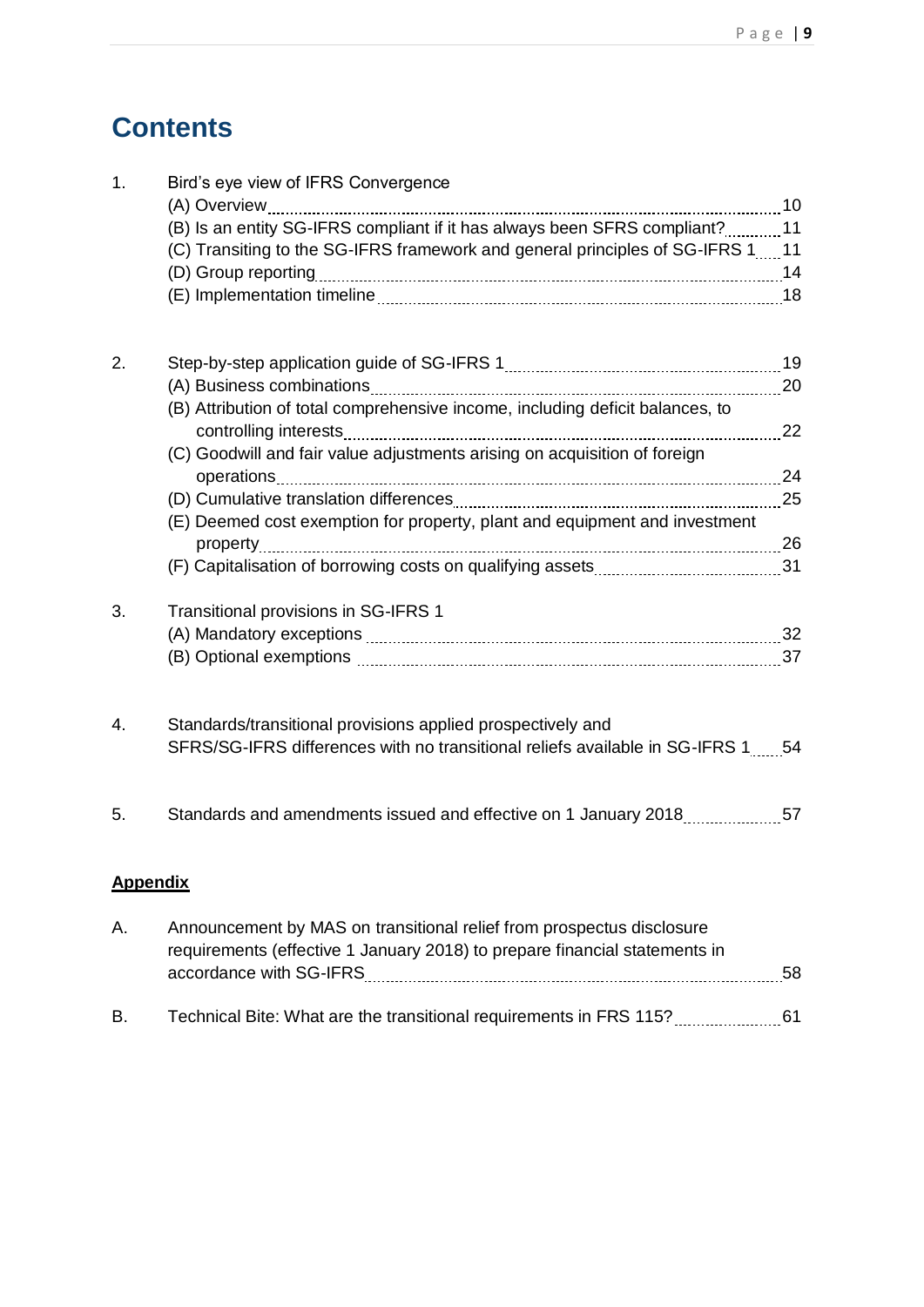# Contents

1. Bird's eye view of IFRS Convergence
   - (A) Overview ... 10
   - (B) Is an entity SG-IFRS compliant if it has always been SFRS compliant? ... 11
   - (C) Transiting to the SG-IFRS framework and general principles of SG-IFRS 1 ... 11
   - (D) Group reporting ... 14
   - (E) Implementation timeline ... 18

2. Step-by-step application guide of SG-IFRS 1 ... 19
   - (A) Business combinations ... 20
   - (B) Attribution of total comprehensive income, including deficit balances, to controlling interests ... 22
   - (C) Goodwill and fair value adjustments arising on acquisition of foreign operations ... 24
   - (D) Cumulative translation differences ... 25
   - (E) Deemed cost exemption for property, plant and equipment and investment property ... 26
   - (F) Capitalisation of borrowing costs on qualifying assets ... 31

3. Transitional provisions in SG-IFRS 1
   - (A) Mandatory exceptions ... 32
   - (B) Optional exemptions ... 37

4. Standards/transitional provisions applied prospectively and SFRS/SG-IFRS differences with no transitional reliefs available in SG-IFRS 1 ... 54

5. Standards and amendments issued and effective on 1 January 2018 ... 57

**Appendix**

A. Announcement by MAS on transitional relief from prospectus disclosure requirements (effective 1 January 2018) to prepare financial statements in accordance with SG-IFRS ... 58

B. Technical Bite: What are the transitional requirements in FRS 115? ... 61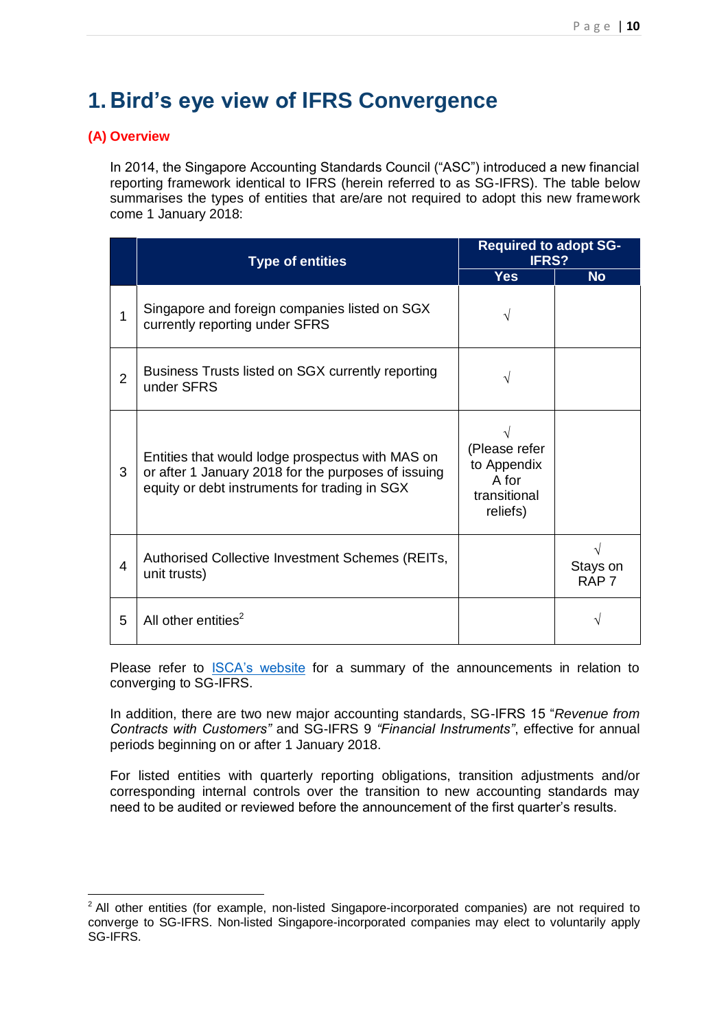# 1. Bird's eye view of IFRS Convergence

**(A) Overview**

In 2014, the Singapore Accounting Standards Council ("ASC") introduced a new financial reporting framework identical to IFRS (herein referred to as SG-IFRS). The table below summarises the types of entities that are/are not required to adopt this new framework come 1 January 2018:

| | Type of entities | Required to adopt SG-IFRS? | |
|---|---|---|---|
| | | Yes | No |
| 1 | Singapore and foreign companies listed on SGX currently reporting under SFRS | √ | |
| 2 | Business Trusts listed on SGX currently reporting under SFRS | √ | |
| 3 | Entities that would lodge prospectus with MAS on or after 1 January 2018 for the purposes of issuing equity or debt instruments for trading in SGX | √ (Please refer to Appendix A for transitional reliefs) | |
| 4 | Authorised Collective Investment Schemes (REITs, unit trusts) | | √ Stays on RAP 7 |
| 5 | All other entities[2] | | √ |

Please refer to ISCA's website for a summary of the announcements in relation to converging to SG-IFRS.

In addition, there are two new major accounting standards, SG-IFRS 15 "*Revenue from Contracts with Customers"* and SG-IFRS 9 *"Financial Instruments"*, effective for annual periods beginning on or after 1 January 2018.

For listed entities with quarterly reporting obligations, transition adjustments and/or corresponding internal controls over the transition to new accounting standards may need to be audited or reviewed before the announcement of the first quarter's results.

---

[2] All other entities (for example, non-listed Singapore-incorporated companies) are not required to converge to SG-IFRS. Non-listed Singapore-incorporated companies may elect to voluntarily apply SG-IFRS.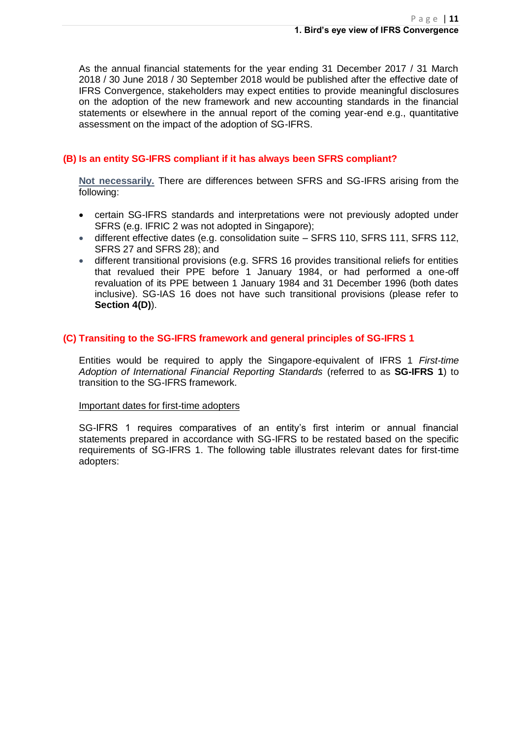As the annual financial statements for the year ending 31 December 2017 / 31 March 2018 / 30 June 2018 / 30 September 2018 would be published after the effective date of IFRS Convergence, stakeholders may expect entities to provide meaningful disclosures on the adoption of the new framework and new accounting standards in the financial statements or elsewhere in the annual report of the coming year-end e.g., quantitative assessment on the impact of the adoption of SG-IFRS.

## (B) Is an entity SG-IFRS compliant if it has always been SFRS compliant?

**Not necessarily.** There are differences between SFRS and SG-IFRS arising from the following:

- certain SG-IFRS standards and interpretations were not previously adopted under SFRS (e.g. IFRIC 2 was not adopted in Singapore);
- different effective dates (e.g. consolidation suite – SFRS 110, SFRS 111, SFRS 112, SFRS 27 and SFRS 28); and
- different transitional provisions (e.g. SFRS 16 provides transitional reliefs for entities that revalued their PPE before 1 January 1984, or had performed a one-off revaluation of its PPE between 1 January 1984 and 31 December 1996 (both dates inclusive). SG-IAS 16 does not have such transitional provisions (please refer to **Section 4(D)**).

## (C) Transiting to the SG-IFRS framework and general principles of SG-IFRS 1

Entities would be required to apply the Singapore-equivalent of IFRS 1 *First-time Adoption of International Financial Reporting Standards* (referred to as **SG-IFRS 1**) to transition to the SG-IFRS framework.

Important dates for first-time adopters

SG-IFRS 1 requires comparatives of an entity's first interim or annual financial statements prepared in accordance with SG-IFRS to be restated based on the specific requirements of SG-IFRS 1. The following table illustrates relevant dates for first-time adopters: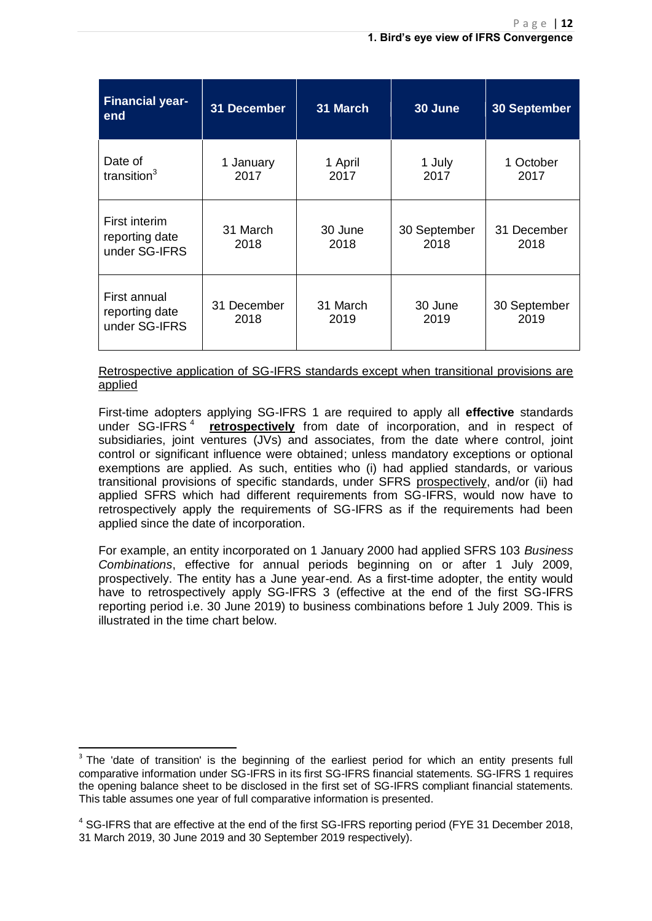| Financial year-end | 31 December | 31 March | 30 June | 30 September |
|---|---|---|---|---|
| Date of transition[3] | 1 January 2017 | 1 April 2017 | 1 July 2017 | 1 October 2017 |
| First interim reporting date under SG-IFRS | 31 March 2018 | 30 June 2018 | 30 September 2018 | 31 December 2018 |
| First annual reporting date under SG-IFRS | 31 December 2018 | 31 March 2019 | 30 June 2019 | 30 September 2019 |

Retrospective application of SG-IFRS standards except when transitional provisions are applied

First-time adopters applying SG-IFRS 1 are required to apply all **effective** standards under SG-IFRS[4] **retrospectively** from date of incorporation, and in respect of subsidiaries, joint ventures (JVs) and associates, from the date where control, joint control or significant influence were obtained; unless mandatory exceptions or optional exemptions are applied. As such, entities who (i) had applied standards, or various transitional provisions of specific standards, under SFRS prospectively, and/or (ii) had applied SFRS which had different requirements from SG-IFRS, would now have to retrospectively apply the requirements of SG-IFRS as if the requirements had been applied since the date of incorporation.

For example, an entity incorporated on 1 January 2000 had applied SFRS 103 *Business Combinations*, effective for annual periods beginning on or after 1 July 2009, prospectively. The entity has a June year-end. As a first-time adopter, the entity would have to retrospectively apply SG-IFRS 3 (effective at the end of the first SG-IFRS reporting period i.e. 30 June 2019) to business combinations before 1 July 2009. This is illustrated in the time chart below.

[3] The 'date of transition' is the beginning of the earliest period for which an entity presents full comparative information under SG-IFRS in its first SG-IFRS financial statements. SG-IFRS 1 requires the opening balance sheet to be disclosed in the first set of SG-IFRS compliant financial statements. This table assumes one year of full comparative information is presented.

[4] SG-IFRS that are effective at the end of the first SG-IFRS reporting period (FYE 31 December 2018, 31 March 2019, 30 June 2019 and 30 September 2019 respectively).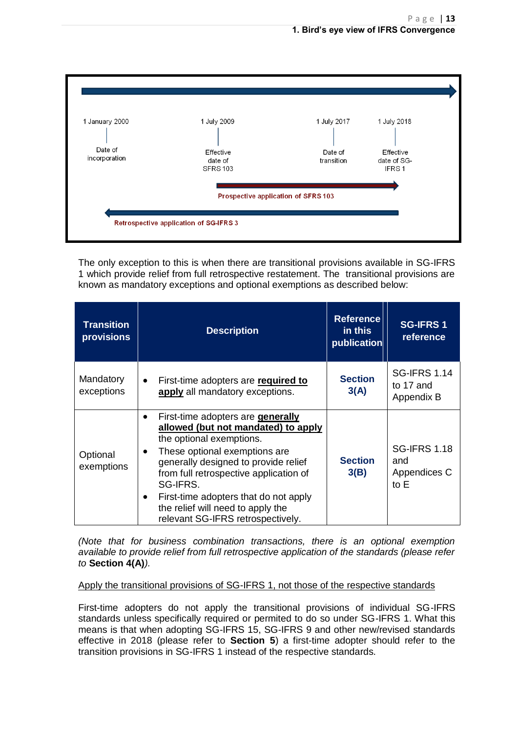1 January 2000 — Date of incorporation

1 July 2009 — Effective date of SFRS 103

1 July 2017 — Date of transition

1 July 2018 — Effective date of SG-IFRS 1

Prospective application of SFRS 103

Retrospective application of SG-IFRS 3

The only exception to this is when there are transitional provisions available in SG-IFRS 1 which provide relief from full retrospective restatement. The transitional provisions are known as mandatory exceptions and optional exemptions as described below:

| Transition provisions | Description | Reference in this publication | SG-IFRS 1 reference |
|---|---|---|---|
| Mandatory exceptions | • First-time adopters are **required to apply** all mandatory exceptions. | **Section 3(A)** | SG-IFRS 1.14 to 17 and Appendix B |
| Optional exemptions | • First-time adopters are **generally allowed (but not mandated) to apply** the optional exemptions.<br>• These optional exemptions are generally designed to provide relief from full retrospective application of SG-IFRS.<br>• First-time adopters that do not apply the relief will need to apply the relevant SG-IFRS retrospectively. | **Section 3(B)** | SG-IFRS 1.18 and Appendices C to E |

*(Note that for business combination transactions, there is an optional exemption available to provide relief from full retrospective application of the standards (please refer to* **Section 4(A)***).*

Apply the transitional provisions of SG-IFRS 1, not those of the respective standards

First-time adopters do not apply the transitional provisions of individual SG-IFRS standards unless specifically required or permited to do so under SG-IFRS 1. What this means is that when adopting SG-IFRS 15, SG-IFRS 9 and other new/revised standards effective in 2018 (please refer to **Section 5**) a first-time adopter should refer to the transition provisions in SG-IFRS 1 instead of the respective standards.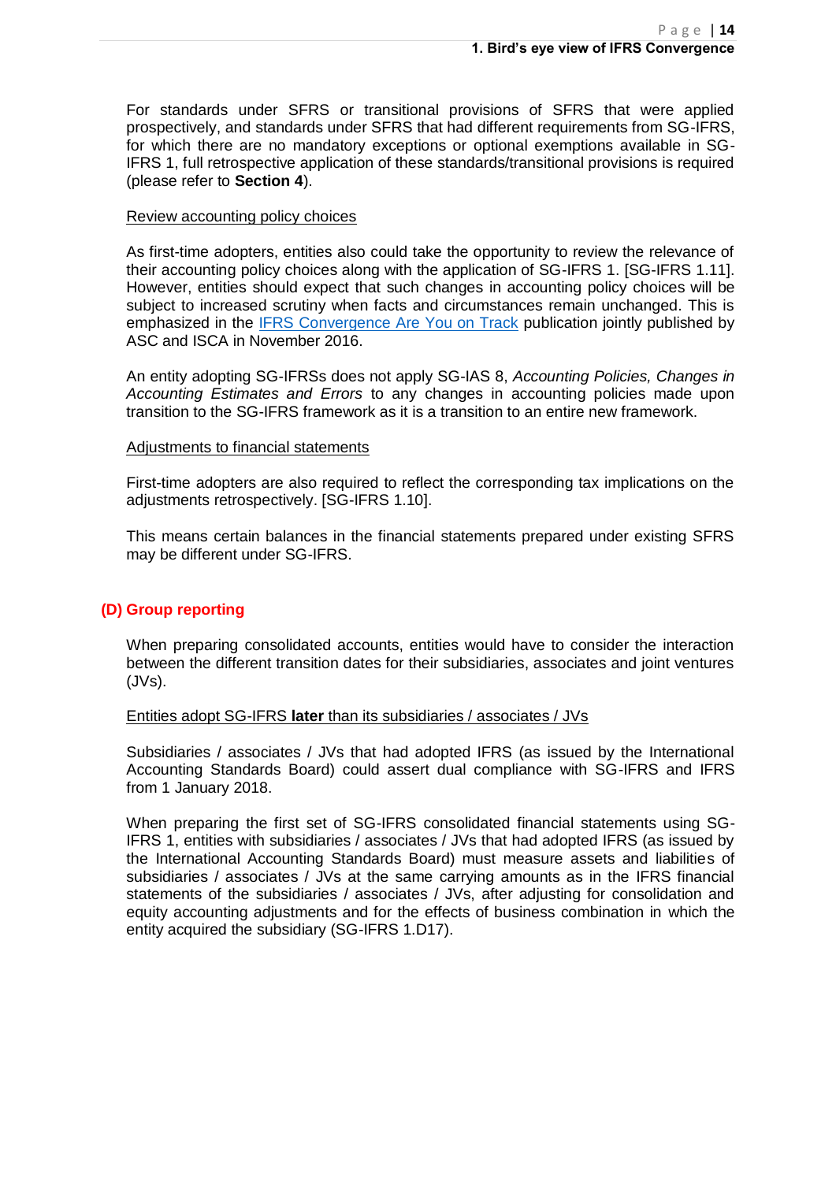For standards under SFRS or transitional provisions of SFRS that were applied prospectively, and standards under SFRS that had different requirements from SG-IFRS, for which there are no mandatory exceptions or optional exemptions available in SG-IFRS 1, full retrospective application of these standards/transitional provisions is required (please refer to **Section 4**).

Review accounting policy choices

As first-time adopters, entities also could take the opportunity to review the relevance of their accounting policy choices along with the application of SG-IFRS 1. [SG-IFRS 1.11]. However, entities should expect that such changes in accounting policy choices will be subject to increased scrutiny when facts and circumstances remain unchanged. This is emphasized in the IFRS Convergence Are You on Track publication jointly published by ASC and ISCA in November 2016.

An entity adopting SG-IFRSs does not apply SG-IAS 8, *Accounting Policies, Changes in Accounting Estimates and Errors* to any changes in accounting policies made upon transition to the SG-IFRS framework as it is a transition to an entire new framework.

Adjustments to financial statements

First-time adopters are also required to reflect the corresponding tax implications on the adjustments retrospectively. [SG-IFRS 1.10].

This means certain balances in the financial statements prepared under existing SFRS may be different under SG-IFRS.

## (D) Group reporting

When preparing consolidated accounts, entities would have to consider the interaction between the different transition dates for their subsidiaries, associates and joint ventures (JVs).

Entities adopt SG-IFRS **later** than its subsidiaries / associates / JVs

Subsidiaries / associates / JVs that had adopted IFRS (as issued by the International Accounting Standards Board) could assert dual compliance with SG-IFRS and IFRS from 1 January 2018.

When preparing the first set of SG-IFRS consolidated financial statements using SG-IFRS 1, entities with subsidiaries / associates / JVs that had adopted IFRS (as issued by the International Accounting Standards Board) must measure assets and liabilities of subsidiaries / associates / JVs at the same carrying amounts as in the IFRS financial statements of the subsidiaries / associates / JVs, after adjusting for consolidation and equity accounting adjustments and for the effects of business combination in which the entity acquired the subsidiary (SG-IFRS 1.D17).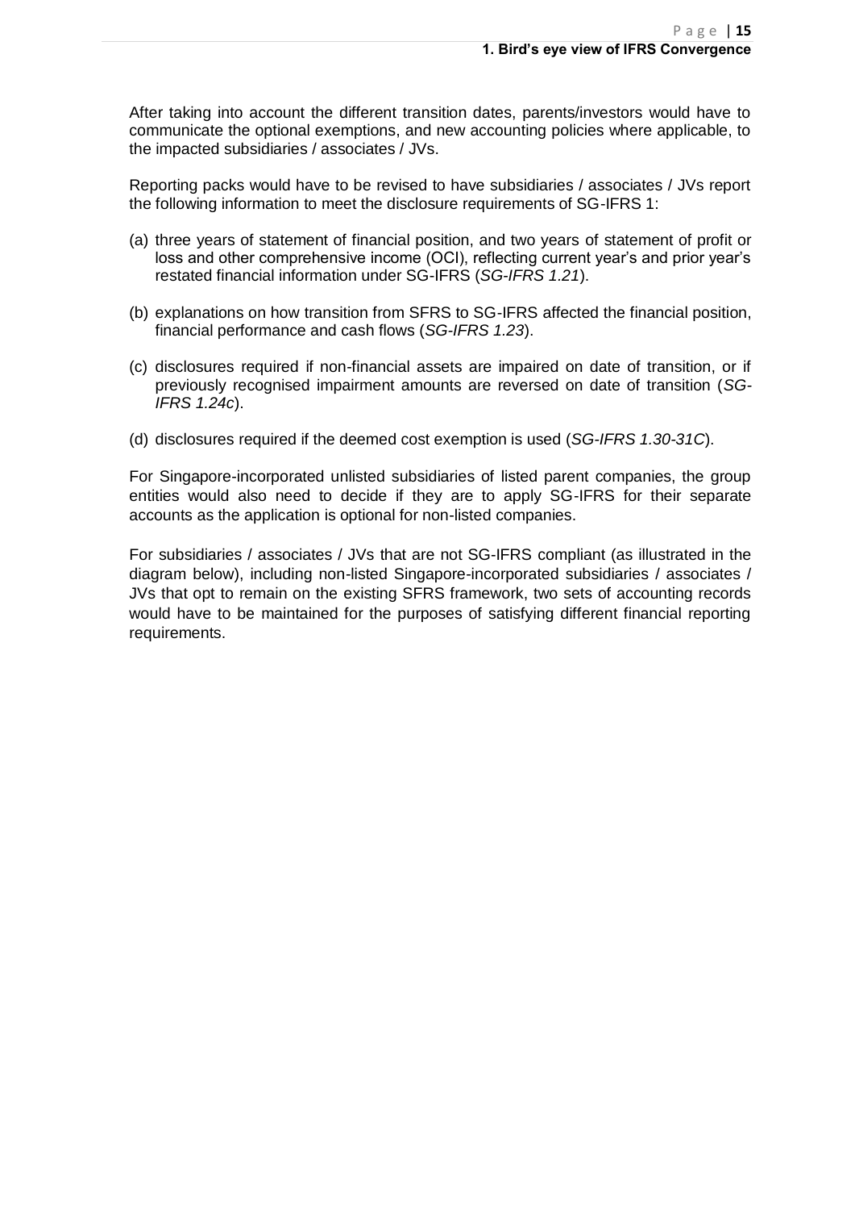After taking into account the different transition dates, parents/investors would have to communicate the optional exemptions, and new accounting policies where applicable, to the impacted subsidiaries / associates / JVs.

Reporting packs would have to be revised to have subsidiaries / associates / JVs report the following information to meet the disclosure requirements of SG-IFRS 1:

(a) three years of statement of financial position, and two years of statement of profit or loss and other comprehensive income (OCI), reflecting current year's and prior year's restated financial information under SG-IFRS (*SG-IFRS 1.21*).

(b) explanations on how transition from SFRS to SG-IFRS affected the financial position, financial performance and cash flows (*SG-IFRS 1.23*).

(c) disclosures required if non-financial assets are impaired on date of transition, or if previously recognised impairment amounts are reversed on date of transition (*SG-IFRS 1.24c*).

(d) disclosures required if the deemed cost exemption is used (*SG-IFRS 1.30-31C*).

For Singapore-incorporated unlisted subsidiaries of listed parent companies, the group entities would also need to decide if they are to apply SG-IFRS for their separate accounts as the application is optional for non-listed companies.

For subsidiaries / associates / JVs that are not SG-IFRS compliant (as illustrated in the diagram below), including non-listed Singapore-incorporated subsidiaries / associates / JVs that opt to remain on the existing SFRS framework, two sets of accounting records would have to be maintained for the purposes of satisfying different financial reporting requirements.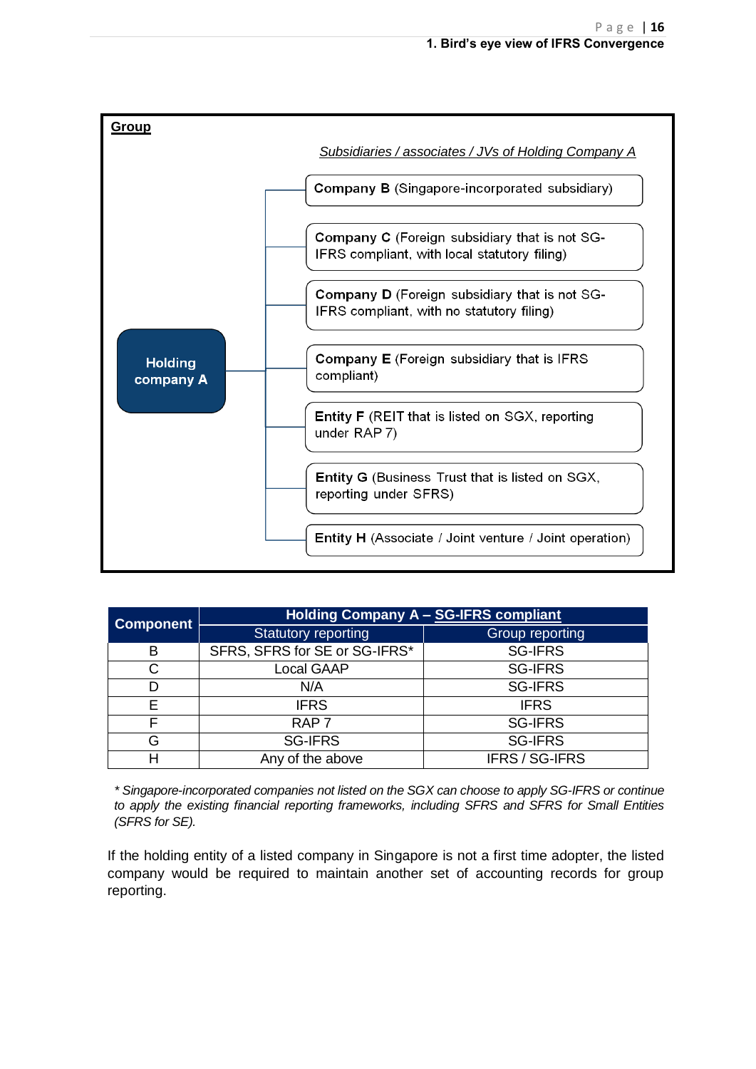**Group**

*Subsidiaries / associates / JVs of Holding Company A*

**Holding company A**

- **Company B** (Singapore-incorporated subsidiary)
- **Company C** (Foreign subsidiary that is not SG-IFRS compliant, with local statutory filing)
- **Company D** (Foreign subsidiary that is not SG-IFRS compliant, with no statutory filing)
- **Company E** (Foreign subsidiary that is IFRS compliant)
- **Entity F** (REIT that is listed on SGX, reporting under RAP 7)
- **Entity G** (Business Trust that is listed on SGX, reporting under SFRS)
- **Entity H** (Associate / Joint venture / Joint operation)

| Component | Holding Company A – SG-IFRS compliant | |
|---|---|---|
| | Statutory reporting | Group reporting |
| B | SFRS, SFRS for SE or SG-IFRS* | SG-IFRS |
| C | Local GAAP | SG-IFRS |
| D | N/A | SG-IFRS |
| E | IFRS | IFRS |
| F | RAP 7 | SG-IFRS |
| G | SG-IFRS | SG-IFRS |
| H | Any of the above | IFRS / SG-IFRS |

*\* Singapore-incorporated companies not listed on the SGX can choose to apply SG-IFRS or continue to apply the existing financial reporting frameworks, including SFRS and SFRS for Small Entities (SFRS for SE).*

If the holding entity of a listed company in Singapore is not a first time adopter, the listed company would be required to maintain another set of accounting records for group reporting.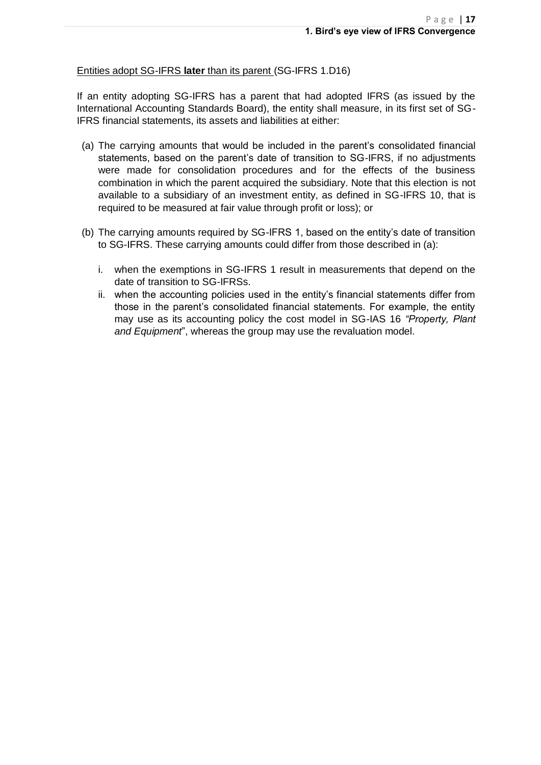Entities adopt SG-IFRS **later** than its parent (SG-IFRS 1.D16)

If an entity adopting SG-IFRS has a parent that had adopted IFRS (as issued by the International Accounting Standards Board), the entity shall measure, in its first set of SG-IFRS financial statements, its assets and liabilities at either:

(a) The carrying amounts that would be included in the parent's consolidated financial statements, based on the parent's date of transition to SG-IFRS, if no adjustments were made for consolidation procedures and for the effects of the business combination in which the parent acquired the subsidiary. Note that this election is not available to a subsidiary of an investment entity, as defined in SG-IFRS 10, that is required to be measured at fair value through profit or loss); or

(b) The carrying amounts required by SG-IFRS 1, based on the entity's date of transition to SG-IFRS. These carrying amounts could differ from those described in (a):

   i. when the exemptions in SG-IFRS 1 result in measurements that depend on the date of transition to SG-IFRSs.
   ii. when the accounting policies used in the entity's financial statements differ from those in the parent's consolidated financial statements. For example, the entity may use as its accounting policy the cost model in SG-IAS 16 *"Property, Plant and Equipment*", whereas the group may use the revaluation model.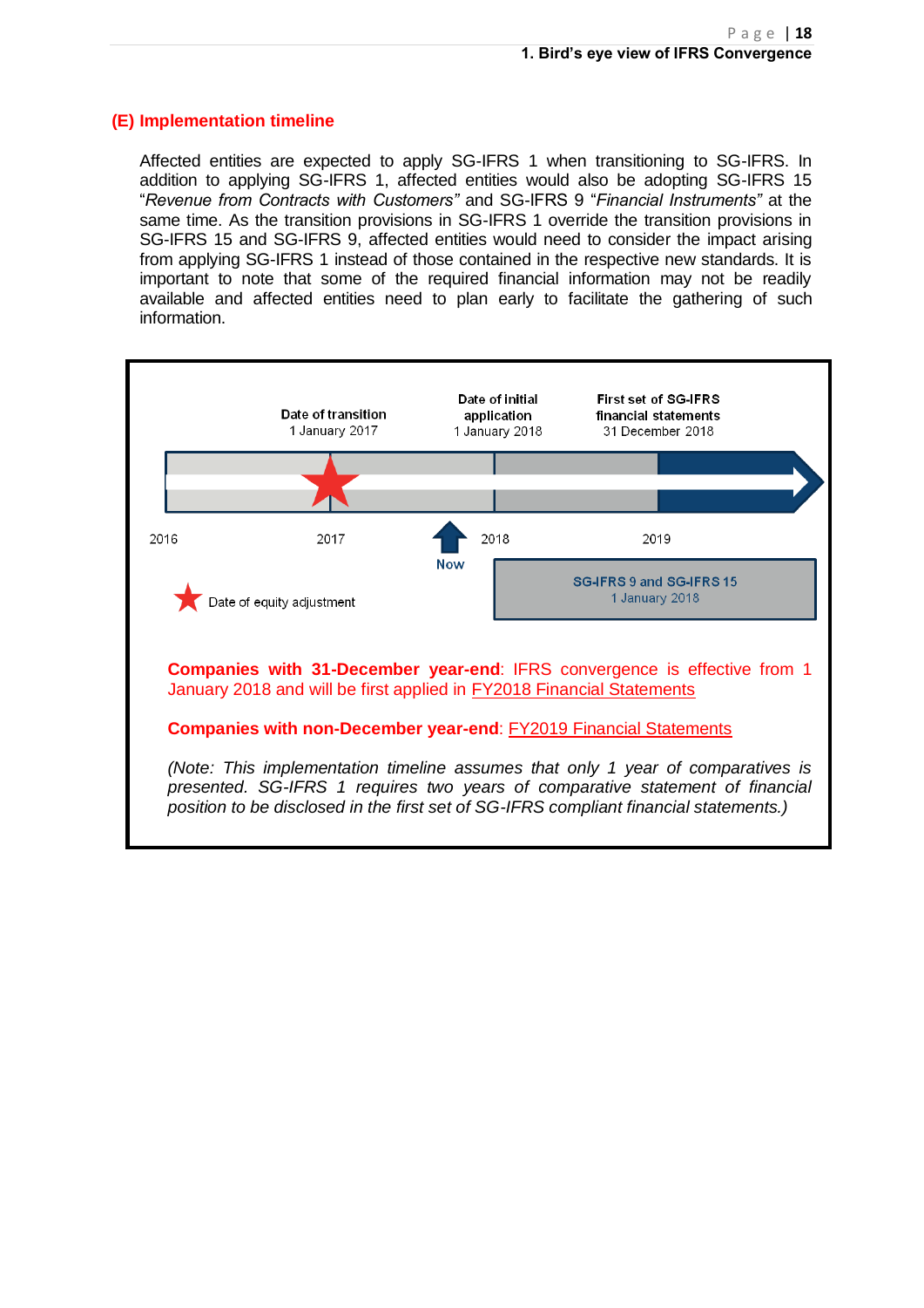## (E) Implementation timeline

Affected entities are expected to apply SG-IFRS 1 when transitioning to SG-IFRS. In addition to applying SG-IFRS 1, affected entities would also be adopting SG-IFRS 15 "*Revenue from Contracts with Customers*" and SG-IFRS 9 "*Financial Instruments*" at the same time. As the transition provisions in SG-IFRS 1 override the transition provisions in SG-IFRS 15 and SG-IFRS 9, affected entities would need to consider the impact arising from applying SG-IFRS 1 instead of those contained in the respective new standards. It is important to note that some of the required financial information may not be readily available and affected entities need to plan early to facilitate the gathering of such information.

**Date of transition**
1 January 2017

**Date of initial application**
1 January 2018

**First set of SG-IFRS financial statements**
31 December 2018

2016 | 2017 | 2018 | 2019

Now

**SG-IFRS 9 and SG-IFRS 15**
1 January 2018

★ Date of equity adjustment

**Companies with 31-December year-end**: IFRS convergence is effective from 1 January 2018 and will be first applied in FY2018 Financial Statements

**Companies with non-December year-end**: FY2019 Financial Statements

*(Note: This implementation timeline assumes that only 1 year of comparatives is presented. SG-IFRS 1 requires two years of comparative statement of financial position to be disclosed in the first set of SG-IFRS compliant financial statements.)*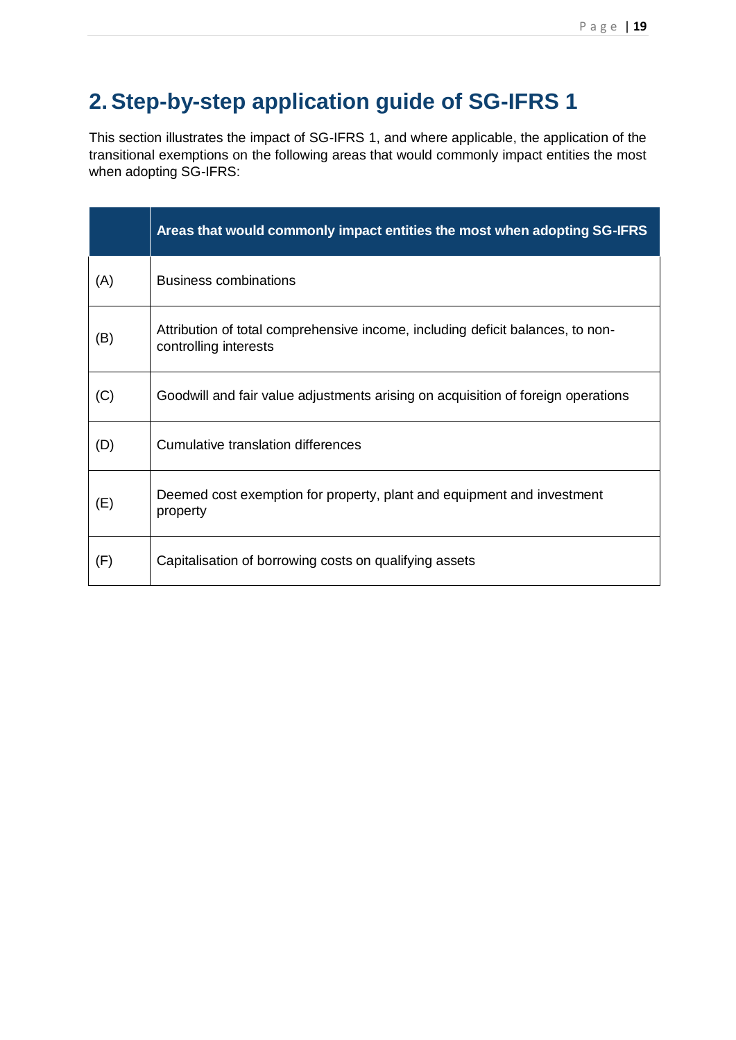# 2. Step-by-step application guide of SG-IFRS 1

This section illustrates the impact of SG-IFRS 1, and where applicable, the application of the transitional exemptions on the following areas that would commonly impact entities the most when adopting SG-IFRS:

| | Areas that would commonly impact entities the most when adopting SG-IFRS |
|---|---|
| (A) | Business combinations |
| (B) | Attribution of total comprehensive income, including deficit balances, to non-controlling interests |
| (C) | Goodwill and fair value adjustments arising on acquisition of foreign operations |
| (D) | Cumulative translation differences |
| (E) | Deemed cost exemption for property, plant and equipment and investment property |
| (F) | Capitalisation of borrowing costs on qualifying assets |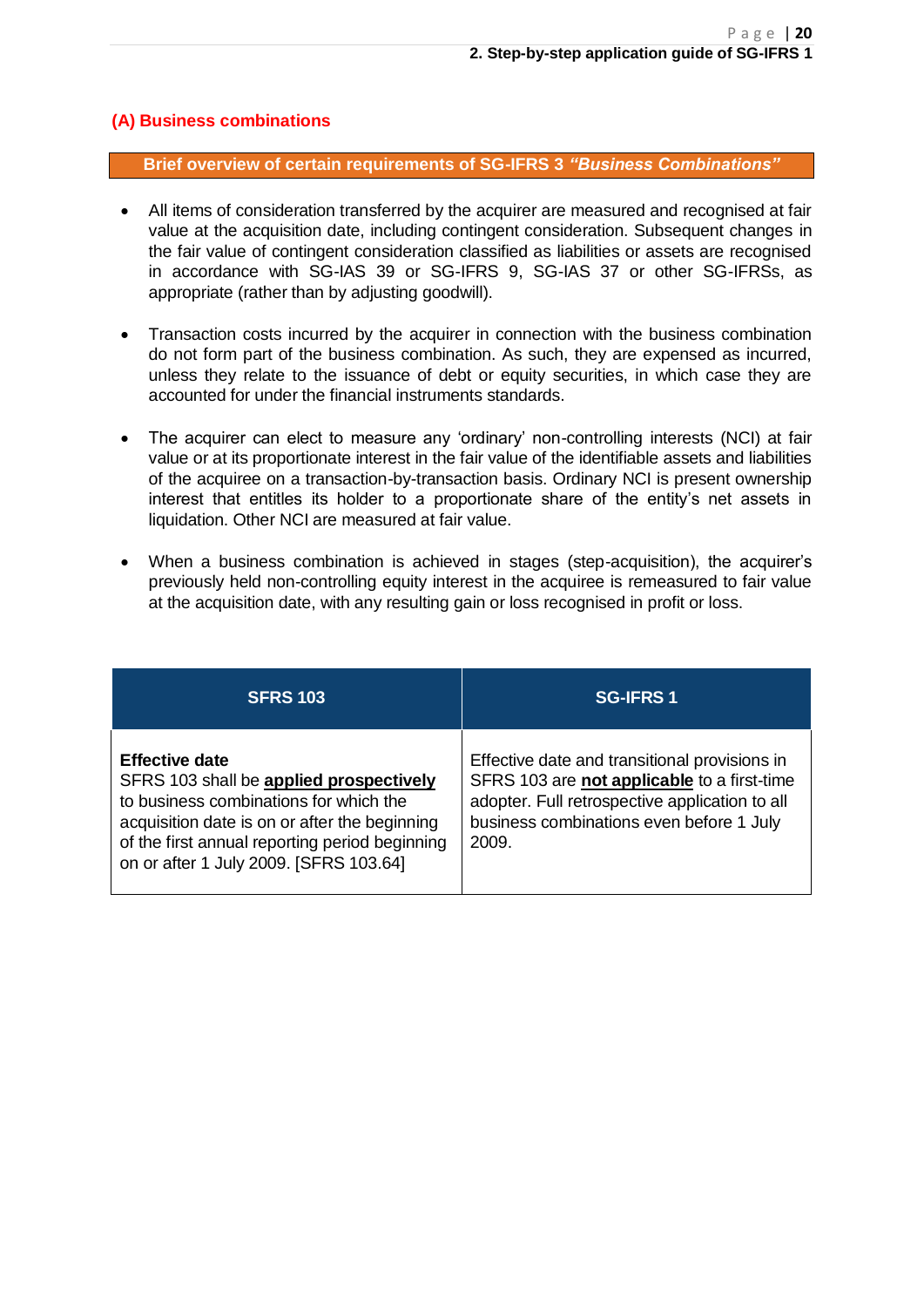### (A) Business combinations

**Brief overview of certain requirements of SG-IFRS 3 *"Business Combinations"***

- All items of consideration transferred by the acquirer are measured and recognised at fair value at the acquisition date, including contingent consideration. Subsequent changes in the fair value of contingent consideration classified as liabilities or assets are recognised in accordance with SG-IAS 39 or SG-IFRS 9, SG-IAS 37 or other SG-IFRSs, as appropriate (rather than by adjusting goodwill).

- Transaction costs incurred by the acquirer in connection with the business combination do not form part of the business combination. As such, they are expensed as incurred, unless they relate to the issuance of debt or equity securities, in which case they are accounted for under the financial instruments standards.

- The acquirer can elect to measure any 'ordinary' non-controlling interests (NCI) at fair value or at its proportionate interest in the fair value of the identifiable assets and liabilities of the acquiree on a transaction-by-transaction basis. Ordinary NCI is present ownership interest that entitles its holder to a proportionate share of the entity's net assets in liquidation. Other NCI are measured at fair value.

- When a business combination is achieved in stages (step-acquisition), the acquirer's previously held non-controlling equity interest in the acquiree is remeasured to fair value at the acquisition date, with any resulting gain or loss recognised in profit or loss.

| SFRS 103 | SG-IFRS 1 |
|---|---|
| **Effective date**<br>SFRS 103 shall be **applied prospectively** to business combinations for which the acquisition date is on or after the beginning of the first annual reporting period beginning on or after 1 July 2009. [SFRS 103.64] | Effective date and transitional provisions in SFRS 103 are **not applicable** to a first-time adopter. Full retrospective application to all business combinations even before 1 July 2009. |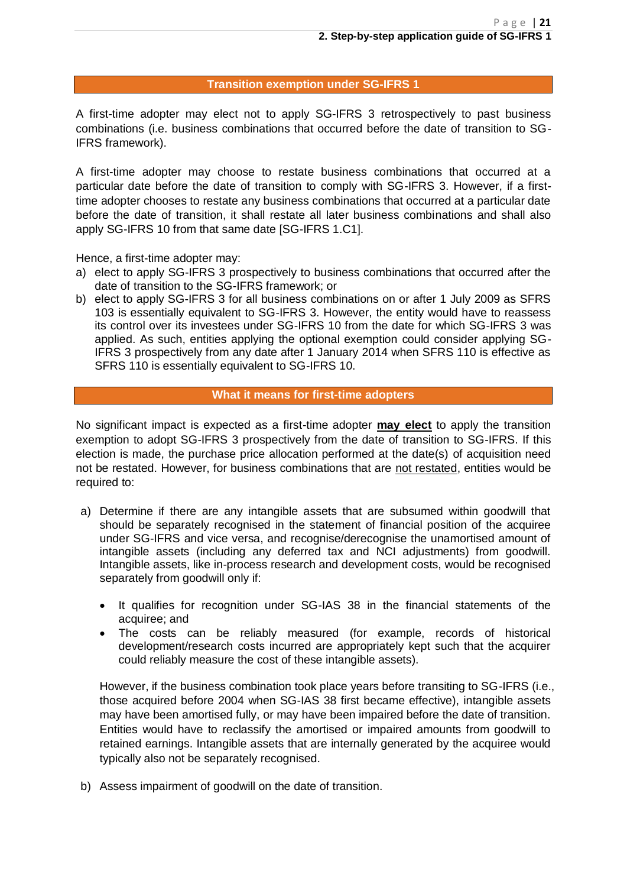## Transition exemption under SG-IFRS 1

A first-time adopter may elect not to apply SG-IFRS 3 retrospectively to past business combinations (i.e. business combinations that occurred before the date of transition to SG-IFRS framework).

A first-time adopter may choose to restate business combinations that occurred at a particular date before the date of transition to comply with SG-IFRS 3. However, if a first-time adopter chooses to restate any business combinations that occurred at a particular date before the date of transition, it shall restate all later business combinations and shall also apply SG-IFRS 10 from that same date [SG-IFRS 1.C1].

Hence, a first-time adopter may:

a) elect to apply SG-IFRS 3 prospectively to business combinations that occurred after the date of transition to the SG-IFRS framework; or
b) elect to apply SG-IFRS 3 for all business combinations on or after 1 July 2009 as SFRS 103 is essentially equivalent to SG-IFRS 3. However, the entity would have to reassess its control over its investees under SG-IFRS 10 from the date for which SG-IFRS 3 was applied. As such, entities applying the optional exemption could consider applying SG-IFRS 3 prospectively from any date after 1 January 2014 when SFRS 110 is effective as SFRS 110 is essentially equivalent to SG-IFRS 10.

## What it means for first-time adopters

No significant impact is expected as a first-time adopter **may elect** to apply the transition exemption to adopt SG-IFRS 3 prospectively from the date of transition to SG-IFRS. If this election is made, the purchase price allocation performed at the date(s) of acquisition need not be restated. However, for business combinations that are not restated, entities would be required to:

a) Determine if there are any intangible assets that are subsumed within goodwill that should be separately recognised in the statement of financial position of the acquiree under SG-IFRS and vice versa, and recognise/derecognise the unamortised amount of intangible assets (including any deferred tax and NCI adjustments) from goodwill. Intangible assets, like in-process research and development costs, would be recognised separately from goodwill only if:

   - It qualifies for recognition under SG-IAS 38 in the financial statements of the acquiree; and
   - The costs can be reliably measured (for example, records of historical development/research costs incurred are appropriately kept such that the acquirer could reliably measure the cost of these intangible assets).

   However, if the business combination took place years before transiting to SG-IFRS (i.e., those acquired before 2004 when SG-IAS 38 first became effective), intangible assets may have been amortised fully, or may have been impaired before the date of transition. Entities would have to reclassify the amortised or impaired amounts from goodwill to retained earnings. Intangible assets that are internally generated by the acquiree would typically also not be separately recognised.

b) Assess impairment of goodwill on the date of transition.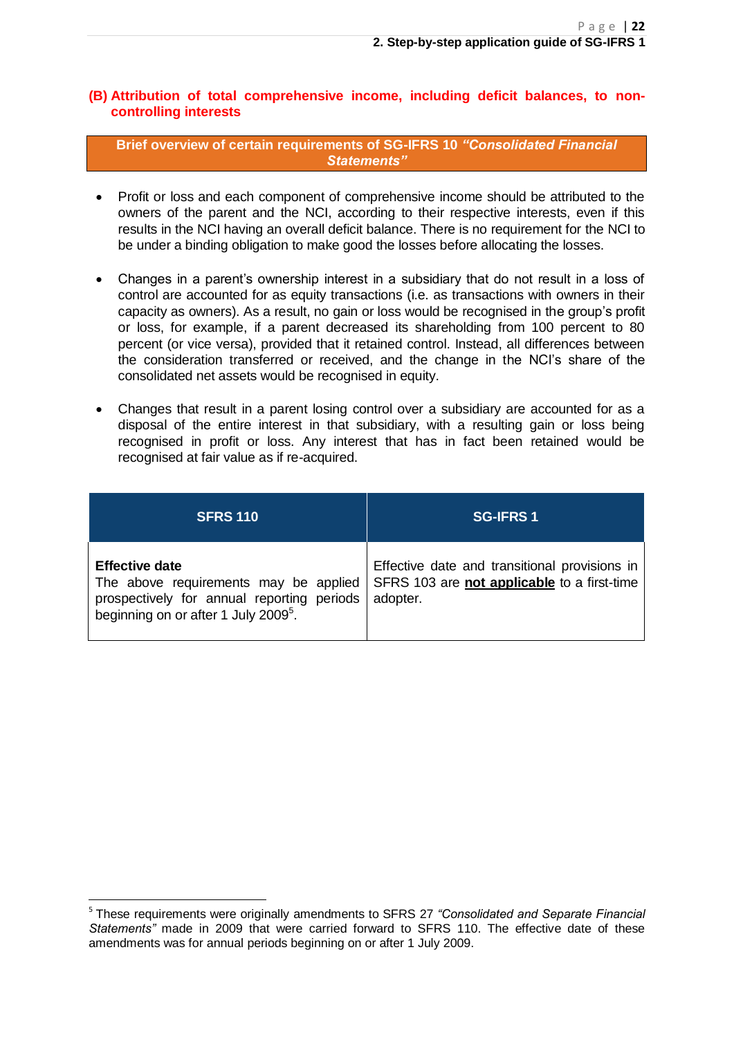### (B) Attribution of total comprehensive income, including deficit balances, to non-controlling interests

**Brief overview of certain requirements of SG-IFRS 10 *"Consolidated Financial Statements"***

- Profit or loss and each component of comprehensive income should be attributed to the owners of the parent and the NCI, according to their respective interests, even if this results in the NCI having an overall deficit balance. There is no requirement for the NCI to be under a binding obligation to make good the losses before allocating the losses.

- Changes in a parent's ownership interest in a subsidiary that do not result in a loss of control are accounted for as equity transactions (i.e. as transactions with owners in their capacity as owners). As a result, no gain or loss would be recognised in the group's profit or loss, for example, if a parent decreased its shareholding from 100 percent to 80 percent (or vice versa), provided that it retained control. Instead, all differences between the consideration transferred or received, and the change in the NCI's share of the consolidated net assets would be recognised in equity.

- Changes that result in a parent losing control over a subsidiary are accounted for as a disposal of the entire interest in that subsidiary, with a resulting gain or loss being recognised in profit or loss. Any interest that has in fact been retained would be recognised at fair value as if re-acquired.

| SFRS 110 | SG-IFRS 1 |
|---|---|
| **Effective date**<br>The above requirements may be applied prospectively for annual reporting periods beginning on or after 1 July 2009[5]. | Effective date and transitional provisions in SFRS 103 are **not applicable** to a first-time adopter. |

[5] These requirements were originally amendments to SFRS 27 *"Consolidated and Separate Financial Statements"* made in 2009 that were carried forward to SFRS 110. The effective date of these amendments was for annual periods beginning on or after 1 July 2009.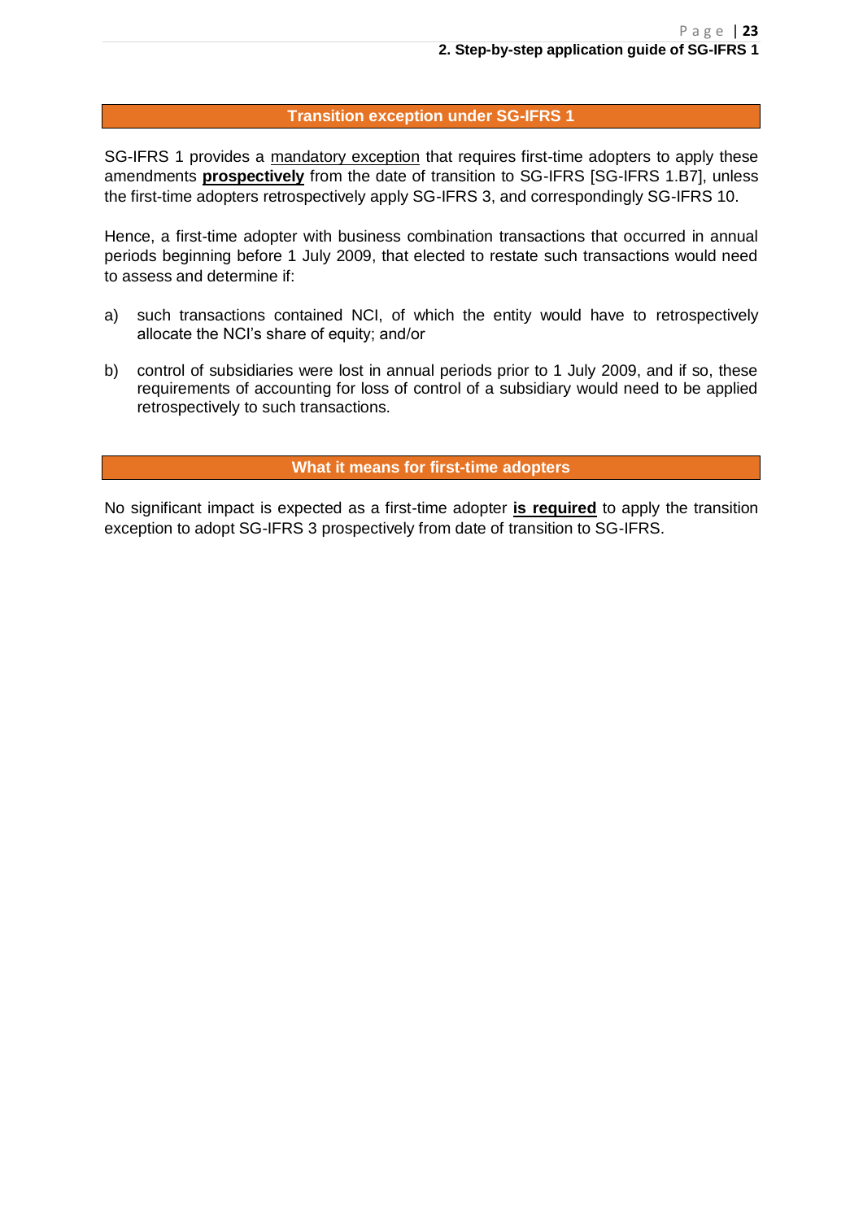## Transition exception under SG-IFRS 1

SG-IFRS 1 provides a <u>mandatory exception</u> that requires first-time adopters to apply these amendments <u>**prospectively**</u> from the date of transition to SG-IFRS [SG-IFRS 1.B7], unless the first-time adopters retrospectively apply SG-IFRS 3, and correspondingly SG-IFRS 10.

Hence, a first-time adopter with business combination transactions that occurred in annual periods beginning before 1 July 2009, that elected to restate such transactions would need to assess and determine if:

a) such transactions contained NCI, of which the entity would have to retrospectively allocate the NCI's share of equity; and/or

b) control of subsidiaries were lost in annual periods prior to 1 July 2009, and if so, these requirements of accounting for loss of control of a subsidiary would need to be applied retrospectively to such transactions.

## What it means for first-time adopters

No significant impact is expected as a first-time adopter <u>**is required**</u> to apply the transition exception to adopt SG-IFRS 3 prospectively from date of transition to SG-IFRS.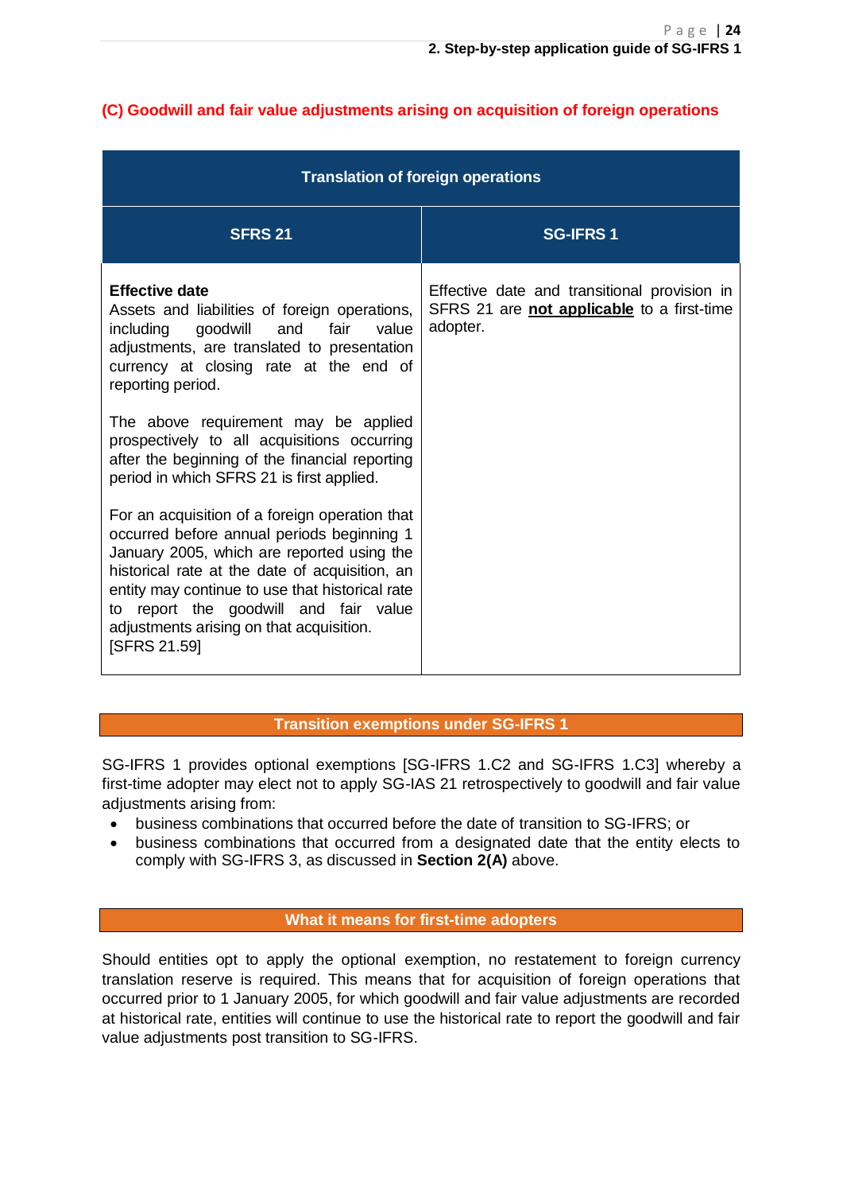### (C) Goodwill and fair value adjustments arising on acquisition of foreign operations

| Translation of foreign operations | |
|---|---|
| **SFRS 21** | **SG-IFRS 1** |
| **Effective date**<br>Assets and liabilities of foreign operations, including goodwill and fair value adjustments, are translated to presentation currency at closing rate at the end of reporting period.<br><br>The above requirement may be applied prospectively to all acquisitions occurring after the beginning of the financial reporting period in which SFRS 21 is first applied.<br><br>For an acquisition of a foreign operation that occurred before annual periods beginning 1 January 2005, which are reported using the historical rate at the date of acquisition, an entity may continue to use that historical rate to report the goodwill and fair value adjustments arising on that acquisition.<br>[SFRS 21.59] | Effective date and transitional provision in SFRS 21 are **not applicable** to a first-time adopter. |

**Transition exemptions under SG-IFRS 1**

SG-IFRS 1 provides optional exemptions [SG-IFRS 1.C2 and SG-IFRS 1.C3] whereby a first-time adopter may elect not to apply SG-IAS 21 retrospectively to goodwill and fair value adjustments arising from:

- business combinations that occurred before the date of transition to SG-IFRS; or
- business combinations that occurred from a designated date that the entity elects to comply with SG-IFRS 3, as discussed in **Section 2(A)** above.

**What it means for first-time adopters**

Should entities opt to apply the optional exemption, no restatement to foreign currency translation reserve is required. This means that for acquisition of foreign operations that occurred prior to 1 January 2005, for which goodwill and fair value adjustments are recorded at historical rate, entities will continue to use the historical rate to report the goodwill and fair value adjustments post transition to SG-IFRS.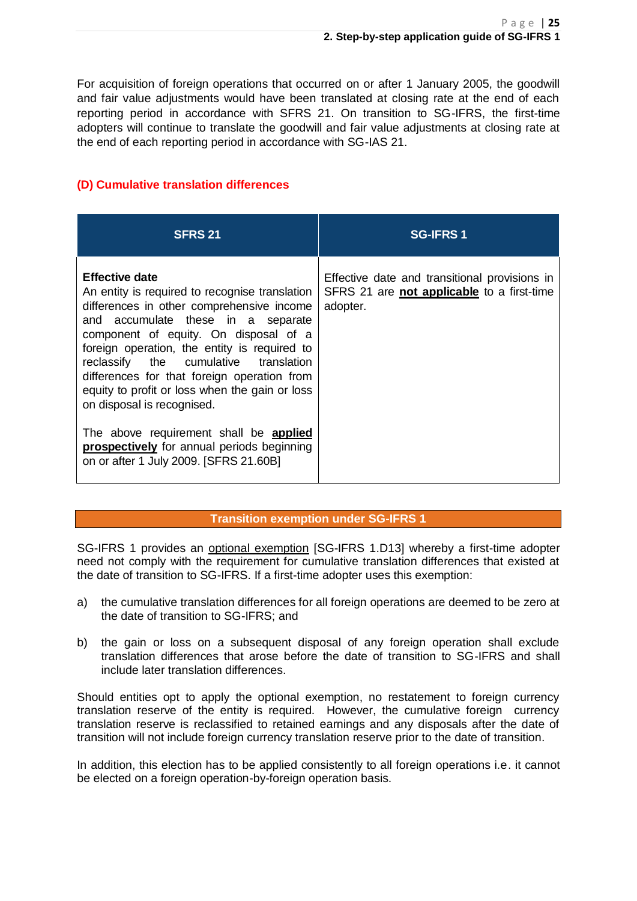For acquisition of foreign operations that occurred on or after 1 January 2005, the goodwill and fair value adjustments would have been translated at closing rate at the end of each reporting period in accordance with SFRS 21. On transition to SG-IFRS, the first-time adopters will continue to translate the goodwill and fair value adjustments at closing rate at the end of each reporting period in accordance with SG-IAS 21.

### (D) Cumulative translation differences

| SFRS 21 | SG-IFRS 1 |
|---|---|
| **Effective date**<br>An entity is required to recognise translation differences in other comprehensive income and accumulate these in a separate component of equity. On disposal of a foreign operation, the entity is required to reclassify the cumulative translation differences for that foreign operation from equity to profit or loss when the gain or loss on disposal is recognised.<br><br>The above requirement shall be **applied prospectively** for annual periods beginning on or after 1 July 2009. [SFRS 21.60B] | Effective date and transitional provisions in SFRS 21 are **not applicable** to a first-time adopter. |

**Transition exemption under SG-IFRS 1**

SG-IFRS 1 provides an optional exemption [SG-IFRS 1.D13] whereby a first-time adopter need not comply with the requirement for cumulative translation differences that existed at the date of transition to SG-IFRS. If a first-time adopter uses this exemption:

a) the cumulative translation differences for all foreign operations are deemed to be zero at the date of transition to SG-IFRS; and

b) the gain or loss on a subsequent disposal of any foreign operation shall exclude translation differences that arose before the date of transition to SG-IFRS and shall include later translation differences.

Should entities opt to apply the optional exemption, no restatement to foreign currency translation reserve of the entity is required. However, the cumulative foreign currency translation reserve is reclassified to retained earnings and any disposals after the date of transition will not include foreign currency translation reserve prior to the date of transition.

In addition, this election has to be applied consistently to all foreign operations i.e. it cannot be elected on a foreign operation-by-foreign operation basis.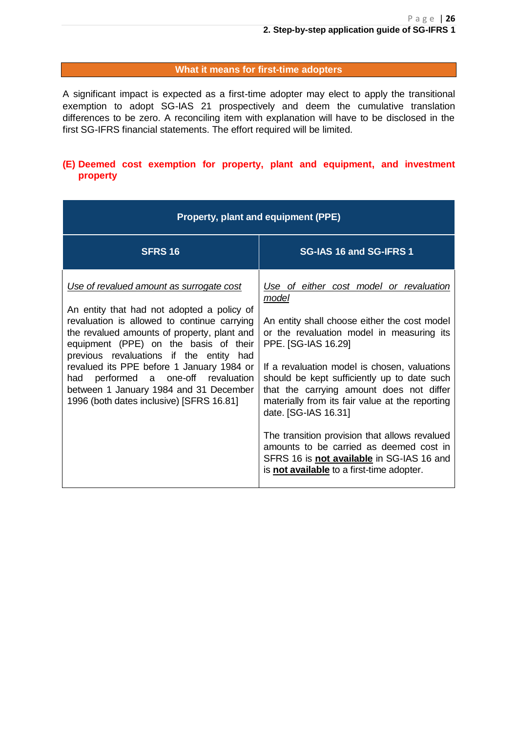**What it means for first-time adopters**

A significant impact is expected as a first-time adopter may elect to apply the transitional exemption to adopt SG-IAS 21 prospectively and deem the cumulative translation differences to be zero. A reconciling item with explanation will have to be disclosed in the first SG-IFRS financial statements. The effort required will be limited.

### (E) Deemed cost exemption for property, plant and equipment, and investment property

| Property, plant and equipment (PPE) | |
|---|---|
| **SFRS 16** | **SG-IAS 16 and SG-IFRS 1** |
| *Use of revalued amount as surrogate cost*<br><br>An entity that had not adopted a policy of revaluation is allowed to continue carrying the revalued amounts of property, plant and equipment (PPE) on the basis of their previous revaluations if the entity had revalued its PPE before 1 January 1984 or had performed a one-off revaluation between 1 January 1984 and 31 December 1996 (both dates inclusive) [SFRS 16.81] | *Use of either cost model or revaluation model*<br><br>An entity shall choose either the cost model or the revaluation model in measuring its PPE. [SG-IAS 16.29]<br><br>If a revaluation model is chosen, valuations should be kept sufficiently up to date such that the carrying amount does not differ materially from its fair value at the reporting date. [SG-IAS 16.31]<br><br>The transition provision that allows revalued amounts to be carried as deemed cost in SFRS 16 is **not available** in SG-IAS 16 and is **not available** to a first-time adopter. |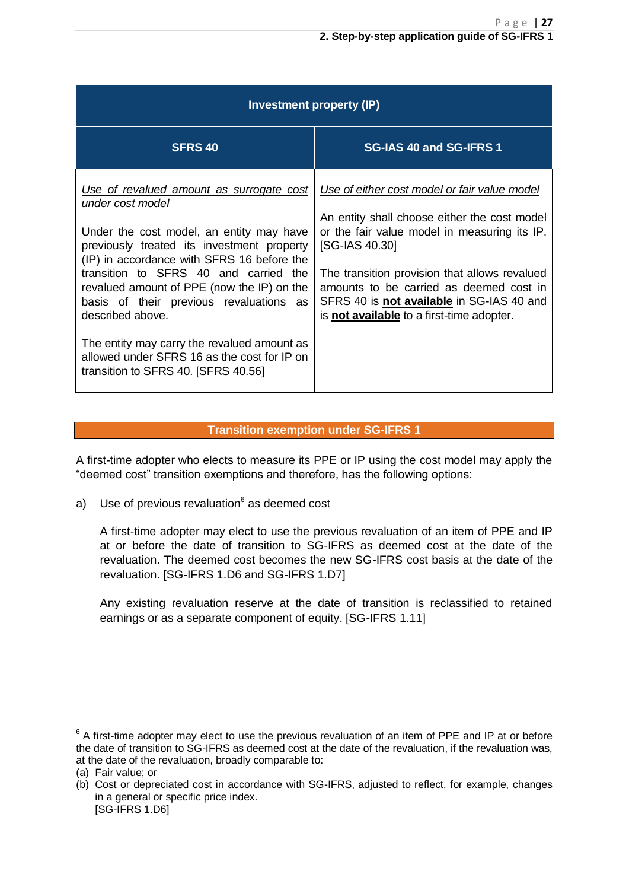| Investment property (IP) | |
|---|---|
| **SFRS 40** | **SG-IAS 40 and SG-IFRS 1** |
| _Use of revalued amount as surrogate cost under cost model_<br><br>Under the cost model, an entity may have previously treated its investment property (IP) in accordance with SFRS 16 before the transition to SFRS 40 and carried the revalued amount of PPE (now the IP) on the basis of their previous revaluations as described above.<br><br>The entity may carry the revalued amount as allowed under SFRS 16 as the cost for IP on transition to SFRS 40. [SFRS 40.56] | _Use of either cost model or fair value model_<br><br>An entity shall choose either the cost model or the fair value model in measuring its IP. [SG-IAS 40.30]<br><br>The transition provision that allows revalued amounts to be carried as deemed cost in SFRS 40 is **not available** in SG-IAS 40 and is **not available** to a first-time adopter. |

**Transition exemption under SG-IFRS 1**

A first-time adopter who elects to measure its PPE or IP using the cost model may apply the "deemed cost" transition exemptions and therefore, has the following options:

a) Use of previous revaluation[6] as deemed cost

A first-time adopter may elect to use the previous revaluation of an item of PPE and IP at or before the date of transition to SG-IFRS as deemed cost at the date of the revaluation. The deemed cost becomes the new SG-IFRS cost basis at the date of the revaluation. [SG-IFRS 1.D6 and SG-IFRS 1.D7]

Any existing revaluation reserve at the date of transition is reclassified to retained earnings or as a separate component of equity. [SG-IFRS 1.11]

---

[6] A first-time adopter may elect to use the previous revaluation of an item of PPE and IP at or before the date of transition to SG-IFRS as deemed cost at the date of the revaluation, if the revaluation was, at the date of the revaluation, broadly comparable to:

(a) Fair value; or

(b) Cost or depreciated cost in accordance with SG-IFRS, adjusted to reflect, for example, changes in a general or specific price index.
[SG-IFRS 1.D6]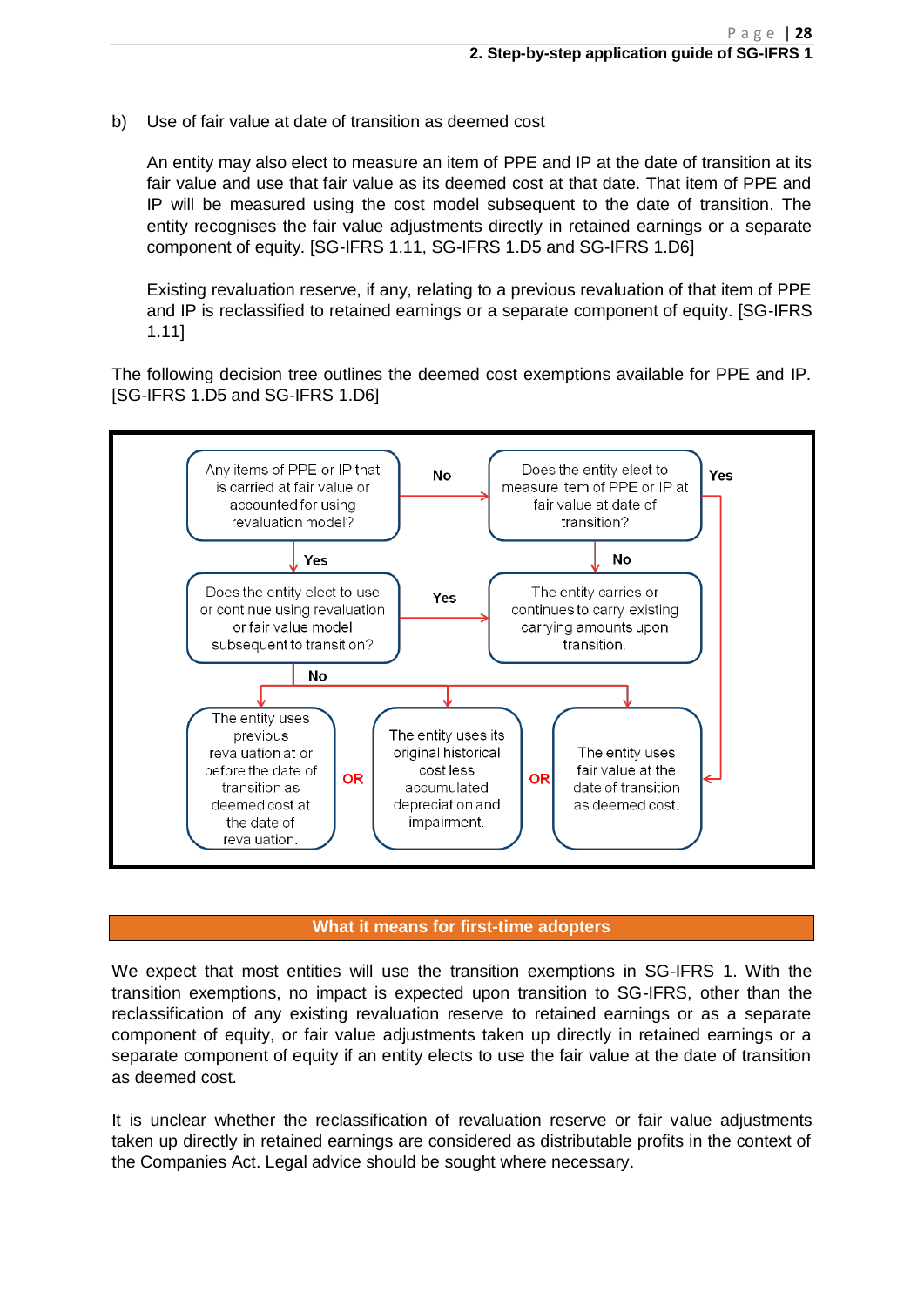b) Use of fair value at date of transition as deemed cost

An entity may also elect to measure an item of PPE and IP at the date of transition at its fair value and use that fair value as its deemed cost at that date. That item of PPE and IP will be measured using the cost model subsequent to the date of transition. The entity recognises the fair value adjustments directly in retained earnings or a separate component of equity. [SG-IFRS 1.11, SG-IFRS 1.D5 and SG-IFRS 1.D6]

Existing revaluation reserve, if any, relating to a previous revaluation of that item of PPE and IP is reclassified to retained earnings or a separate component of equity. [SG-IFRS 1.11]

The following decision tree outlines the deemed cost exemptions available for PPE and IP. [SG-IFRS 1.D5 and SG-IFRS 1.D6]

Any items of PPE or IP that is carried at fair value or accounted for using revaluation model?

- No → Does the entity elect to measure item of PPE or IP at fair value at date of transition?
  - Yes → The entity uses fair value at the date of transition as deemed cost.
  - No → The entity carries or continues to carry existing carrying amounts upon transition.
- Yes → Does the entity elect to use or continue using revaluation or fair value model subsequent to transition?
  - Yes → The entity carries or continues to carry existing carrying amounts upon transition.
  - No → The entity uses previous revaluation at or before the date of transition as deemed cost at the date of revaluation. **OR** The entity uses its original historical cost less accumulated depreciation and impairment. **OR** The entity uses fair value at the date of transition as deemed cost.

**What it means for first-time adopters**

We expect that most entities will use the transition exemptions in SG-IFRS 1. With the transition exemptions, no impact is expected upon transition to SG-IFRS, other than the reclassification of any existing revaluation reserve to retained earnings or as a separate component of equity, or fair value adjustments taken up directly in retained earnings or a separate component of equity if an entity elects to use the fair value at the date of transition as deemed cost.

It is unclear whether the reclassification of revaluation reserve or fair value adjustments taken up directly in retained earnings are considered as distributable profits in the context of the Companies Act. Legal advice should be sought where necessary.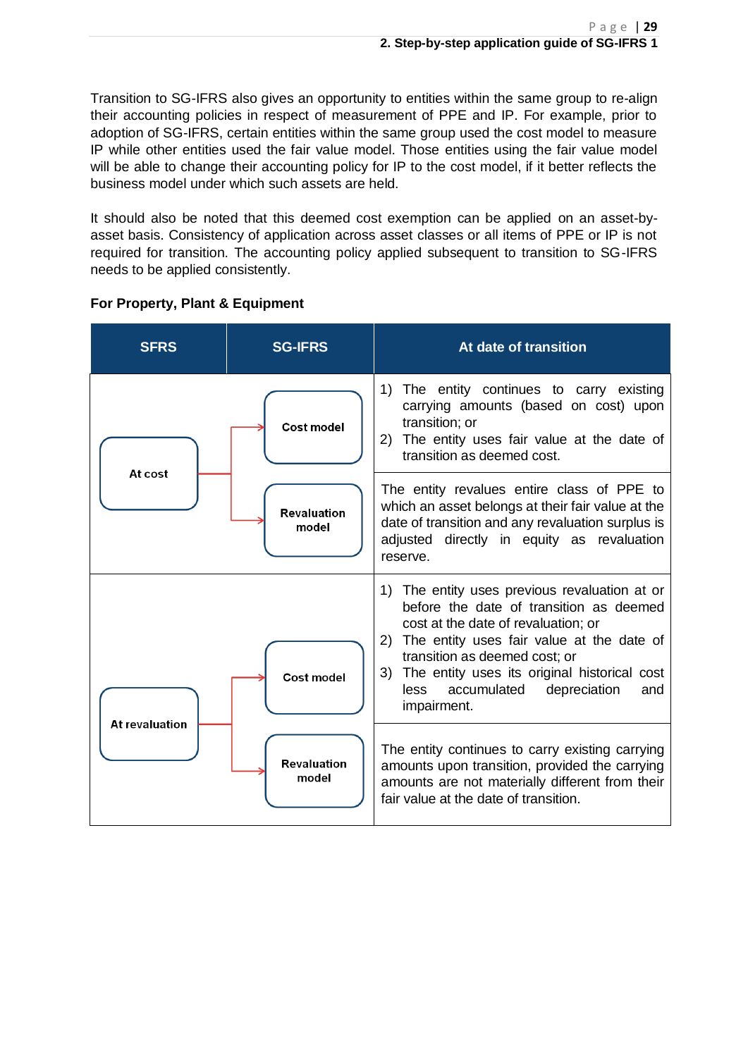Transition to SG-IFRS also gives an opportunity to entities within the same group to re-align their accounting policies in respect of measurement of PPE and IP. For example, prior to adoption of SG-IFRS, certain entities within the same group used the cost model to measure IP while other entities used the fair value model. Those entities using the fair value model will be able to change their accounting policy for IP to the cost model, if it better reflects the business model under which such assets are held.

It should also be noted that this deemed cost exemption can be applied on an asset-by-asset basis. Consistency of application across asset classes or all items of PPE or IP is not required for transition. The accounting policy applied subsequent to transition to SG-IFRS needs to be applied consistently.

**For Property, Plant & Equipment**

| SFRS | SG-IFRS | At date of transition |
|---|---|---|
| At cost | Cost model | 1) The entity continues to carry existing carrying amounts (based on cost) upon transition; or<br>2) The entity uses fair value at the date of transition as deemed cost. |
| At cost | Revaluation model | The entity revalues entire class of PPE to which an asset belongs at their fair value at the date of transition and any revaluation surplus is adjusted directly in equity as revaluation reserve. |
| At revaluation | Cost model | 1) The entity uses previous revaluation at or before the date of transition as deemed cost at the date of revaluation; or<br>2) The entity uses fair value at the date of transition as deemed cost; or<br>3) The entity uses its original historical cost less accumulated depreciation and impairment. |
| At revaluation | Revaluation model | The entity continues to carry existing carrying amounts upon transition, provided the carrying amounts are not materially different from their fair value at the date of transition. |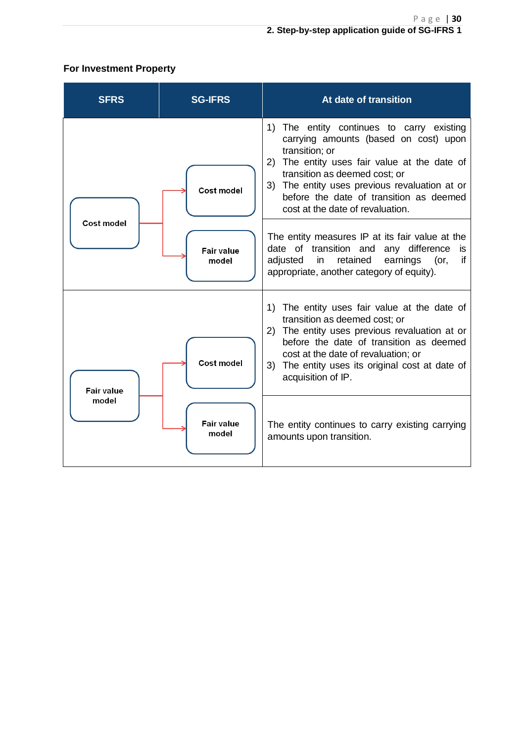**For Investment Property**

| SFRS | SG-IFRS | At date of transition |
|---|---|---|
| Cost model | Cost model | 1) The entity continues to carry existing carrying amounts (based on cost) upon transition; or<br>2) The entity uses fair value at the date of transition as deemed cost; or<br>3) The entity uses previous revaluation at or before the date of transition as deemed cost at the date of revaluation. |
| | Fair value model | The entity measures IP at its fair value at the date of transition and any difference is adjusted in retained earnings (or, if appropriate, another category of equity). |
| Fair value model | Cost model | 1) The entity uses fair value at the date of transition as deemed cost; or<br>2) The entity uses previous revaluation at or before the date of transition as deemed cost at the date of revaluation; or<br>3) The entity uses its original cost at date of acquisition of IP. |
| | Fair value model | The entity continues to carry existing carrying amounts upon transition. |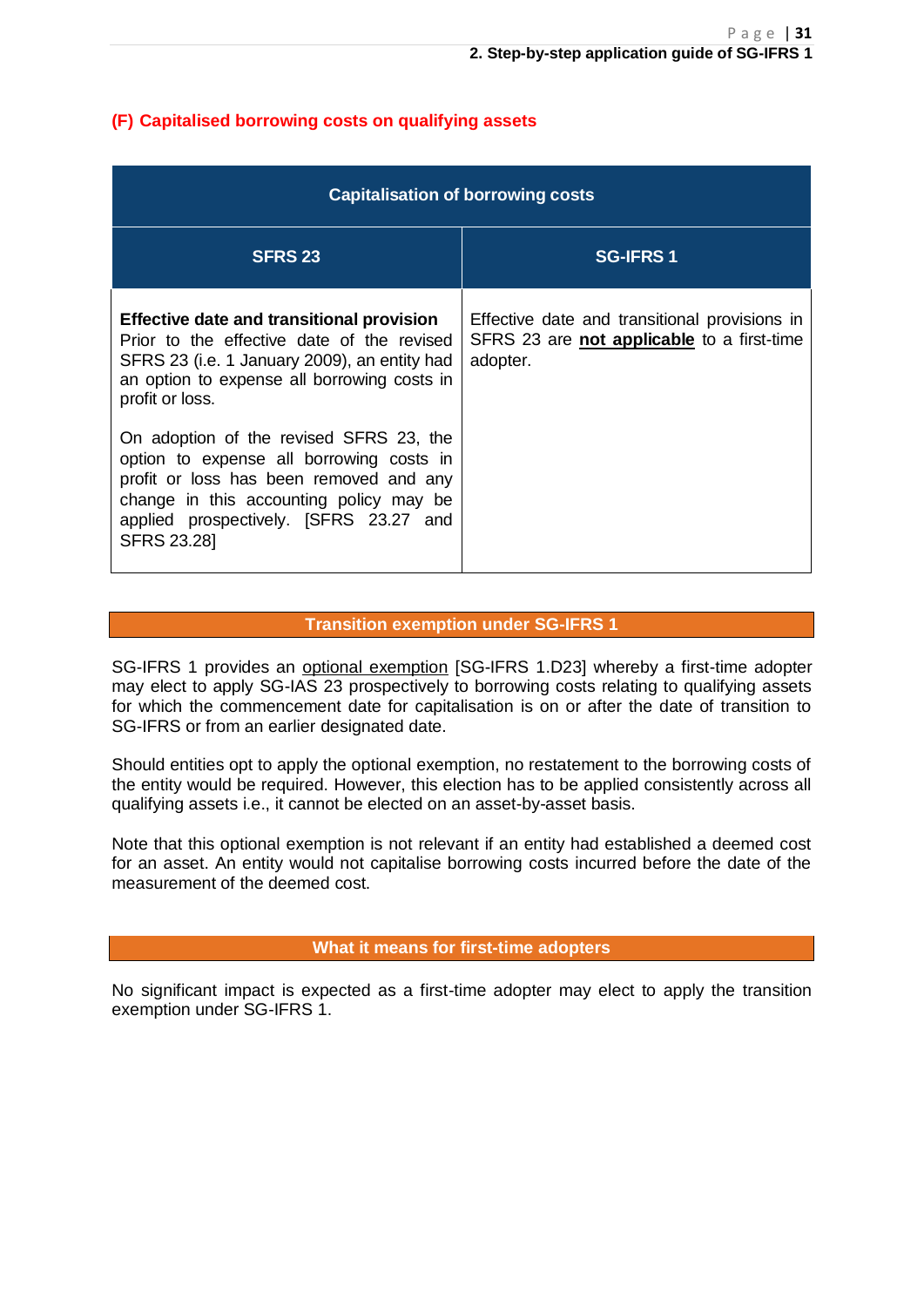### (F) Capitalised borrowing costs on qualifying assets

| Capitalisation of borrowing costs | |
|---|---|
| **SFRS 23** | **SG-IFRS 1** |
| **Effective date and transitional provision** Prior to the effective date of the revised SFRS 23 (i.e. 1 January 2009), an entity had an option to expense all borrowing costs in profit or loss.<br><br>On adoption of the revised SFRS 23, the option to expense all borrowing costs in profit or loss has been removed and any change in this accounting policy may be applied prospectively. [SFRS 23.27 and SFRS 23.28] | Effective date and transitional provisions in SFRS 23 are **not applicable** to a first-time adopter. |

**Transition exemption under SG-IFRS 1**

SG-IFRS 1 provides an optional exemption [SG-IFRS 1.D23] whereby a first-time adopter may elect to apply SG-IAS 23 prospectively to borrowing costs relating to qualifying assets for which the commencement date for capitalisation is on or after the date of transition to SG-IFRS or from an earlier designated date.

Should entities opt to apply the optional exemption, no restatement to the borrowing costs of the entity would be required. However, this election has to be applied consistently across all qualifying assets i.e., it cannot be elected on an asset-by-asset basis.

Note that this optional exemption is not relevant if an entity had established a deemed cost for an asset. An entity would not capitalise borrowing costs incurred before the date of the measurement of the deemed cost.

**What it means for first-time adopters**

No significant impact is expected as a first-time adopter may elect to apply the transition exemption under SG-IFRS 1.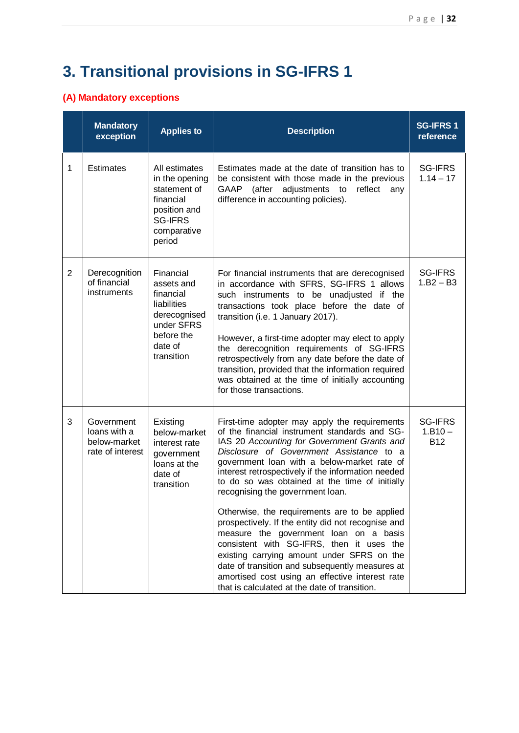# 3. Transitional provisions in SG-IFRS 1

## (A) Mandatory exceptions

| | Mandatory exception | Applies to | Description | SG-IFRS 1 reference |
|---|---|---|---|---|
| 1 | Estimates | All estimates in the opening statement of financial position and SG-IFRS comparative period | Estimates made at the date of transition has to be consistent with those made in the previous GAAP (after adjustments to reflect any difference in accounting policies). | SG-IFRS 1.14 – 17 |
| 2 | Derecognition of financial instruments | Financial assets and financial liabilities derecognised under SFRS before the date of transition | For financial instruments that are derecognised in accordance with SFRS, SG-IFRS 1 allows such instruments to be unadjusted if the transactions took place before the date of transition (i.e. 1 January 2017).<br><br>However, a first-time adopter may elect to apply the derecognition requirements of SG-IFRS retrospectively from any date before the date of transition, provided that the information required was obtained at the time of initially accounting for those transactions. | SG-IFRS 1.B2 – B3 |
| 3 | Government loans with a below-market rate of interest | Existing below-market interest rate government loans at the date of transition | First-time adopter may apply the requirements of the financial instrument standards and SG-IAS 20 *Accounting for Government Grants and Disclosure of Government Assistance* to a government loan with a below-market rate of interest retrospectively if the information needed to do so was obtained at the time of initially recognising the government loan.<br><br>Otherwise, the requirements are to be applied prospectively. If the entity did not recognise and measure the government loan on a basis consistent with SG-IFRS, then it uses the existing carrying amount under SFRS on the date of transition and subsequently measures at amortised cost using an effective interest rate that is calculated at the date of transition. | SG-IFRS 1.B10 – B12 |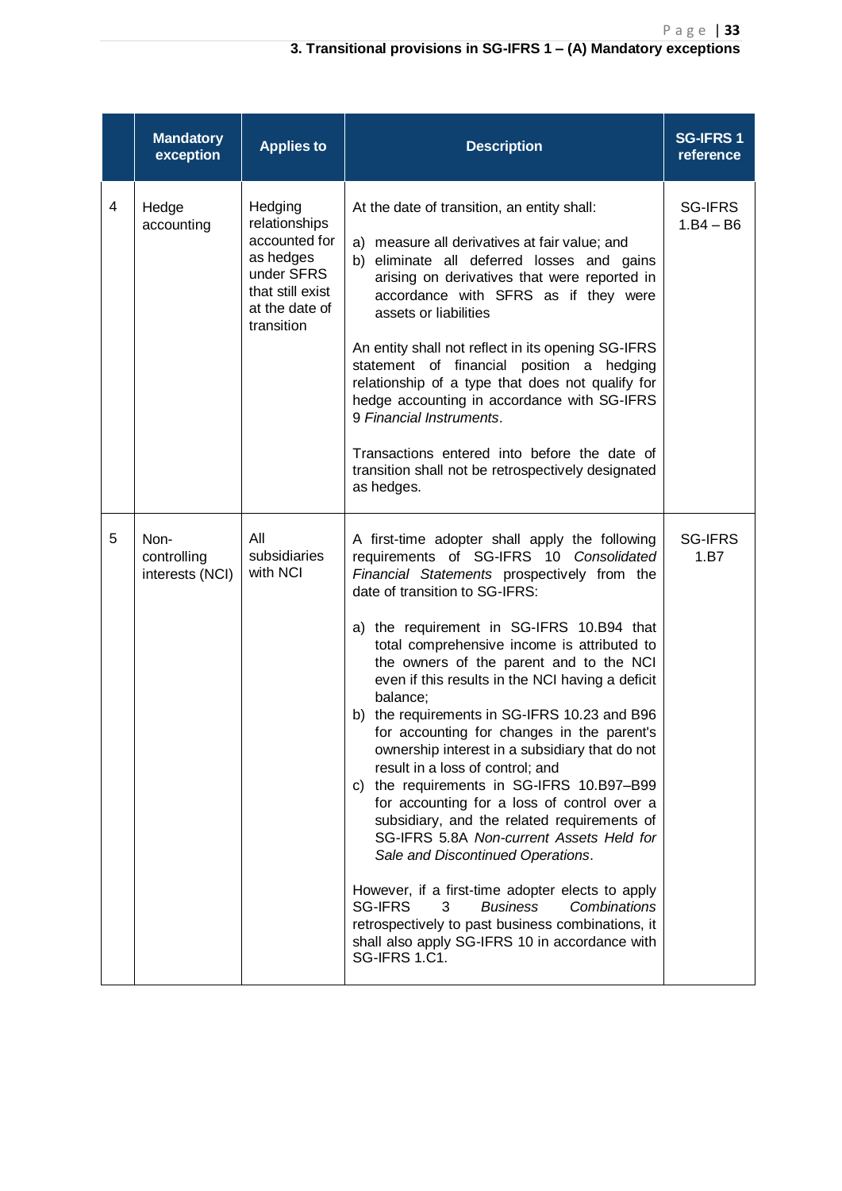### 3. Transitional provisions in SG-IFRS 1 – (A) Mandatory exceptions

| | Mandatory exception | Applies to | Description | SG-IFRS 1 reference |
|---|---|---|---|---|
| 4 | Hedge accounting | Hedging relationships accounted for as hedges under SFRS that still exist at the date of transition | At the date of transition, an entity shall:<br><br>a) measure all derivatives at fair value; and<br>b) eliminate all deferred losses and gains arising on derivatives that were reported in accordance with SFRS as if they were assets or liabilities<br><br>An entity shall not reflect in its opening SG-IFRS statement of financial position a hedging relationship of a type that does not qualify for hedge accounting in accordance with SG-IFRS 9 *Financial Instruments*.<br><br>Transactions entered into before the date of transition shall not be retrospectively designated as hedges. | SG-IFRS 1.B4 – B6 |
| 5 | Non-controlling interests (NCI) | All subsidiaries with NCI | A first-time adopter shall apply the following requirements of SG-IFRS 10 *Consolidated Financial Statements* prospectively from the date of transition to SG-IFRS:<br><br>a) the requirement in SG-IFRS 10.B94 that total comprehensive income is attributed to the owners of the parent and to the NCI even if this results in the NCI having a deficit balance;<br>b) the requirements in SG-IFRS 10.23 and B96 for accounting for changes in the parent's ownership interest in a subsidiary that do not result in a loss of control; and<br>c) the requirements in SG-IFRS 10.B97–B99 for accounting for a loss of control over a subsidiary, and the related requirements of SG-IFRS 5.8A *Non-current Assets Held for Sale and Discontinued Operations*.<br><br>However, if a first-time adopter elects to apply SG-IFRS 3 *Business Combinations* retrospectively to past business combinations, it shall also apply SG-IFRS 10 in accordance with SG-IFRS 1.C1. | SG-IFRS 1.B7 |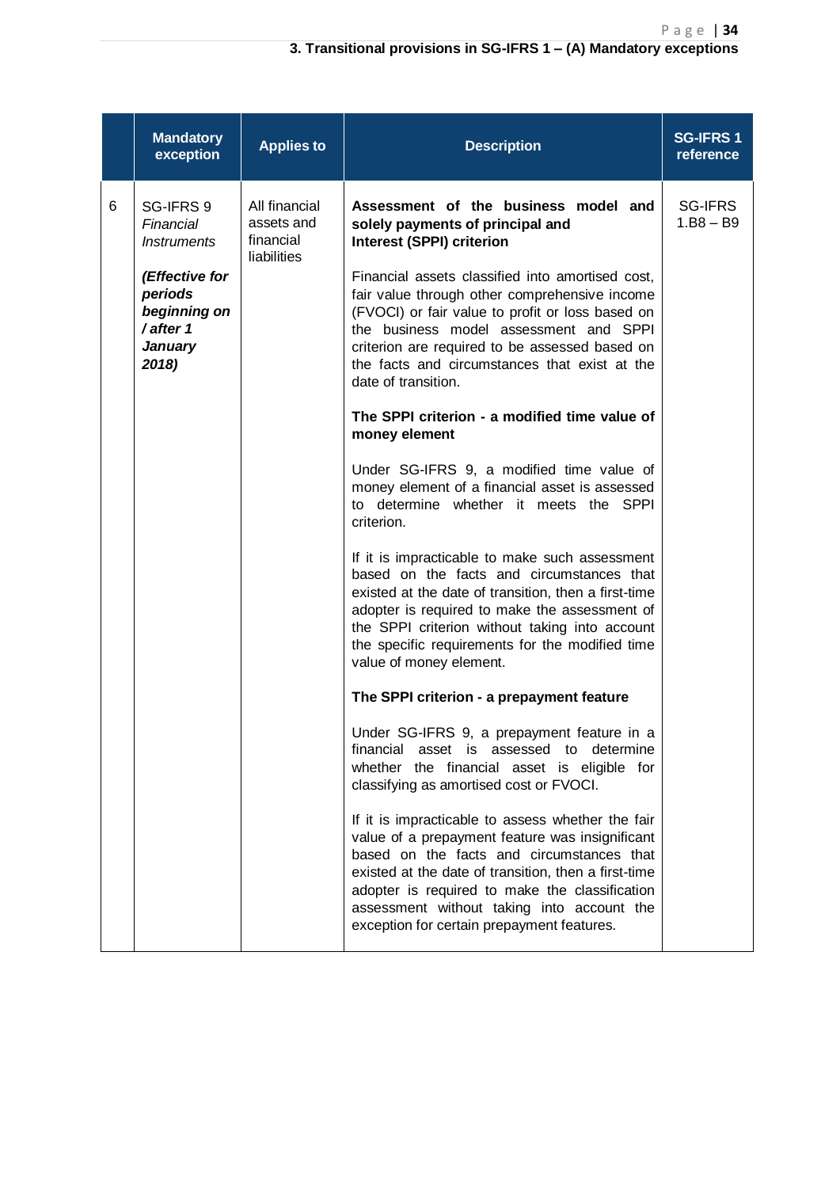**3. Transitional provisions in SG-IFRS 1 – (A) Mandatory exceptions**

| | Mandatory exception | Applies to | Description | SG-IFRS 1 reference |
|---|---|---|---|---|
| 6 | SG-IFRS 9 *Financial Instruments*<br><br>***(Effective for periods beginning on / after 1 January 2018)*** | All financial assets and financial liabilities | **Assessment of the business model and solely payments of principal and Interest (SPPI) criterion**<br><br>Financial assets classified into amortised cost, fair value through other comprehensive income (FVOCI) or fair value to profit or loss based on the business model assessment and SPPI criterion are required to be assessed based on the facts and circumstances that exist at the date of transition.<br><br>**The SPPI criterion - a modified time value of money element**<br><br>Under SG-IFRS 9, a modified time value of money element of a financial asset is assessed to determine whether it meets the SPPI criterion.<br><br>If it is impracticable to make such assessment based on the facts and circumstances that existed at the date of transition, then a first-time adopter is required to make the assessment of the SPPI criterion without taking into account the specific requirements for the modified time value of money element.<br><br>**The SPPI criterion - a prepayment feature**<br><br>Under SG-IFRS 9, a prepayment feature in a financial asset is assessed to determine whether the financial asset is eligible for classifying as amortised cost or FVOCI.<br><br>If it is impracticable to assess whether the fair value of a prepayment feature was insignificant based on the facts and circumstances that existed at the date of transition, then a first-time adopter is required to make the classification assessment without taking into account the exception for certain prepayment features. | SG-IFRS 1.B8 – B9 |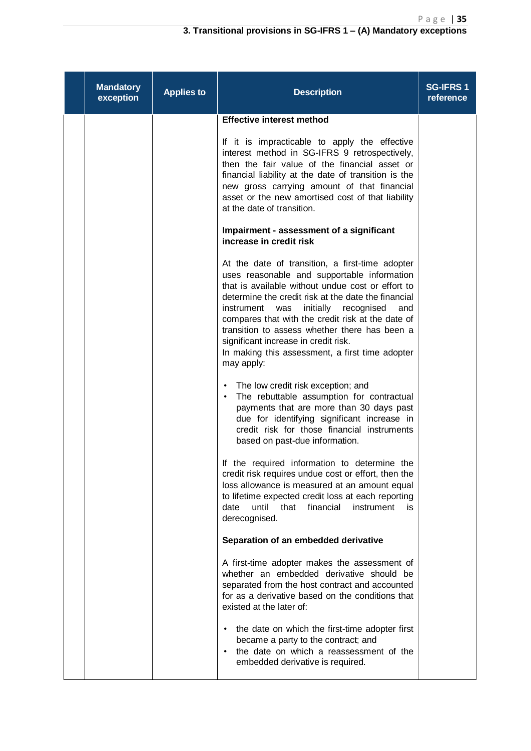### 3. Transitional provisions in SG-IFRS 1 – (A) Mandatory exceptions

| | Mandatory exception | Applies to | Description | SG-IFRS 1 reference |
|---|---|---|---|---|
| | | | **Effective interest method**<br><br>If it is impracticable to apply the effective interest method in SG-IFRS 9 retrospectively, then the fair value of the financial asset or financial liability at the date of transition is the new gross carrying amount of that financial asset or the new amortised cost of that liability at the date of transition.<br><br>**Impairment - assessment of a significant increase in credit risk**<br><br>At the date of transition, a first-time adopter uses reasonable and supportable information that is available without undue cost or effort to determine the credit risk at the date the financial instrument was initially recognised and compares that with the credit risk at the date of transition to assess whether there has been a significant increase in credit risk.<br>In making this assessment, a first time adopter may apply:<br><br>• The low credit risk exception; and<br>• The rebuttable assumption for contractual payments that are more than 30 days past due for identifying significant increase in credit risk for those financial instruments based on past-due information.<br><br>If the required information to determine the credit risk requires undue cost or effort, then the loss allowance is measured at an amount equal to lifetime expected credit loss at each reporting date until that financial instrument is derecognised.<br><br>**Separation of an embedded derivative**<br><br>A first-time adopter makes the assessment of whether an embedded derivative should be separated from the host contract and accounted for as a derivative based on the conditions that existed at the later of:<br><br>• the date on which the first-time adopter first became a party to the contract; and<br>• the date on which a reassessment of the embedded derivative is required. | |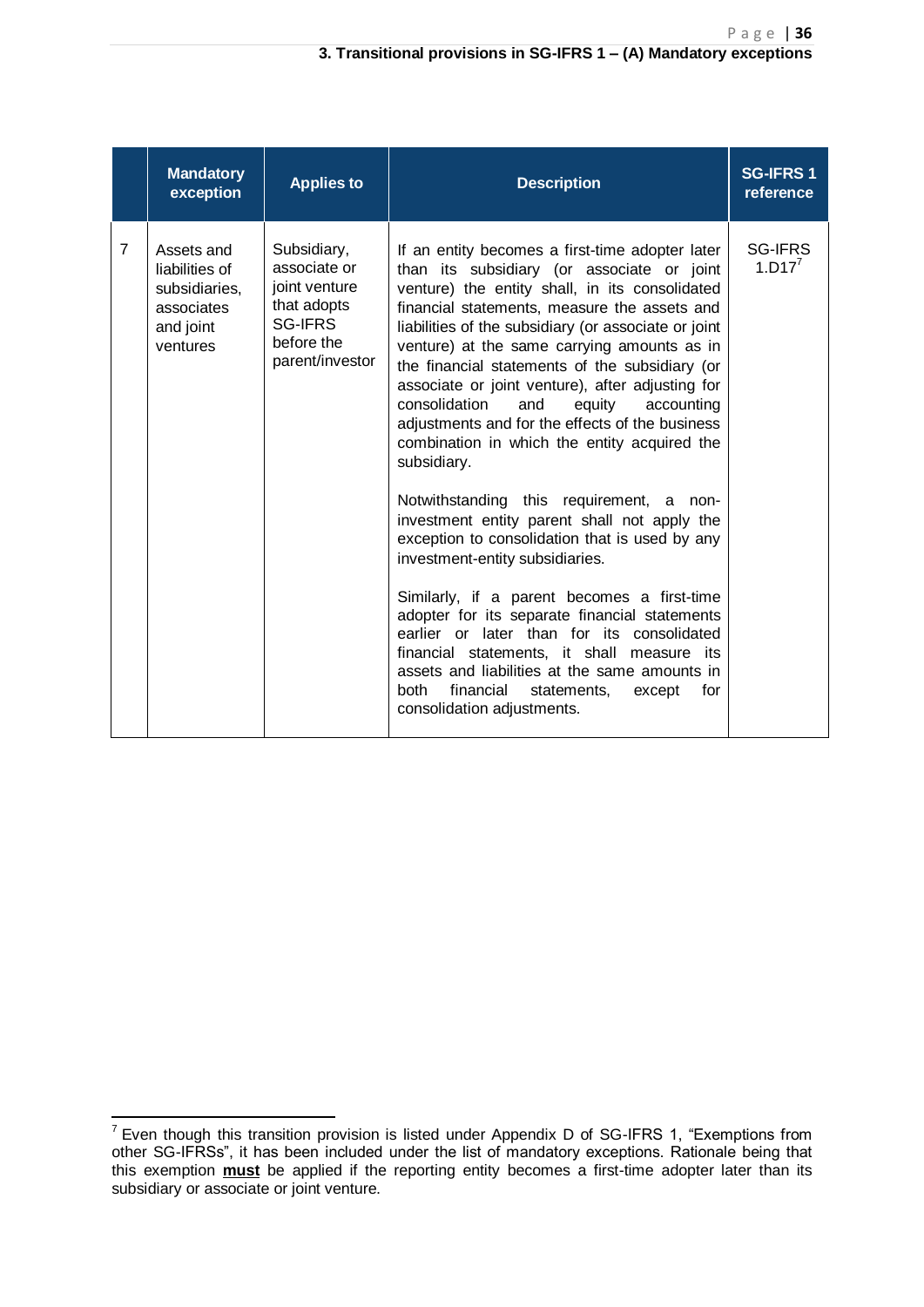### 3. Transitional provisions in SG-IFRS 1 – (A) Mandatory exceptions

| | Mandatory exception | Applies to | Description | SG-IFRS 1 reference |
|---|---|---|---|---|
| 7 | Assets and liabilities of subsidiaries, associates and joint ventures | Subsidiary, associate or joint venture that adopts SG-IFRS before the parent/investor | If an entity becomes a first-time adopter later than its subsidiary (or associate or joint venture) the entity shall, in its consolidated financial statements, measure the assets and liabilities of the subsidiary (or associate or joint venture) at the same carrying amounts as in the financial statements of the subsidiary (or associate or joint venture), after adjusting for consolidation and equity accounting adjustments and for the effects of the business combination in which the entity acquired the subsidiary.<br><br>Notwithstanding this requirement, a non-investment entity parent shall not apply the exception to consolidation that is used by any investment-entity subsidiaries.<br><br>Similarly, if a parent becomes a first-time adopter for its separate financial statements earlier or later than for its consolidated financial statements, it shall measure its assets and liabilities at the same amounts in both financial statements, except for consolidation adjustments. | SG-IFRS 1.D17[7] |

[7] Even though this transition provision is listed under Appendix D of SG-IFRS 1, "Exemptions from other SG-IFRSs", it has been included under the list of mandatory exceptions. Rationale being that this exemption **must** be applied if the reporting entity becomes a first-time adopter later than its subsidiary or associate or joint venture.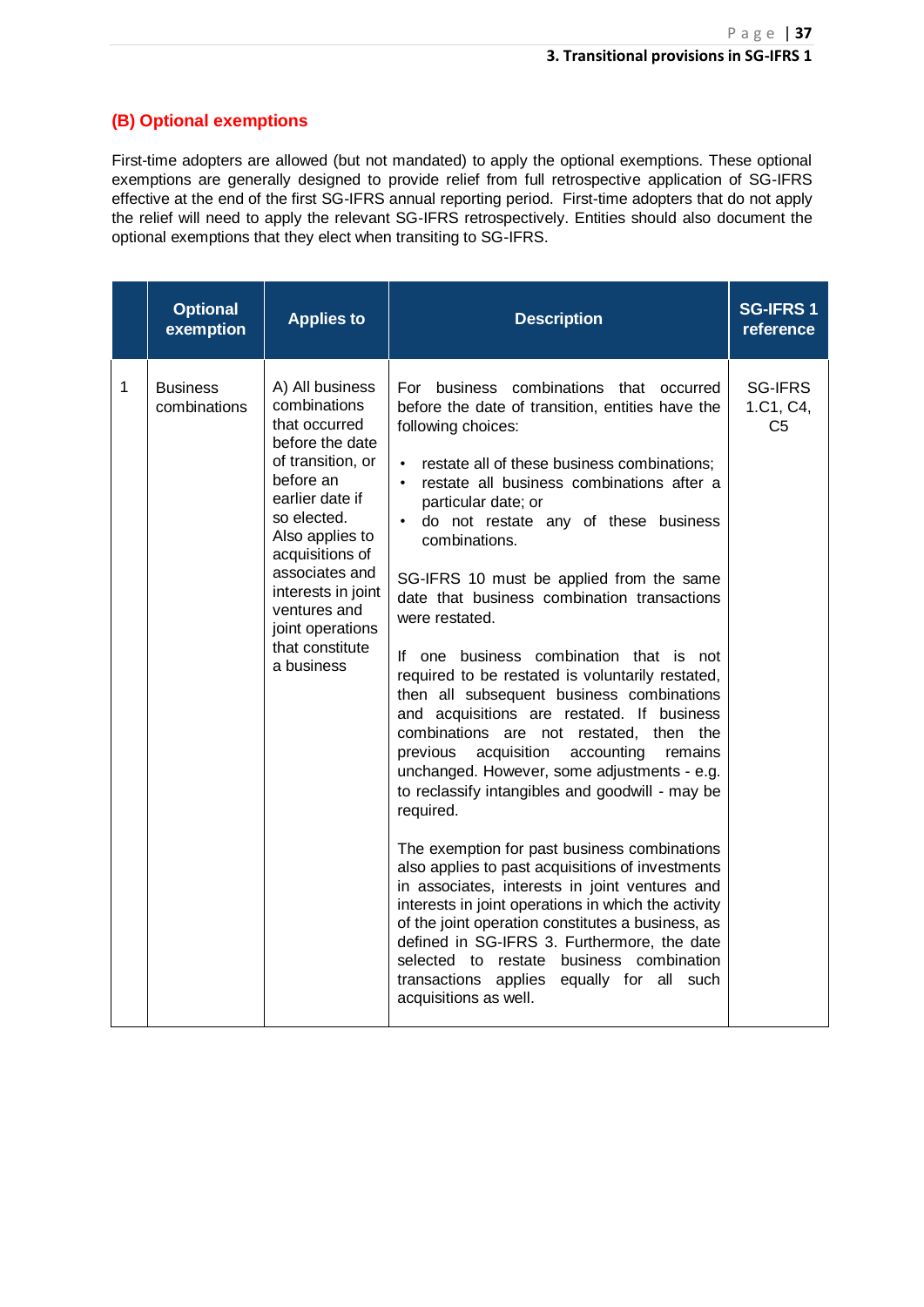## (B) Optional exemptions

First-time adopters are allowed (but not mandated) to apply the optional exemptions. These optional exemptions are generally designed to provide relief from full retrospective application of SG-IFRS effective at the end of the first SG-IFRS annual reporting period. First-time adopters that do not apply the relief will need to apply the relevant SG-IFRS retrospectively. Entities should also document the optional exemptions that they elect when transiting to SG-IFRS.

| | Optional exemption | Applies to | Description | SG-IFRS 1 reference |
|---|---|---|---|---|
| 1 | Business combinations | A) All business combinations that occurred before the date of transition, or before an earlier date if so elected. Also applies to acquisitions of associates and interests in joint ventures and joint operations that constitute a business | For business combinations that occurred before the date of transition, entities have the following choices:<br><br>• restate all of these business combinations;<br>• restate all business combinations after a particular date; or<br>• do not restate any of these business combinations.<br><br>SG-IFRS 10 must be applied from the same date that business combination transactions were restated.<br><br>If one business combination that is not required to be restated is voluntarily restated, then all subsequent business combinations and acquisitions are restated. If business combinations are not restated, then the previous acquisition accounting remains unchanged. However, some adjustments - e.g. to reclassify intangibles and goodwill - may be required.<br><br>The exemption for past business combinations also applies to past acquisitions of investments in associates, interests in joint ventures and interests in joint operations in which the activity of the joint operation constitutes a business, as defined in SG-IFRS 3. Furthermore, the date selected to restate business combination transactions applies equally for all such acquisitions as well. | SG-IFRS 1.C1, C4, C5 |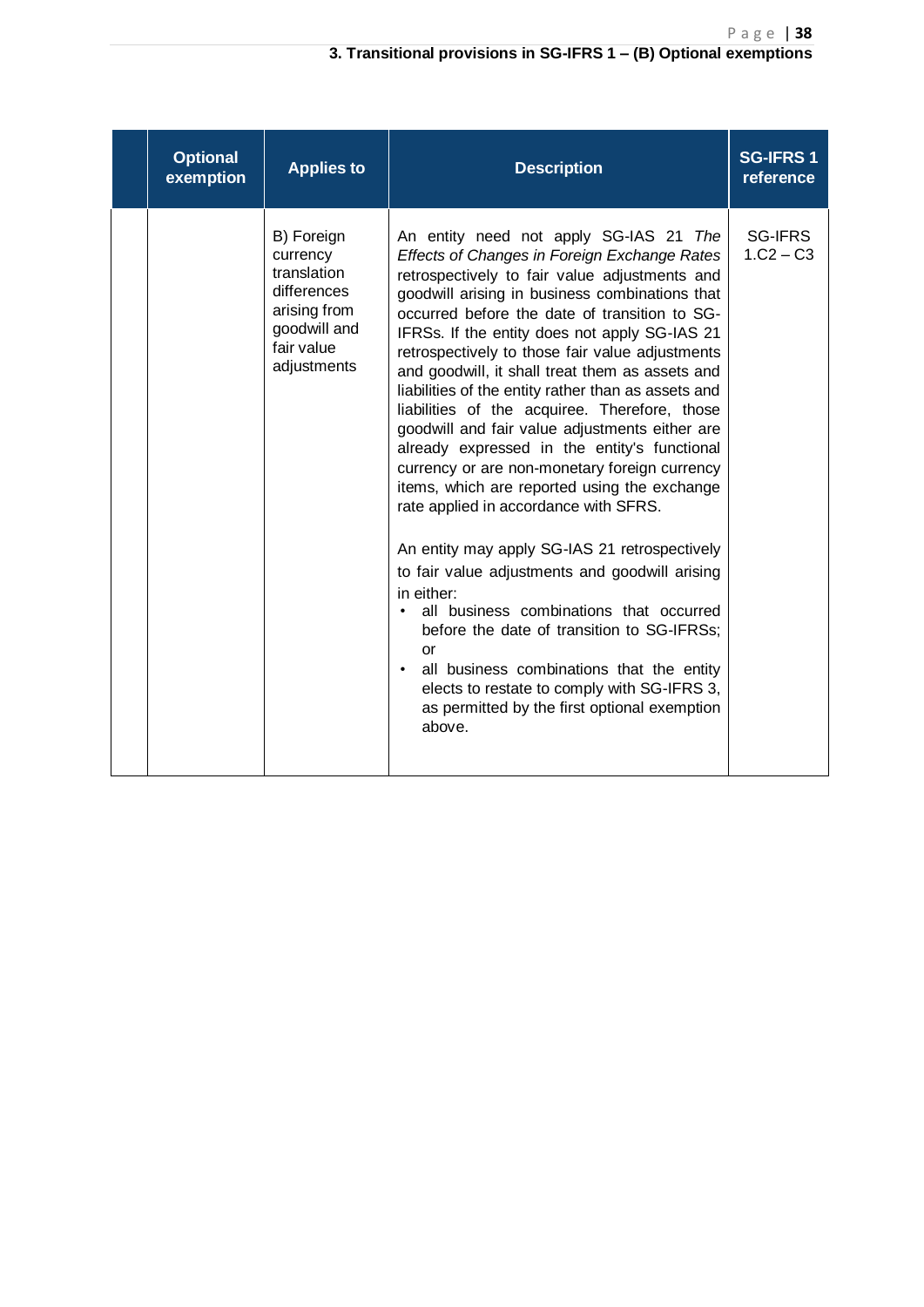### 3. Transitional provisions in SG-IFRS 1 – (B) Optional exemptions

| | Optional exemption | Applies to | Description | SG-IFRS 1 reference |
|---|---|---|---|---|
| | | B) Foreign currency translation differences arising from goodwill and fair value adjustments | An entity need not apply SG-IAS 21 *The Effects of Changes in Foreign Exchange Rates* retrospectively to fair value adjustments and goodwill arising in business combinations that occurred before the date of transition to SG-IFRSs. If the entity does not apply SG-IAS 21 retrospectively to those fair value adjustments and goodwill, it shall treat them as assets and liabilities of the entity rather than as assets and liabilities of the acquiree. Therefore, those goodwill and fair value adjustments either are already expressed in the entity's functional currency or are non-monetary foreign currency items, which are reported using the exchange rate applied in accordance with SFRS.<br><br>An entity may apply SG-IAS 21 retrospectively to fair value adjustments and goodwill arising in either:<br>• all business combinations that occurred before the date of transition to SG-IFRSs; or<br>• all business combinations that the entity elects to restate to comply with SG-IFRS 3, as permitted by the first optional exemption above. | SG-IFRS 1.C2 – C3 |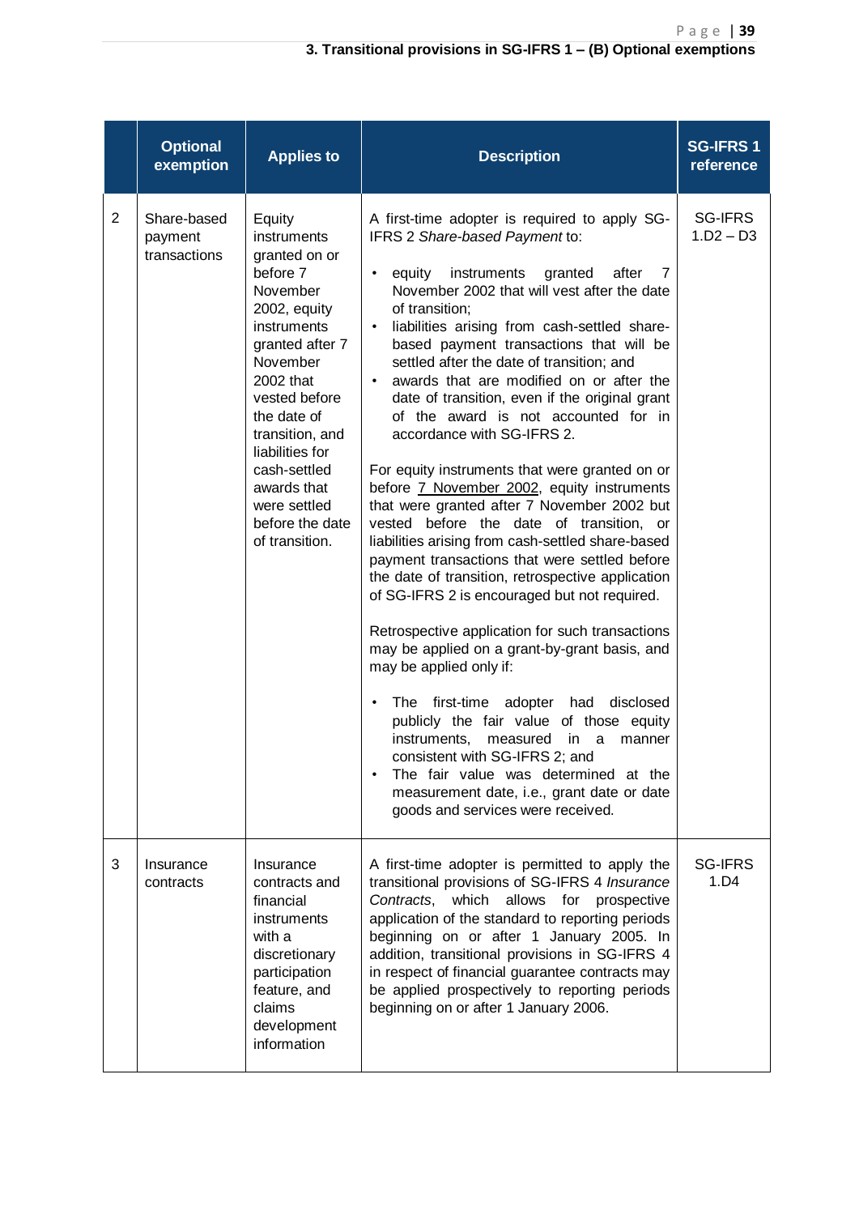### 3. Transitional provisions in SG-IFRS 1 – (B) Optional exemptions

| | Optional exemption | Applies to | Description | SG-IFRS 1 reference |
|---|---|---|---|---|
| 2 | Share-based payment transactions | Equity instruments granted on or before 7 November 2002, equity instruments granted after 7 November 2002 that vested before the date of transition, and liabilities for cash-settled awards that were settled before the date of transition. | A first-time adopter is required to apply SG-IFRS 2 *Share-based Payment* to:<br>• equity instruments granted after 7 November 2002 that will vest after the date of transition;<br>• liabilities arising from cash-settled share-based payment transactions that will be settled after the date of transition; and<br>• awards that are modified on or after the date of transition, even if the original grant of the award is not accounted for in accordance with SG-IFRS 2.<br><br>For equity instruments that were granted on or before 7 November 2002, equity instruments that were granted after 7 November 2002 but vested before the date of transition, or liabilities arising from cash-settled share-based payment transactions that were settled before the date of transition, retrospective application of SG-IFRS 2 is encouraged but not required.<br><br>Retrospective application for such transactions may be applied on a grant-by-grant basis, and may be applied only if:<br>• The first-time adopter had disclosed publicly the fair value of those equity instruments, measured in a manner consistent with SG-IFRS 2; and<br>• The fair value was determined at the measurement date, i.e., grant date or date goods and services were received. | SG-IFRS 1.D2 – D3 |
| 3 | Insurance contracts | Insurance contracts and financial instruments with a discretionary participation feature, and claims development information | A first-time adopter is permitted to apply the transitional provisions of SG-IFRS 4 *Insurance Contracts*, which allows for prospective application of the standard to reporting periods beginning on or after 1 January 2005. In addition, transitional provisions in SG-IFRS 4 in respect of financial guarantee contracts may be applied prospectively to reporting periods beginning on or after 1 January 2006. | SG-IFRS 1.D4 |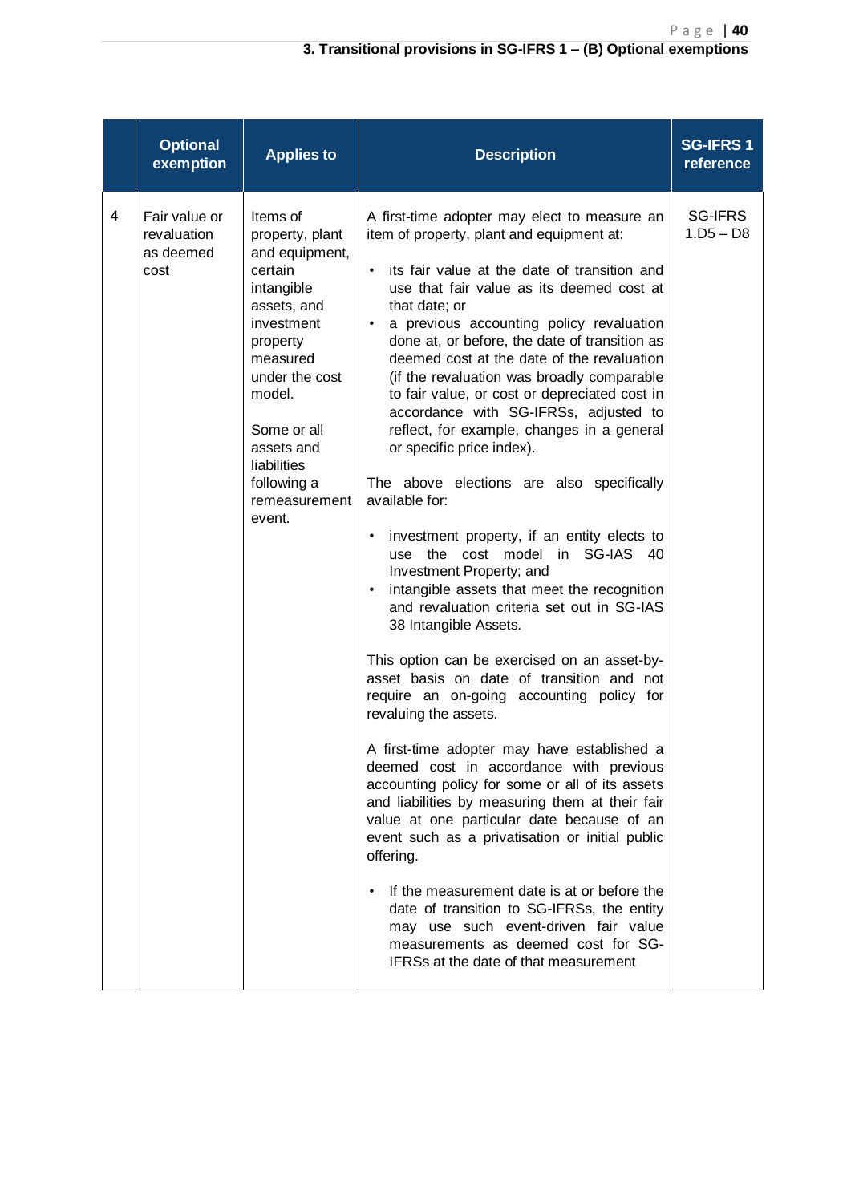### 3. Transitional provisions in SG-IFRS 1 – (B) Optional exemptions

| | Optional exemption | Applies to | Description | SG-IFRS 1 reference |
|---|---|---|---|---|
| 4 | Fair value or revaluation as deemed cost | Items of property, plant and equipment, certain intangible assets, and investment property measured under the cost model.<br><br>Some or all assets and liabilities following a remeasurement event. | A first-time adopter may elect to measure an item of property, plant and equipment at:<br>• its fair value at the date of transition and use that fair value as its deemed cost at that date; or<br>• a previous accounting policy revaluation done at, or before, the date of transition as deemed cost at the date of the revaluation (if the revaluation was broadly comparable to fair value, or cost or depreciated cost in accordance with SG-IFRSs, adjusted to reflect, for example, changes in a general or specific price index).<br><br>The above elections are also specifically available for:<br>• investment property, if an entity elects to use the cost model in SG-IAS 40 Investment Property; and<br>• intangible assets that meet the recognition and revaluation criteria set out in SG-IAS 38 Intangible Assets.<br><br>This option can be exercised on an asset-by-asset basis on date of transition and not require an on-going accounting policy for revaluing the assets.<br><br>A first-time adopter may have established a deemed cost in accordance with previous accounting policy for some or all of its assets and liabilities by measuring them at their fair value at one particular date because of an event such as a privatisation or initial public offering.<br><br>• If the measurement date is at or before the date of transition to SG-IFRSs, the entity may use such event-driven fair value measurements as deemed cost for SG-IFRSs at the date of that measurement | SG-IFRS 1.D5 – D8 |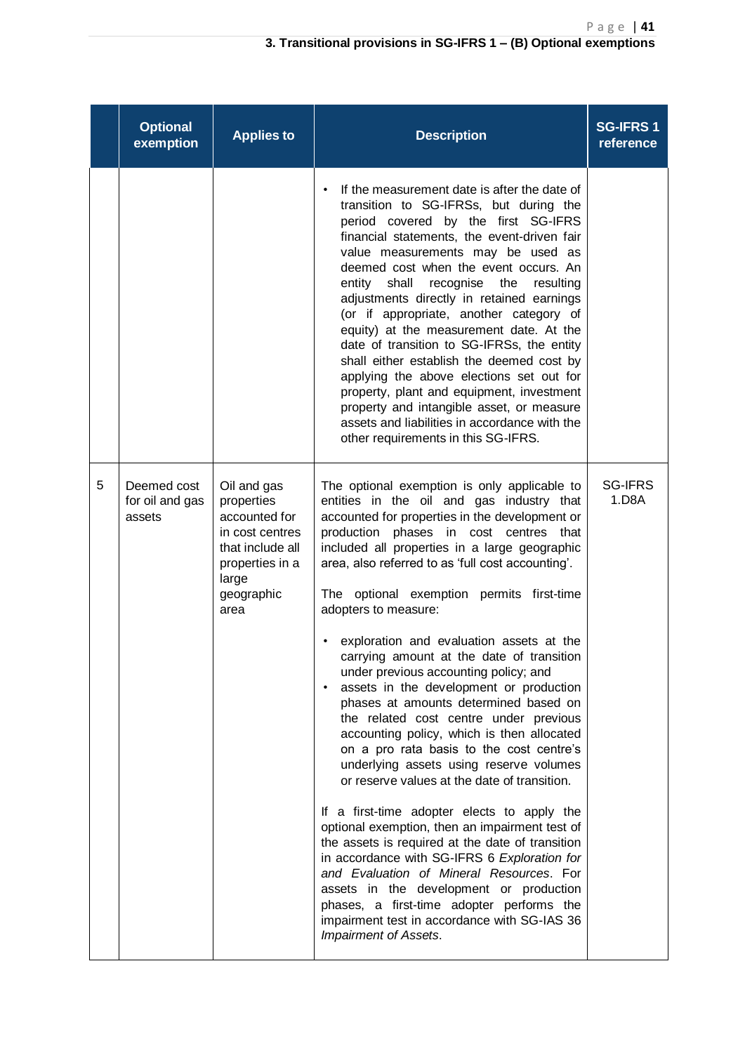### 3. Transitional provisions in SG-IFRS 1 – (B) Optional exemptions

| | Optional exemption | Applies to | Description | SG-IFRS 1 reference |
|---|---|---|---|---|
| | | | • If the measurement date is after the date of transition to SG-IFRSs, but during the period covered by the first SG-IFRS financial statements, the event-driven fair value measurements may be used as deemed cost when the event occurs. An entity shall recognise the resulting adjustments directly in retained earnings (or if appropriate, another category of equity) at the measurement date. At the date of transition to SG-IFRSs, the entity shall either establish the deemed cost by applying the above elections set out for property, plant and equipment, investment property and intangible asset, or measure assets and liabilities in accordance with the other requirements in this SG-IFRS. | |
| 5 | Deemed cost for oil and gas assets | Oil and gas properties accounted for in cost centres that include all properties in a large geographic area | The optional exemption is only applicable to entities in the oil and gas industry that accounted for properties in the development or production phases in cost centres that included all properties in a large geographic area, also referred to as 'full cost accounting'.<br><br>The optional exemption permits first-time adopters to measure:<br><br>• exploration and evaluation assets at the carrying amount at the date of transition under previous accounting policy; and<br>• assets in the development or production phases at amounts determined based on the related cost centre under previous accounting policy, which is then allocated on a pro rata basis to the cost centre's underlying assets using reserve volumes or reserve values at the date of transition.<br><br>If a first-time adopter elects to apply the optional exemption, then an impairment test of the assets is required at the date of transition in accordance with SG-IFRS 6 *Exploration for and Evaluation of Mineral Resources*. For assets in the development or production phases, a first-time adopter performs the impairment test in accordance with SG-IAS 36 *Impairment of Assets*. | SG-IFRS 1.D8A |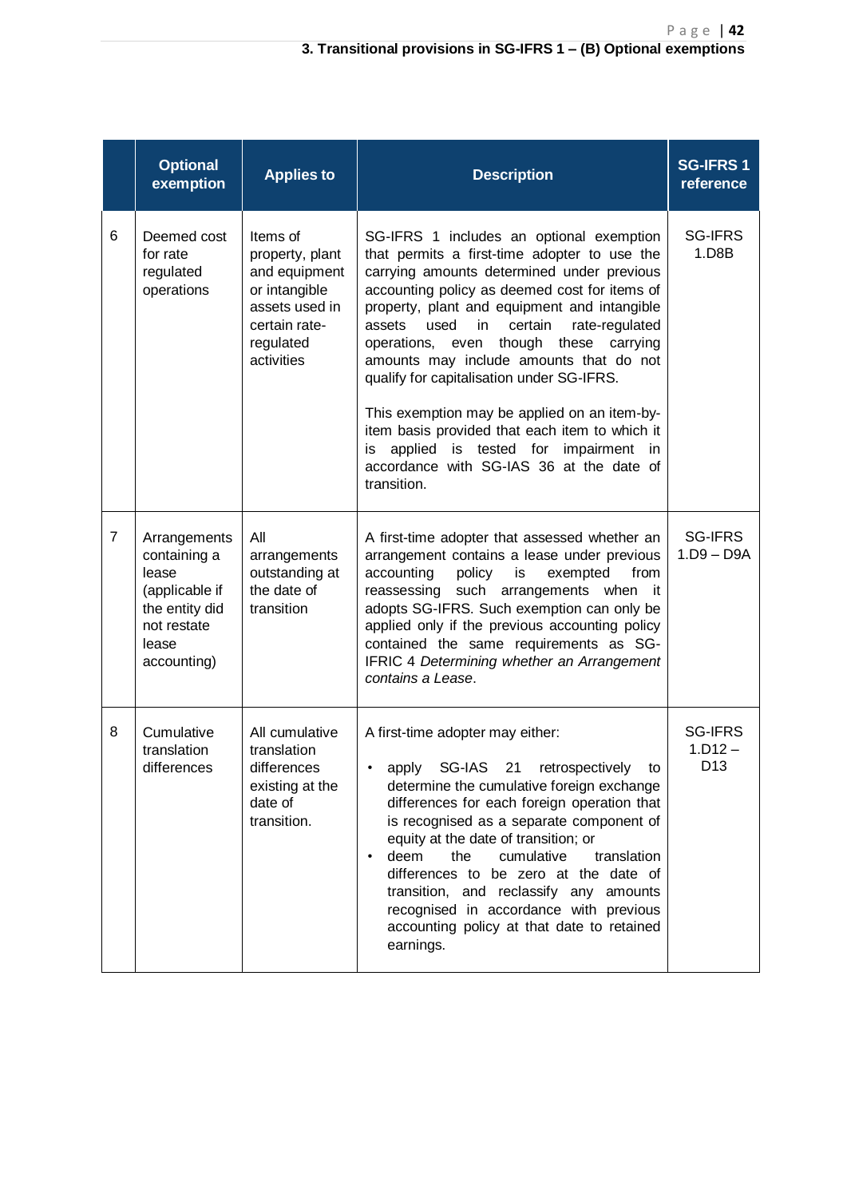| | Optional exemption | Applies to | Description | SG-IFRS 1 reference |
|---|---|---|---|---|
| 6 | Deemed cost for rate regulated operations | Items of property, plant and equipment or intangible assets used in certain rate-regulated activities | SG-IFRS 1 includes an optional exemption that permits a first-time adopter to use the carrying amounts determined under previous accounting policy as deemed cost for items of property, plant and equipment and intangible assets used in certain rate-regulated operations, even though these carrying amounts may include amounts that do not qualify for capitalisation under SG-IFRS.<br><br>This exemption may be applied on an item-by-item basis provided that each item to which it is applied is tested for impairment in accordance with SG-IAS 36 at the date of transition. | SG-IFRS 1.D8B |
| 7 | Arrangements containing a lease (applicable if the entity did not restate lease accounting) | All arrangements outstanding at the date of transition | A first-time adopter that assessed whether an arrangement contains a lease under previous accounting policy is exempted from reassessing such arrangements when it adopts SG-IFRS. Such exemption can only be applied only if the previous accounting policy contained the same requirements as SG-IFRIC 4 *Determining whether an Arrangement contains a Lease*. | SG-IFRS 1.D9 – D9A |
| 8 | Cumulative translation differences | All cumulative translation differences existing at the date of transition. | A first-time adopter may either:<br>• apply SG-IAS 21 retrospectively to determine the cumulative foreign exchange differences for each foreign operation that is recognised as a separate component of equity at the date of transition; or<br>• deem the cumulative translation differences to be zero at the date of transition, and reclassify any amounts recognised in accordance with previous accounting policy at that date to retained earnings. | SG-IFRS 1.D12 – D13 |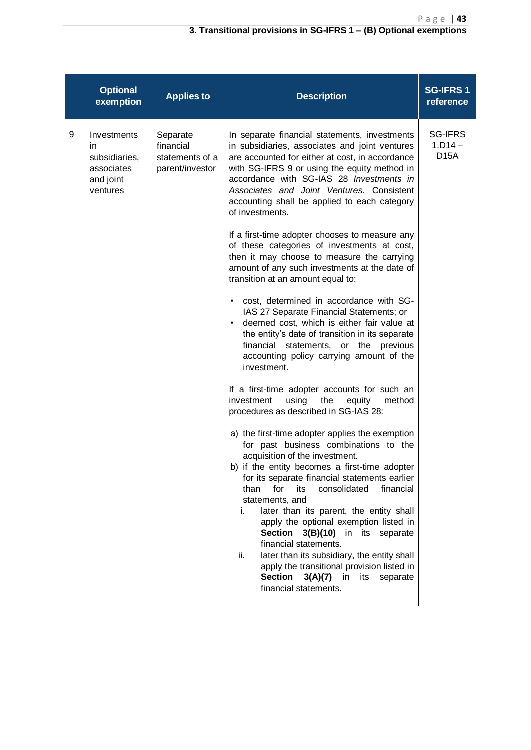### 3. Transitional provisions in SG-IFRS 1 – (B) Optional exemptions

| | Optional exemption | Applies to | Description | SG-IFRS 1 reference |
|---|---|---|---|---|
| 9 | Investments in subsidiaries, associates and joint ventures | Separate financial statements of a parent/investor | In separate financial statements, investments in subsidiaries, associates and joint ventures are accounted for either at cost, in accordance with SG-IFRS 9 or using the equity method in accordance with SG-IAS 28 *Investments in Associates and Joint Ventures*. Consistent accounting shall be applied to each category of investments.<br><br>If a first-time adopter chooses to measure any of these categories of investments at cost, then it may choose to measure the carrying amount of any such investments at the date of transition at an amount equal to:<br><br>• cost, determined in accordance with SG-IAS 27 Separate Financial Statements; or<br>• deemed cost, which is either fair value at the entity's date of transition in its separate financial statements, or the previous accounting policy carrying amount of the investment.<br><br>If a first-time adopter accounts for such an investment using the equity method procedures as described in SG-IAS 28:<br><br>a) the first-time adopter applies the exemption for past business combinations to the acquisition of the investment.<br>b) if the entity becomes a first-time adopter for its separate financial statements earlier than for its consolidated financial statements, and<br>i. later than its parent, the entity shall apply the optional exemption listed in **Section 3(B)(10)** in its separate financial statements.<br>ii. later than its subsidiary, the entity shall apply the transitional provision listed in **Section 3(A)(7)** in its separate financial statements. | SG-IFRS 1.D14 – D15A |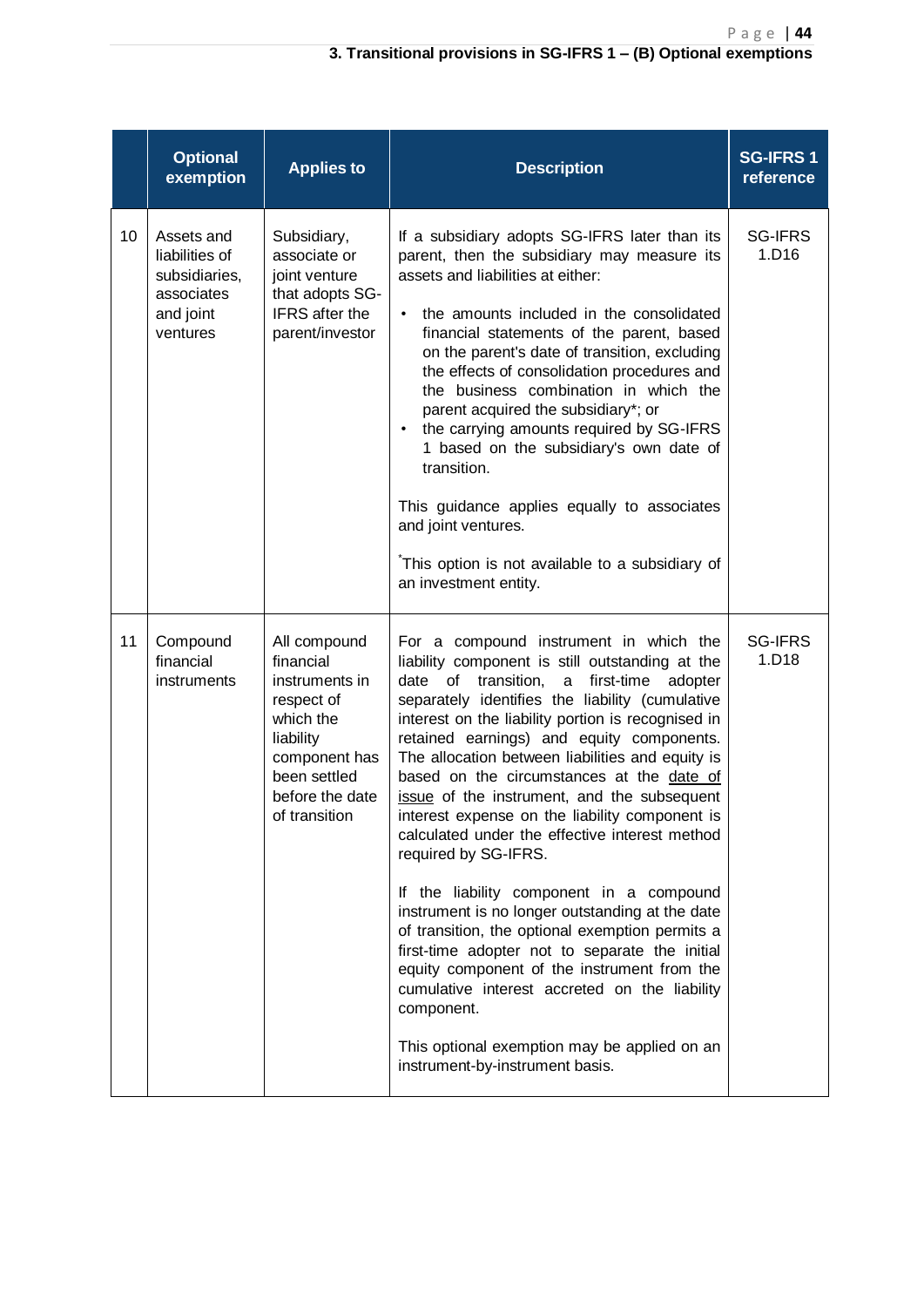### 3. Transitional provisions in SG-IFRS 1 – (B) Optional exemptions

| | Optional exemption | Applies to | Description | SG-IFRS 1 reference |
|---|---|---|---|---|
| 10 | Assets and liabilities of subsidiaries, associates and joint ventures | Subsidiary, associate or joint venture that adopts SG-IFRS after the parent/investor | If a subsidiary adopts SG-IFRS later than its parent, then the subsidiary may measure its assets and liabilities at either:<br><br>• the amounts included in the consolidated financial statements of the parent, based on the parent's date of transition, excluding the effects of consolidation procedures and the business combination in which the parent acquired the subsidiary*; or<br>• the carrying amounts required by SG-IFRS 1 based on the subsidiary's own date of transition.<br><br>This guidance applies equally to associates and joint ventures.<br><br>*This option is not available to a subsidiary of an investment entity. | SG-IFRS 1.D16 |
| 11 | Compound financial instruments | All compound financial instruments in respect of which the liability component has been settled before the date of transition | For a compound instrument in which the liability component is still outstanding at the date of transition, a first-time adopter separately identifies the liability (cumulative interest on the liability portion is recognised in retained earnings) and equity components. The allocation between liabilities and equity is based on the circumstances at the date of issue of the instrument, and the subsequent interest expense on the liability component is calculated under the effective interest method required by SG-IFRS.<br><br>If the liability component in a compound instrument is no longer outstanding at the date of transition, the optional exemption permits a first-time adopter not to separate the initial equity component of the instrument from the cumulative interest accreted on the liability component.<br><br>This optional exemption may be applied on an instrument-by-instrument basis. | SG-IFRS 1.D18 |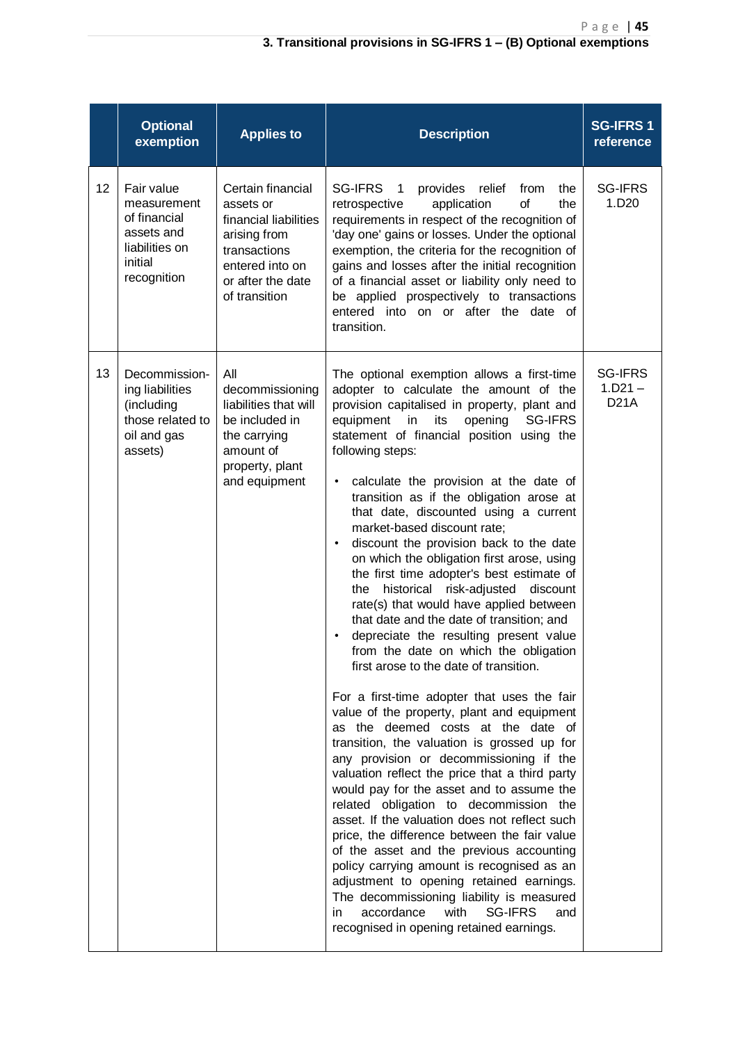### 3. Transitional provisions in SG-IFRS 1 – (B) Optional exemptions

| | Optional exemption | Applies to | Description | SG-IFRS 1 reference |
|---|---|---|---|---|
| 12 | Fair value measurement of financial assets and liabilities on initial recognition | Certain financial assets or financial liabilities arising from transactions entered into on or after the date of transition | SG-IFRS 1 provides relief from the retrospective application of the requirements in respect of the recognition of 'day one' gains or losses. Under the optional exemption, the criteria for the recognition of gains and losses after the initial recognition of a financial asset or liability only need to be applied prospectively to transactions entered into on or after the date of transition. | SG-IFRS 1.D20 |
| 13 | Decommissioning liabilities (including those related to oil and gas assets) | All decommissioning liabilities that will be included in the carrying amount of property, plant and equipment | The optional exemption allows a first-time adopter to calculate the amount of the provision capitalised in property, plant and equipment in its opening SG-IFRS statement of financial position using the following steps:<br><br>• calculate the provision at the date of transition as if the obligation arose at that date, discounted using a current market-based discount rate;<br>• discount the provision back to the date on which the obligation first arose, using the first time adopter's best estimate of the historical risk-adjusted discount rate(s) that would have applied between that date and the date of transition; and<br>• depreciate the resulting present value from the date on which the obligation first arose to the date of transition.<br><br>For a first-time adopter that uses the fair value of the property, plant and equipment as the deemed costs at the date of transition, the valuation is grossed up for any provision or decommissioning if the valuation reflect the price that a third party would pay for the asset and to assume the related obligation to decommission the asset. If the valuation does not reflect such price, the difference between the fair value of the asset and the previous accounting policy carrying amount is recognised as an adjustment to opening retained earnings. The decommissioning liability is measured in accordance with SG-IFRS and recognised in opening retained earnings. | SG-IFRS 1.D21 – D21A |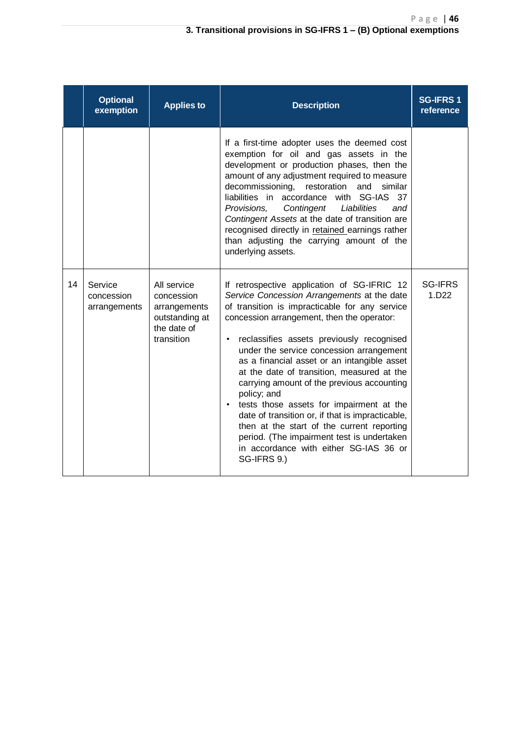| | Optional exemption | Applies to | Description | SG-IFRS 1 reference |
|---|---|---|---|---|
| | | | If a first-time adopter uses the deemed cost exemption for oil and gas assets in the development or production phases, then the amount of any adjustment required to measure decommissioning, restoration and similar liabilities in accordance with SG-IAS 37 *Provisions, Contingent Liabilities and Contingent Assets* at the date of transition are recognised directly in retained earnings rather than adjusting the carrying amount of the underlying assets. | |
| 14 | Service concession arrangements | All service concession arrangements outstanding at the date of transition | If retrospective application of SG-IFRIC 12 *Service Concession Arrangements* at the date of transition is impracticable for any service concession arrangement, then the operator:<br>• reclassifies assets previously recognised under the service concession arrangement as a financial asset or an intangible asset at the date of transition, measured at the carrying amount of the previous accounting policy; and<br>• tests those assets for impairment at the date of transition or, if that is impracticable, then at the start of the current reporting period. (The impairment test is undertaken in accordance with either SG-IAS 36 or SG-IFRS 9.) | SG-IFRS 1.D22 |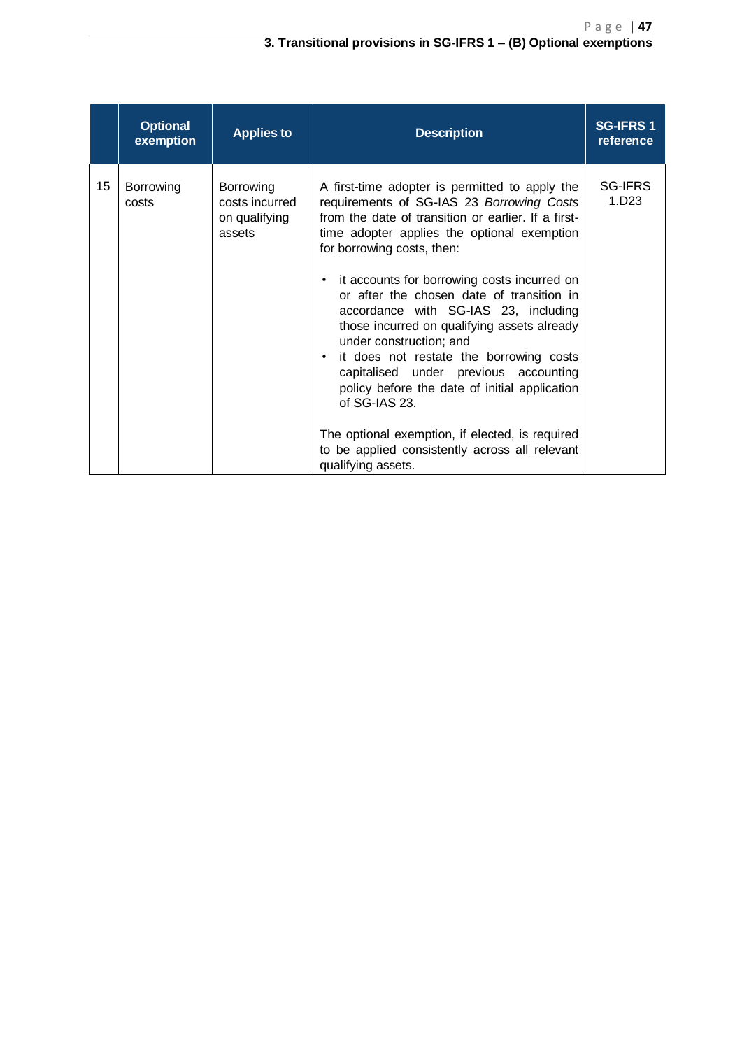|  | Optional exemption | Applies to | Description | SG-IFRS 1 reference |
|---|---|---|---|---|
| 15 | Borrowing costs | Borrowing costs incurred on qualifying assets | A first-time adopter is permitted to apply the requirements of SG-IAS 23 *Borrowing Costs* from the date of transition or earlier. If a first-time adopter applies the optional exemption for borrowing costs, then: <br><br> • it accounts for borrowing costs incurred on or after the chosen date of transition in accordance with SG-IAS 23, including those incurred on qualifying assets already under construction; and <br> • it does not restate the borrowing costs capitalised under previous accounting policy before the date of initial application of SG-IAS 23. <br><br> The optional exemption, if elected, is required to be applied consistently across all relevant qualifying assets. | SG-IFRS 1.D23 |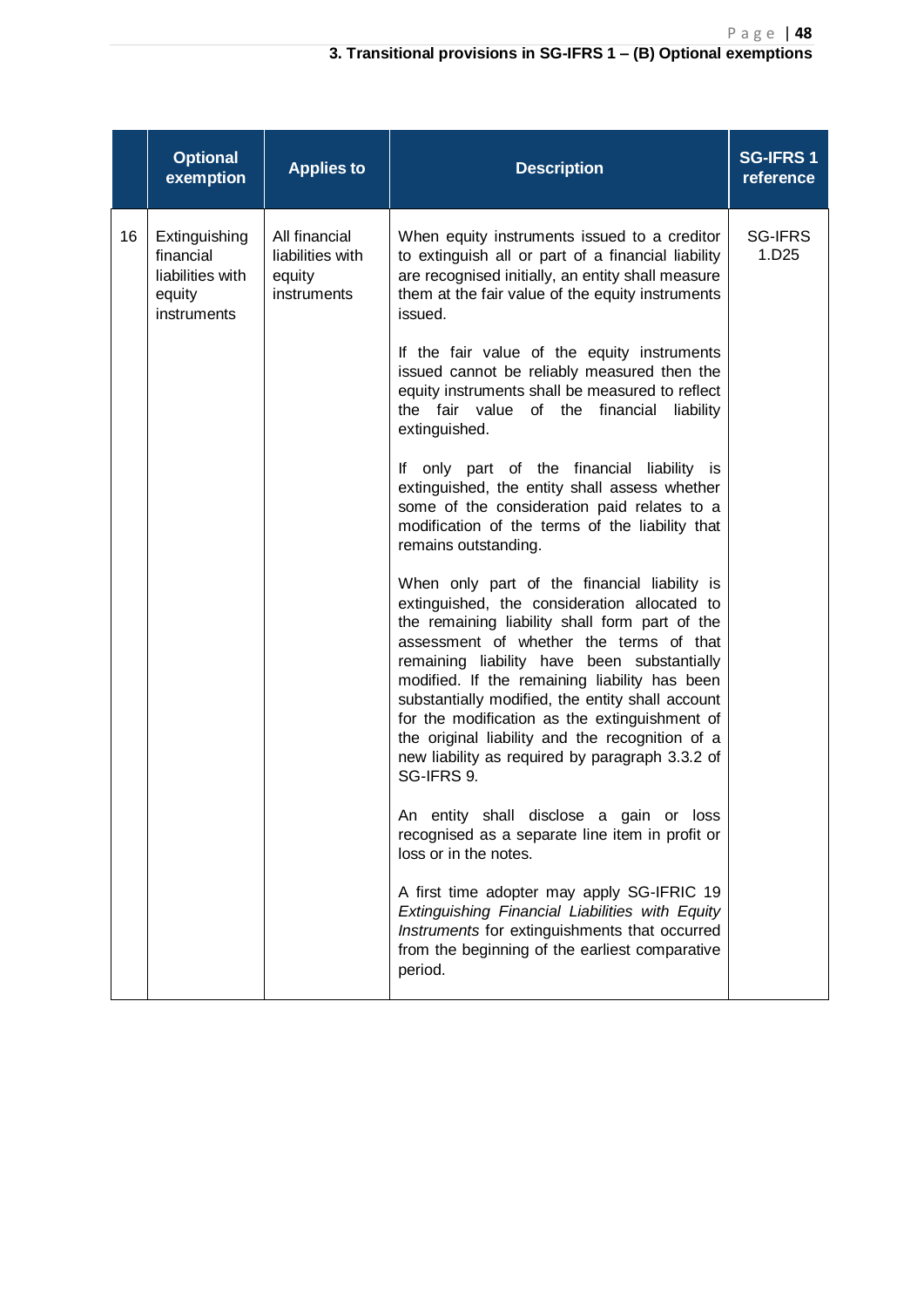### 3. Transitional provisions in SG-IFRS 1 – (B) Optional exemptions

| | Optional exemption | Applies to | Description | SG-IFRS 1 reference |
|---|---|---|---|---|
| 16 | Extinguishing financial liabilities with equity instruments | All financial liabilities with equity instruments | When equity instruments issued to a creditor to extinguish all or part of a financial liability are recognised initially, an entity shall measure them at the fair value of the equity instruments issued.<br><br>If the fair value of the equity instruments issued cannot be reliably measured then the equity instruments shall be measured to reflect the fair value of the financial liability extinguished.<br><br>If only part of the financial liability is extinguished, the entity shall assess whether some of the consideration paid relates to a modification of the terms of the liability that remains outstanding.<br><br>When only part of the financial liability is extinguished, the consideration allocated to the remaining liability shall form part of the assessment of whether the terms of that remaining liability have been substantially modified. If the remaining liability has been substantially modified, the entity shall account for the modification as the extinguishment of the original liability and the recognition of a new liability as required by paragraph 3.3.2 of SG-IFRS 9.<br><br>An entity shall disclose a gain or loss recognised as a separate line item in profit or loss or in the notes.<br><br>A first time adopter may apply SG-IFRIC 19 *Extinguishing Financial Liabilities with Equity Instruments* for extinguishments that occurred from the beginning of the earliest comparative period. | SG-IFRS 1.D25 |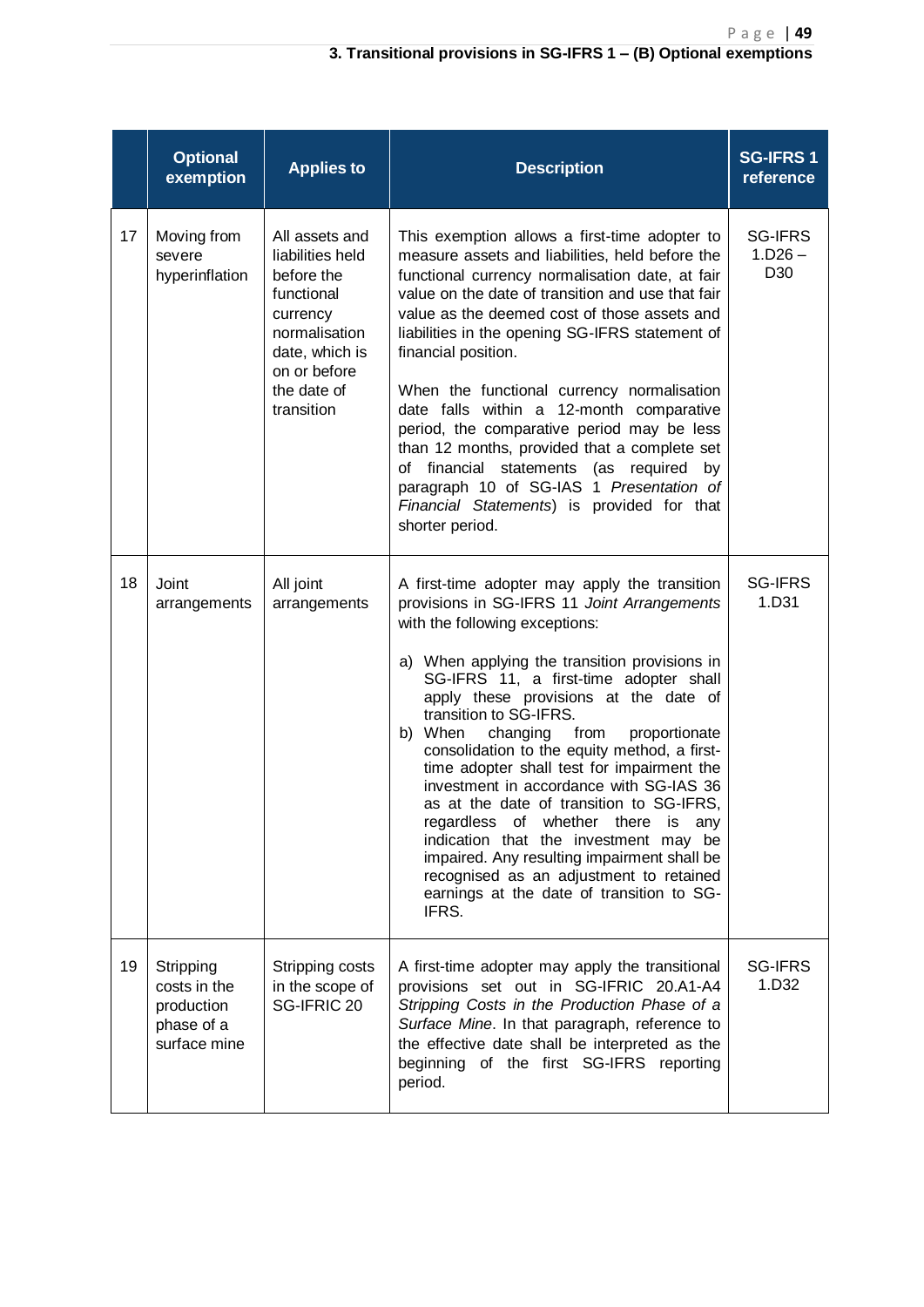| | Optional exemption | Applies to | Description | SG-IFRS 1 reference |
|---|---|---|---|---|
| 17 | Moving from severe hyperinflation | All assets and liabilities held before the functional currency normalisation date, which is on or before the date of transition | This exemption allows a first-time adopter to measure assets and liabilities, held before the functional currency normalisation date, at fair value on the date of transition and use that fair value as the deemed cost of those assets and liabilities in the opening SG-IFRS statement of financial position.<br><br>When the functional currency normalisation date falls within a 12-month comparative period, the comparative period may be less than 12 months, provided that a complete set of financial statements (as required by paragraph 10 of SG-IAS 1 *Presentation of Financial Statements*) is provided for that shorter period. | SG-IFRS 1.D26 – D30 |
| 18 | Joint arrangements | All joint arrangements | A first-time adopter may apply the transition provisions in SG-IFRS 11 *Joint Arrangements* with the following exceptions:<br><br>a) When applying the transition provisions in SG-IFRS 11, a first-time adopter shall apply these provisions at the date of transition to SG-IFRS.<br>b) When changing from proportionate consolidation to the equity method, a first-time adopter shall test for impairment the investment in accordance with SG-IAS 36 as at the date of transition to SG-IFRS, regardless of whether there is any indication that the investment may be impaired. Any resulting impairment shall be recognised as an adjustment to retained earnings at the date of transition to SG-IFRS. | SG-IFRS 1.D31 |
| 19 | Stripping costs in the production phase of a surface mine | Stripping costs in the scope of SG-IFRIC 20 | A first-time adopter may apply the transitional provisions set out in SG-IFRIC 20.A1-A4 *Stripping Costs in the Production Phase of a Surface Mine*. In that paragraph, reference to the effective date shall be interpreted as the beginning of the first SG-IFRS reporting period. | SG-IFRS 1.D32 |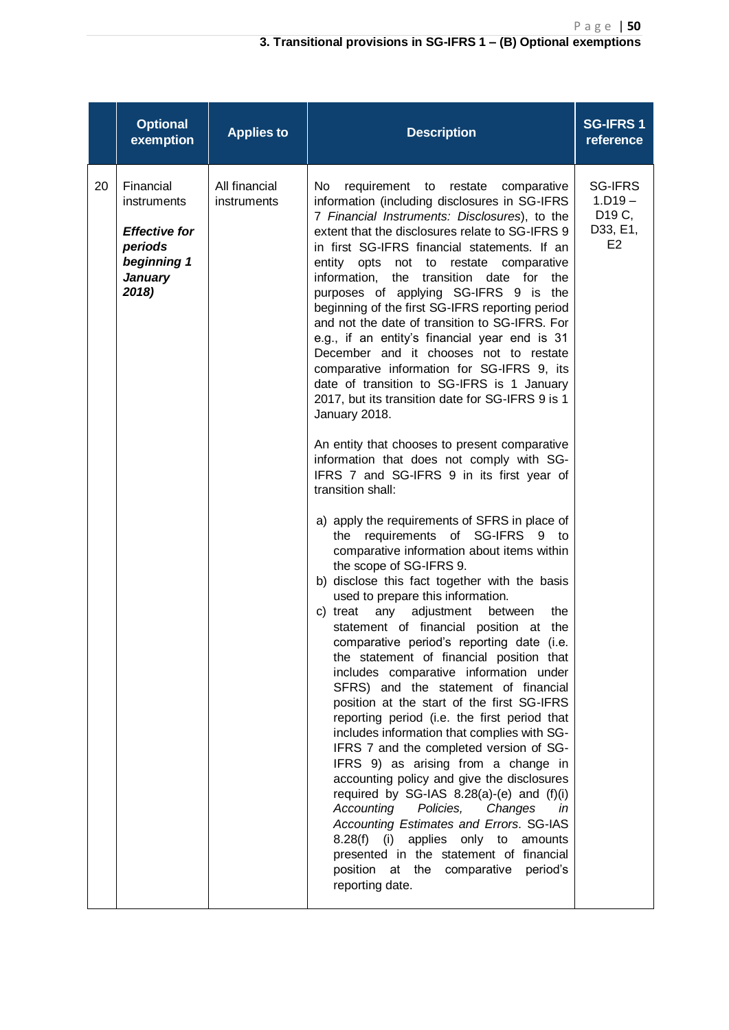### 3. Transitional provisions in SG-IFRS 1 – (B) Optional exemptions

| | Optional exemption | Applies to | Description | SG-IFRS 1 reference |
|---|---|---|---|---|
| 20 | Financial instruments<br><br>***Effective for periods beginning 1 January 2018)*** | All financial instruments | No requirement to restate comparative information (including disclosures in SG-IFRS 7 *Financial Instruments: Disclosures*), to the extent that the disclosures relate to SG-IFRS 9 in first SG-IFRS financial statements. If an entity opts not to restate comparative information, the transition date for the purposes of applying SG-IFRS 9 is the beginning of the first SG-IFRS reporting period and not the date of transition to SG-IFRS. For e.g., if an entity's financial year end is 31 December and it chooses not to restate comparative information for SG-IFRS 9, its date of transition to SG-IFRS is 1 January 2017, but its transition date for SG-IFRS 9 is 1 January 2018.<br><br>An entity that chooses to present comparative information that does not comply with SG-IFRS 7 and SG-IFRS 9 in its first year of transition shall:<br><br>a) apply the requirements of SFRS in place of the requirements of SG-IFRS 9 to comparative information about items within the scope of SG-IFRS 9.<br>b) disclose this fact together with the basis used to prepare this information.<br>c) treat any adjustment between the statement of financial position at the comparative period's reporting date (i.e. the statement of financial position that includes comparative information under SFRS) and the statement of financial position at the start of the first SG-IFRS reporting period (i.e. the first period that includes information that complies with SG-IFRS 7 and the completed version of SG-IFRS 9) as arising from a change in accounting policy and give the disclosures required by SG-IAS 8.28(a)-(e) and (f)(i) *Accounting Policies, Changes in Accounting Estimates and Errors*. SG-IAS 8.28(f) (i) applies only to amounts presented in the statement of financial position at the comparative period's reporting date. | SG-IFRS 1.D19 – D19 C, D33, E1, E2 |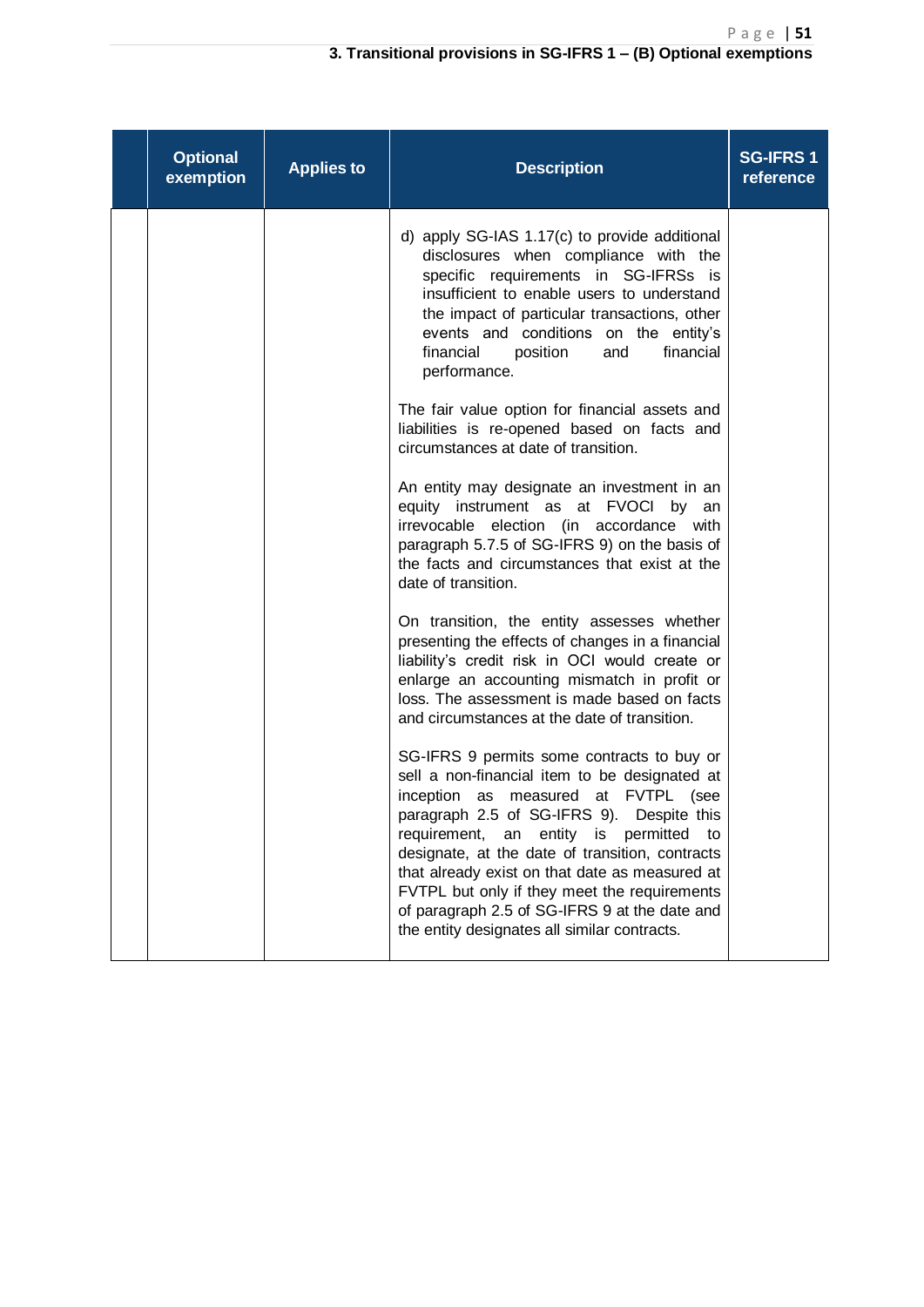### 3. Transitional provisions in SG-IFRS 1 – (B) Optional exemptions

| | Optional exemption | Applies to | Description | SG-IFRS 1 reference |
|---|---|---|---|---|
| | | | d) apply SG-IAS 1.17(c) to provide additional disclosures when compliance with the specific requirements in SG-IFRSs is insufficient to enable users to understand the impact of particular transactions, other events and conditions on the entity's financial position and financial performance.<br><br>The fair value option for financial assets and liabilities is re-opened based on facts and circumstances at date of transition.<br><br>An entity may designate an investment in an equity instrument as at FVOCI by an irrevocable election (in accordance with paragraph 5.7.5 of SG-IFRS 9) on the basis of the facts and circumstances that exist at the date of transition.<br><br>On transition, the entity assesses whether presenting the effects of changes in a financial liability's credit risk in OCI would create or enlarge an accounting mismatch in profit or loss. The assessment is made based on facts and circumstances at the date of transition.<br><br>SG-IFRS 9 permits some contracts to buy or sell a non-financial item to be designated at inception as measured at FVTPL (see paragraph 2.5 of SG-IFRS 9). Despite this requirement, an entity is permitted to designate, at the date of transition, contracts that already exist on that date as measured at FVTPL but only if they meet the requirements of paragraph 2.5 of SG-IFRS 9 at the date and the entity designates all similar contracts. | |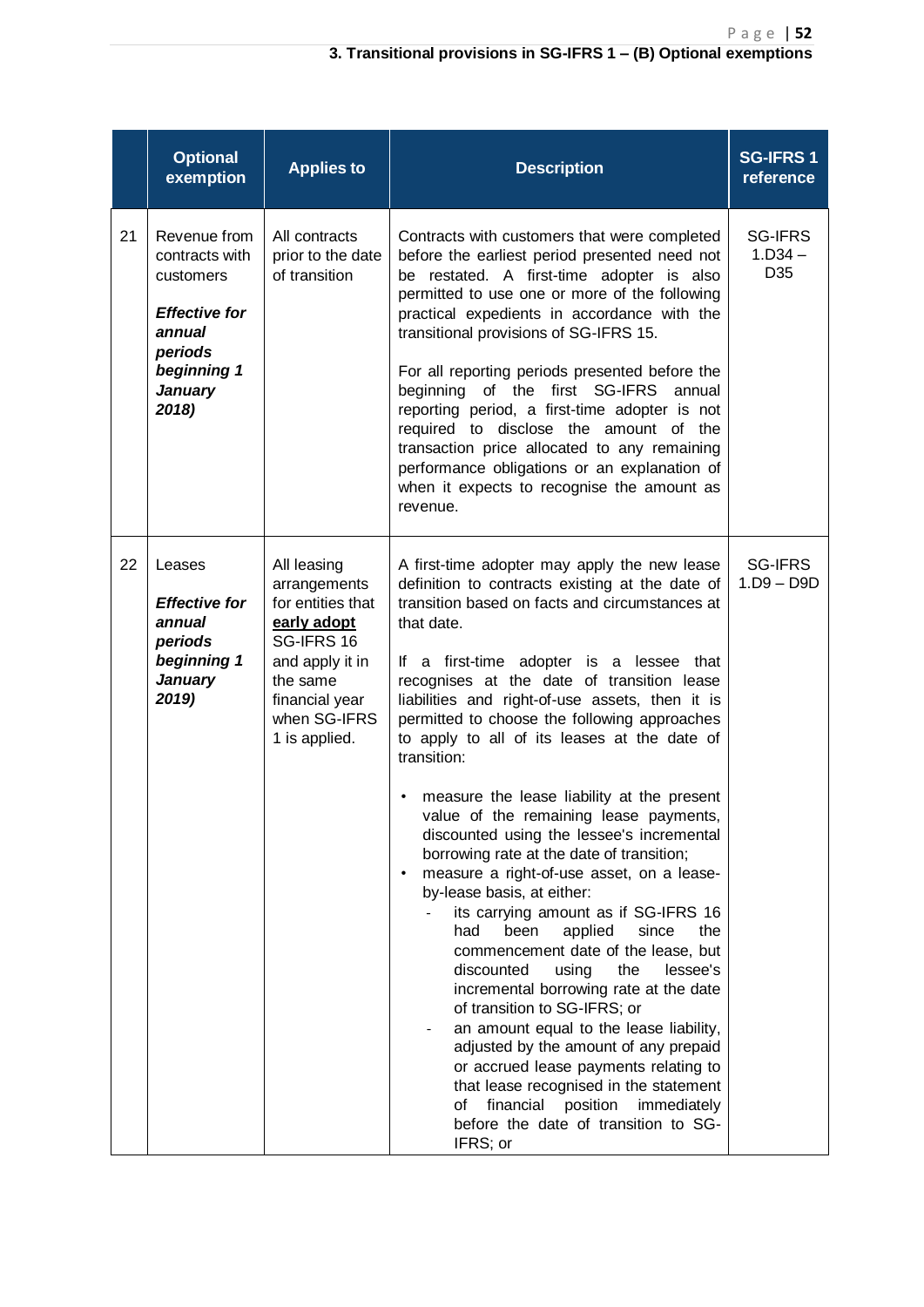### 3. Transitional provisions in SG-IFRS 1 – (B) Optional exemptions

| | Optional exemption | Applies to | Description | SG-IFRS 1 reference |
|---|---|---|---|---|
| 21 | Revenue from contracts with customers<br><br>***Effective for annual periods beginning 1 January 2018)*** | All contracts prior to the date of transition | Contracts with customers that were completed before the earliest period presented need not be restated. A first-time adopter is also permitted to use one or more of the following practical expedients in accordance with the transitional provisions of SG-IFRS 15.<br><br>For all reporting periods presented before the beginning of the first SG-IFRS annual reporting period, a first-time adopter is not required to disclose the amount of the transaction price allocated to any remaining performance obligations or an explanation of when it expects to recognise the amount as revenue. | SG-IFRS 1.D34 – D35 |
| 22 | Leases<br><br>***Effective for annual periods beginning 1 January 2019)*** | All leasing arrangements for entities that **early adopt** SG-IFRS 16 and apply it in the same financial year when SG-IFRS 1 is applied. | A first-time adopter may apply the new lease definition to contracts existing at the date of transition based on facts and circumstances at that date.<br><br>If a first-time adopter is a lessee that recognises at the date of transition lease liabilities and right-of-use assets, then it is permitted to choose the following approaches to apply to all of its leases at the date of transition:<br><br>• measure the lease liability at the present value of the remaining lease payments, discounted using the lessee's incremental borrowing rate at the date of transition;<br>• measure a right-of-use asset, on a lease-by-lease basis, at either:<br>&nbsp;&nbsp;- its carrying amount as if SG-IFRS 16 had been applied since the commencement date of the lease, but discounted using the lessee's incremental borrowing rate at the date of transition to SG-IFRS; or<br>&nbsp;&nbsp;- an amount equal to the lease liability, adjusted by the amount of any prepaid or accrued lease payments relating to that lease recognised in the statement of financial position immediately before the date of transition to SG-IFRS; or | SG-IFRS 1.D9 – D9D |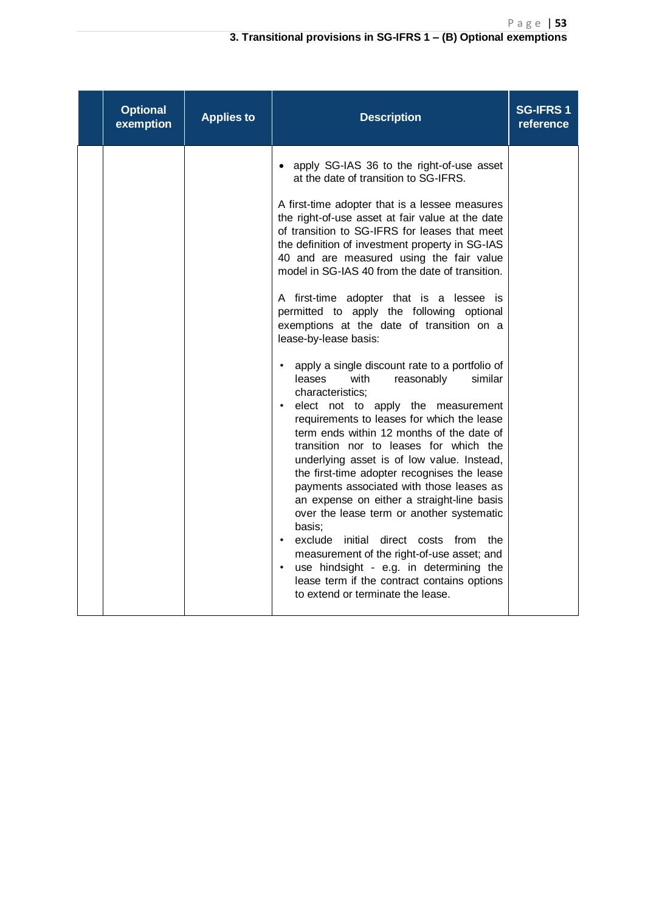### 3. Transitional provisions in SG-IFRS 1 – (B) Optional exemptions

| | Optional exemption | Applies to | Description | SG-IFRS 1 reference |
|---|---|---|---|---|
| | | | • apply SG-IAS 36 to the right-of-use asset at the date of transition to SG-IFRS.<br><br>A first-time adopter that is a lessee measures the right-of-use asset at fair value at the date of transition to SG-IFRS for leases that meet the definition of investment property in SG-IAS 40 and are measured using the fair value model in SG-IAS 40 from the date of transition.<br><br>A first-time adopter that is a lessee is permitted to apply the following optional exemptions at the date of transition on a lease-by-lease basis:<br><br>• apply a single discount rate to a portfolio of leases with reasonably similar characteristics;<br>• elect not to apply the measurement requirements to leases for which the lease term ends within 12 months of the date of transition nor to leases for which the underlying asset is of low value. Instead, the first-time adopter recognises the lease payments associated with those leases as an expense on either a straight-line basis over the lease term or another systematic basis;<br>• exclude initial direct costs from the measurement of the right-of-use asset; and<br>• use hindsight - e.g. in determining the lease term if the contract contains options to extend or terminate the lease. | |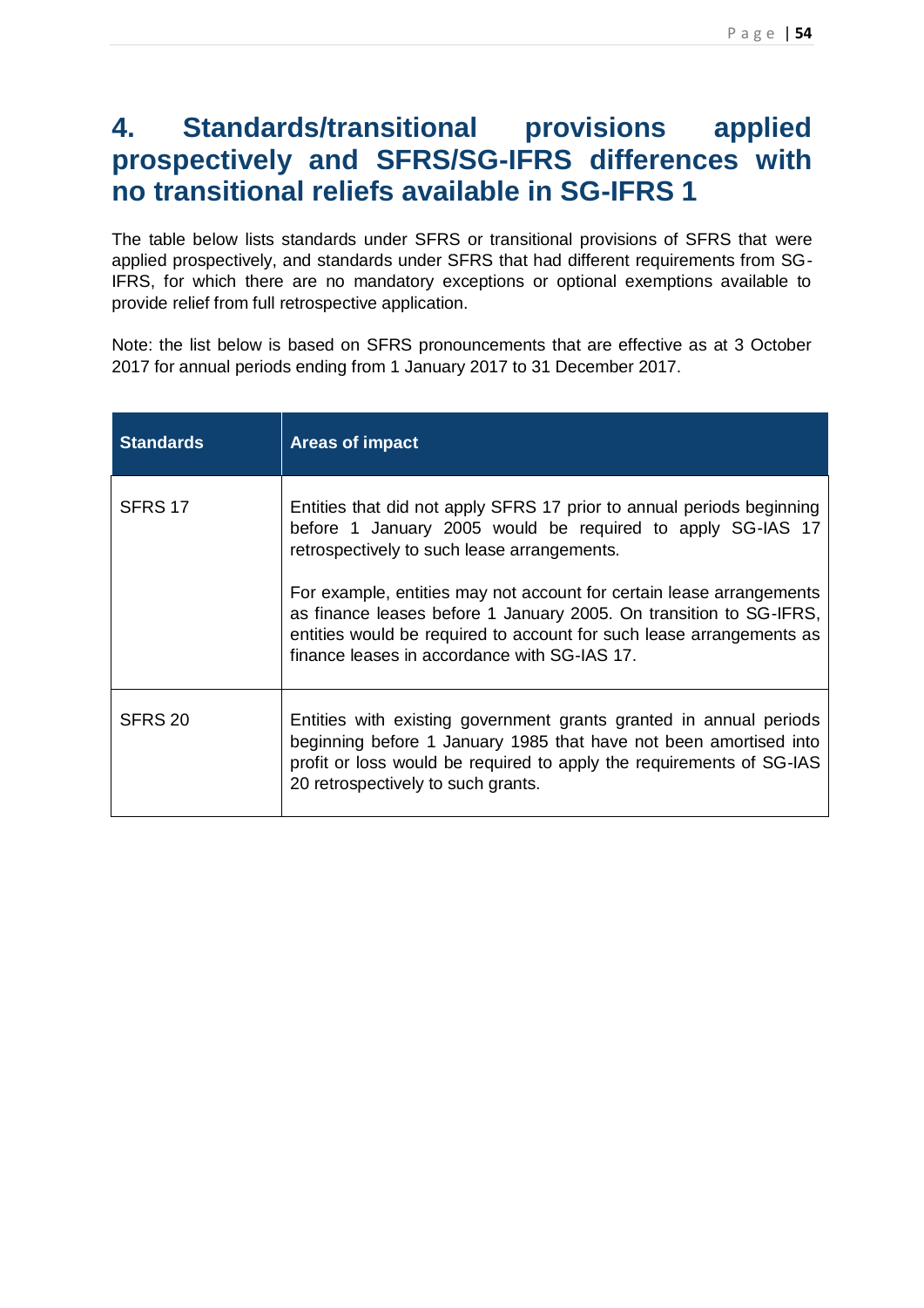# 4. Standards/transitional provisions applied prospectively and SFRS/SG-IFRS differences with no transitional reliefs available in SG-IFRS 1

The table below lists standards under SFRS or transitional provisions of SFRS that were applied prospectively, and standards under SFRS that had different requirements from SG-IFRS, for which there are no mandatory exceptions or optional exemptions available to provide relief from full retrospective application.

Note: the list below is based on SFRS pronouncements that are effective as at 3 October 2017 for annual periods ending from 1 January 2017 to 31 December 2017.

| Standards | Areas of impact |
|---|---|
| SFRS 17 | Entities that did not apply SFRS 17 prior to annual periods beginning before 1 January 2005 would be required to apply SG-IAS 17 retrospectively to such lease arrangements.<br><br>For example, entities may not account for certain lease arrangements as finance leases before 1 January 2005. On transition to SG-IFRS, entities would be required to account for such lease arrangements as finance leases in accordance with SG-IAS 17. |
| SFRS 20 | Entities with existing government grants granted in annual periods beginning before 1 January 1985 that have not been amortised into profit or loss would be required to apply the requirements of SG-IAS 20 retrospectively to such grants. |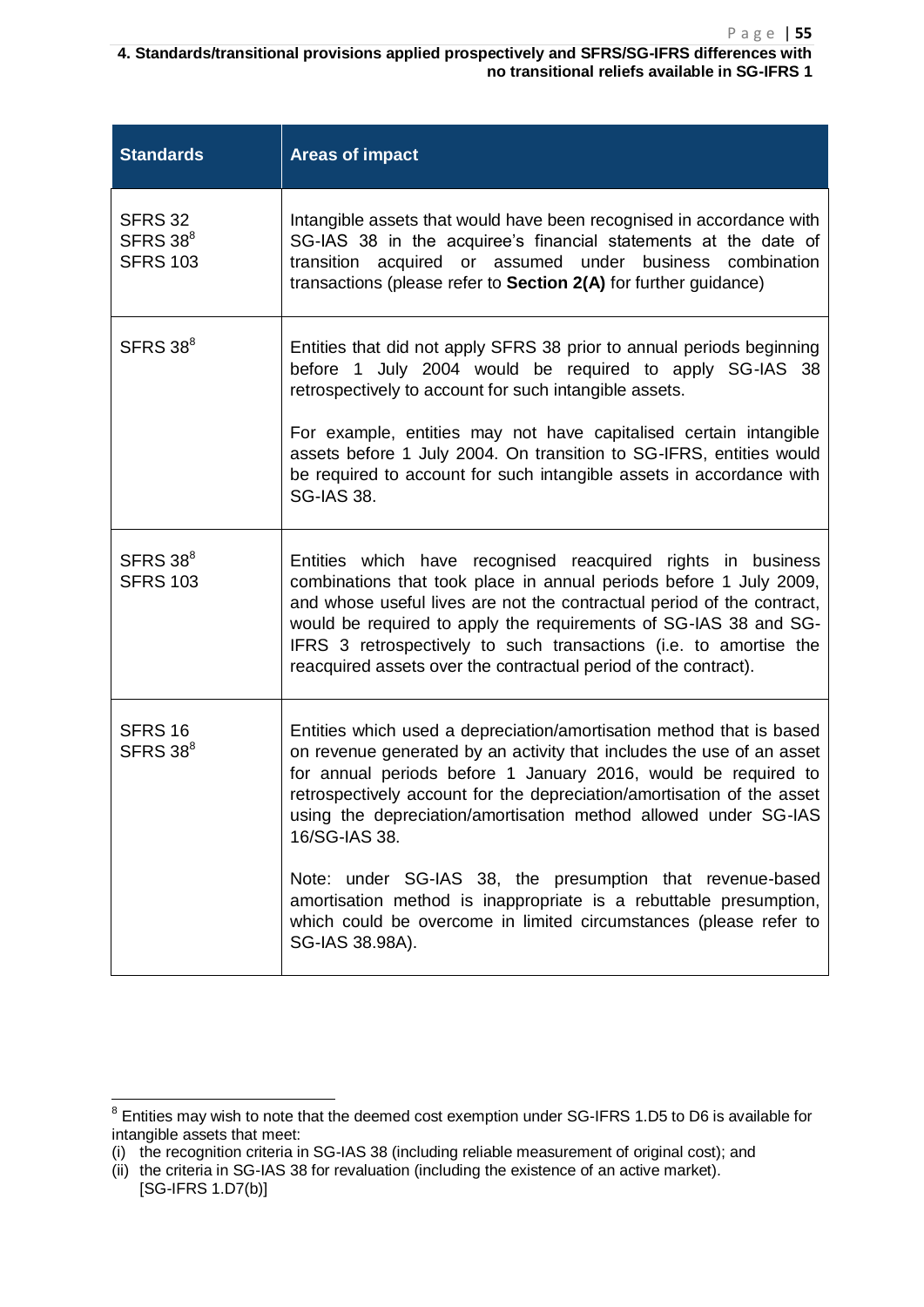**4. Standards/transitional provisions applied prospectively and SFRS/SG-IFRS differences with no transitional reliefs available in SG-IFRS 1**

| Standards | Areas of impact |
|---|---|
| SFRS 32<br>SFRS 38[8]<br>SFRS 103 | Intangible assets that would have been recognised in accordance with SG-IAS 38 in the acquiree's financial statements at the date of transition acquired or assumed under business combination transactions (please refer to **Section 2(A)** for further guidance) |
| SFRS 38[8] | Entities that did not apply SFRS 38 prior to annual periods beginning before 1 July 2004 would be required to apply SG-IAS 38 retrospectively to account for such intangible assets.<br><br>For example, entities may not have capitalised certain intangible assets before 1 July 2004. On transition to SG-IFRS, entities would be required to account for such intangible assets in accordance with SG-IAS 38. |
| SFRS 38[8]<br>SFRS 103 | Entities which have recognised reacquired rights in business combinations that took place in annual periods before 1 July 2009, and whose useful lives are not the contractual period of the contract, would be required to apply the requirements of SG-IAS 38 and SG-IFRS 3 retrospectively to such transactions (i.e. to amortise the reacquired assets over the contractual period of the contract). |
| SFRS 16<br>SFRS 38[8] | Entities which used a depreciation/amortisation method that is based on revenue generated by an activity that includes the use of an asset for annual periods before 1 January 2016, would be required to retrospectively account for the depreciation/amortisation of the asset using the depreciation/amortisation method allowed under SG-IAS 16/SG-IAS 38.<br><br>Note: under SG-IAS 38, the presumption that revenue-based amortisation method is inappropriate is a rebuttable presumption, which could be overcome in limited circumstances (please refer to SG-IAS 38.98A). |

[8] Entities may wish to note that the deemed cost exemption under SG-IFRS 1.D5 to D6 is available for intangible assets that meet:
(i) the recognition criteria in SG-IAS 38 (including reliable measurement of original cost); and
(ii) the criteria in SG-IAS 38 for revaluation (including the existence of an active market).
[SG-IFRS 1.D7(b)]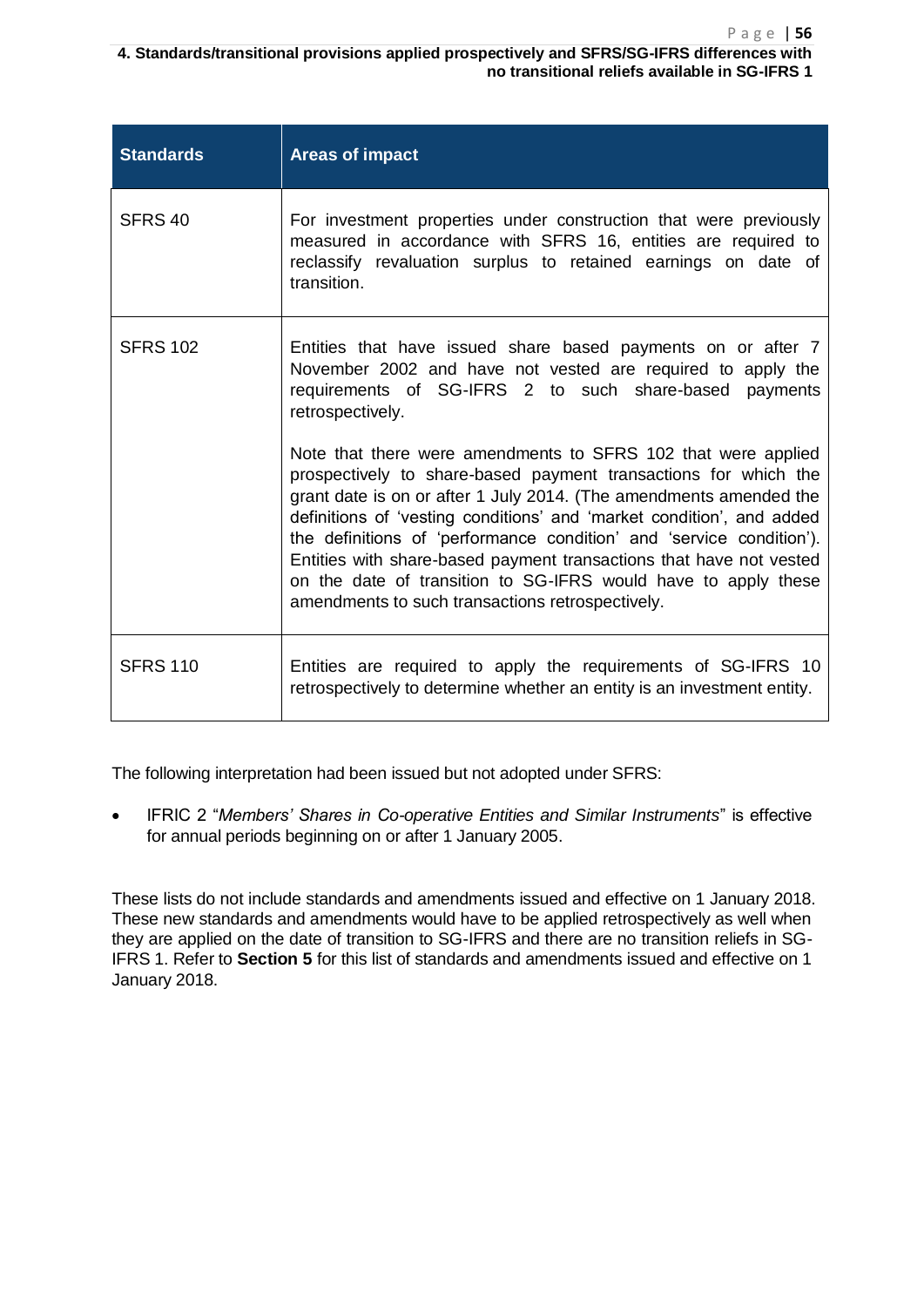| Standards | Areas of impact |
|---|---|
| SFRS 40 | For investment properties under construction that were previously measured in accordance with SFRS 16, entities are required to reclassify revaluation surplus to retained earnings on date of transition. |
| SFRS 102 | Entities that have issued share based payments on or after 7 November 2002 and have not vested are required to apply the requirements of SG-IFRS 2 to such share-based payments retrospectively.<br><br>Note that there were amendments to SFRS 102 that were applied prospectively to share-based payment transactions for which the grant date is on or after 1 July 2014. (The amendments amended the definitions of 'vesting conditions' and 'market condition', and added the definitions of 'performance condition' and 'service condition'). Entities with share-based payment transactions that have not vested on the date of transition to SG-IFRS would have to apply these amendments to such transactions retrospectively. |
| SFRS 110 | Entities are required to apply the requirements of SG-IFRS 10 retrospectively to determine whether an entity is an investment entity. |

The following interpretation had been issued but not adopted under SFRS:

- IFRIC 2 "*Members' Shares in Co-operative Entities and Similar Instruments*" is effective for annual periods beginning on or after 1 January 2005.

These lists do not include standards and amendments issued and effective on 1 January 2018. These new standards and amendments would have to be applied retrospectively as well when they are applied on the date of transition to SG-IFRS and there are no transition reliefs in SG-IFRS 1. Refer to **Section 5** for this list of standards and amendments issued and effective on 1 January 2018.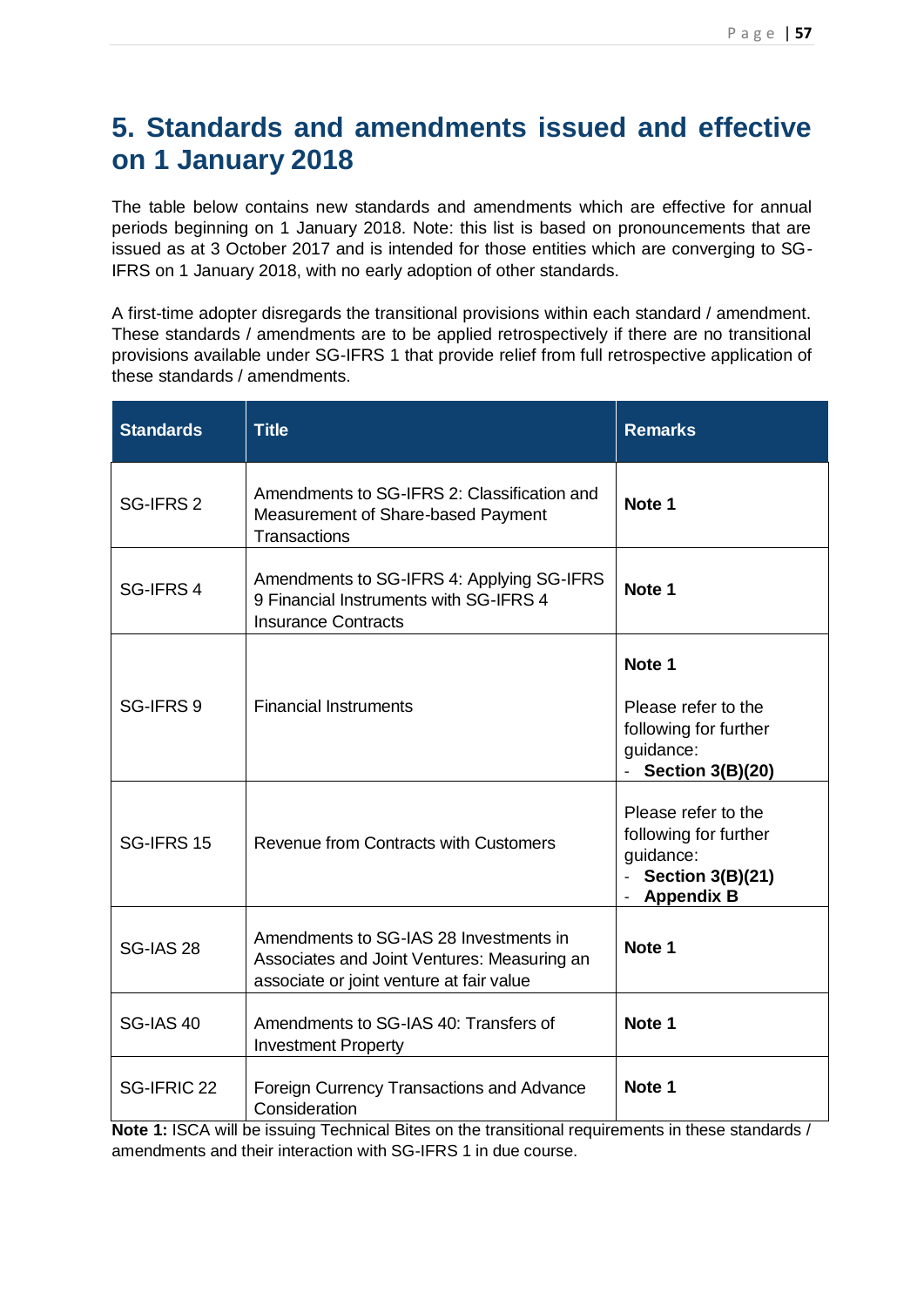# 5. Standards and amendments issued and effective on 1 January 2018

The table below contains new standards and amendments which are effective for annual periods beginning on 1 January 2018. Note: this list is based on pronouncements that are issued as at 3 October 2017 and is intended for those entities which are converging to SG-IFRS on 1 January 2018, with no early adoption of other standards.

A first-time adopter disregards the transitional provisions within each standard / amendment. These standards / amendments are to be applied retrospectively if there are no transitional provisions available under SG-IFRS 1 that provide relief from full retrospective application of these standards / amendments.

| Standards | Title | Remarks |
| --- | --- | --- |
| SG-IFRS 2 | Amendments to SG-IFRS 2: Classification and Measurement of Share-based Payment Transactions | **Note 1** |
| SG-IFRS 4 | Amendments to SG-IFRS 4: Applying SG-IFRS 9 Financial Instruments with SG-IFRS 4 Insurance Contracts | **Note 1** |
| SG-IFRS 9 | Financial Instruments | **Note 1**<br><br>Please refer to the following for further guidance:<br>- **Section 3(B)(20)** |
| SG-IFRS 15 | Revenue from Contracts with Customers | Please refer to the following for further guidance:<br>- **Section 3(B)(21)**<br>- **Appendix B** |
| SG-IAS 28 | Amendments to SG-IAS 28 Investments in Associates and Joint Ventures: Measuring an associate or joint venture at fair value | **Note 1** |
| SG-IAS 40 | Amendments to SG-IAS 40: Transfers of Investment Property | **Note 1** |
| SG-IFRIC 22 | Foreign Currency Transactions and Advance Consideration | **Note 1** |

**Note 1:** ISCA will be issuing Technical Bites on the transitional requirements in these standards / amendments and their interaction with SG-IFRS 1 in due course.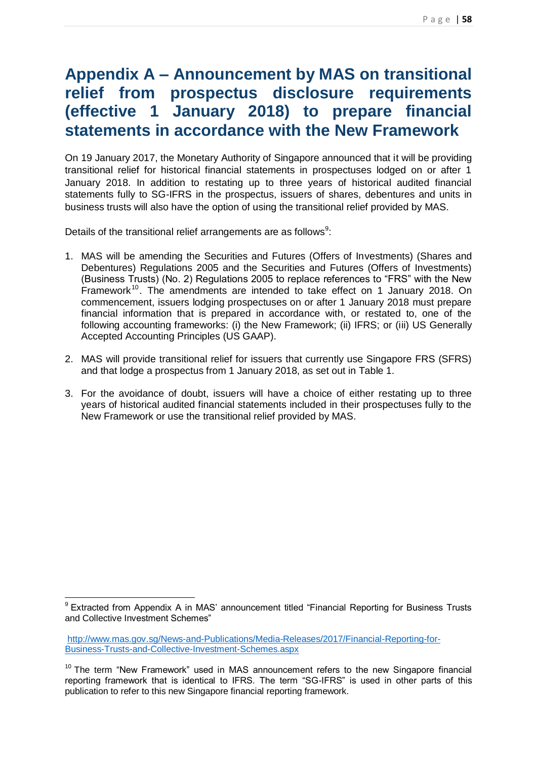# Appendix A – Announcement by MAS on transitional relief from prospectus disclosure requirements (effective 1 January 2018) to prepare financial statements in accordance with the New Framework

On 19 January 2017, the Monetary Authority of Singapore announced that it will be providing transitional relief for historical financial statements in prospectuses lodged on or after 1 January 2018. In addition to restating up to three years of historical audited financial statements fully to SG-IFRS in the prospectus, issuers of shares, debentures and units in business trusts will also have the option of using the transitional relief provided by MAS.

Details of the transitional relief arrangements are as follows[9]:

1. MAS will be amending the Securities and Futures (Offers of Investments) (Shares and Debentures) Regulations 2005 and the Securities and Futures (Offers of Investments) (Business Trusts) (No. 2) Regulations 2005 to replace references to "FRS" with the New Framework[10]. The amendments are intended to take effect on 1 January 2018. On commencement, issuers lodging prospectuses on or after 1 January 2018 must prepare financial information that is prepared in accordance with, or restated to, one of the following accounting frameworks: (i) the New Framework; (ii) IFRS; or (iii) US Generally Accepted Accounting Principles (US GAAP).

2. MAS will provide transitional relief for issuers that currently use Singapore FRS (SFRS) and that lodge a prospectus from 1 January 2018, as set out in Table 1.

3. For the avoidance of doubt, issuers will have a choice of either restating up to three years of historical audited financial statements included in their prospectuses fully to the New Framework or use the transitional relief provided by MAS.

---

[9] Extracted from Appendix A in MAS' announcement titled "Financial Reporting for Business Trusts and Collective Investment Schemes"

http://www.mas.gov.sg/News-and-Publications/Media-Releases/2017/Financial-Reporting-for-Business-Trusts-and-Collective-Investment-Schemes.aspx

[10] The term "New Framework" used in MAS announcement refers to the new Singapore financial reporting framework that is identical to IFRS. The term "SG-IFRS" is used in other parts of this publication to refer to this new Singapore financial reporting framework.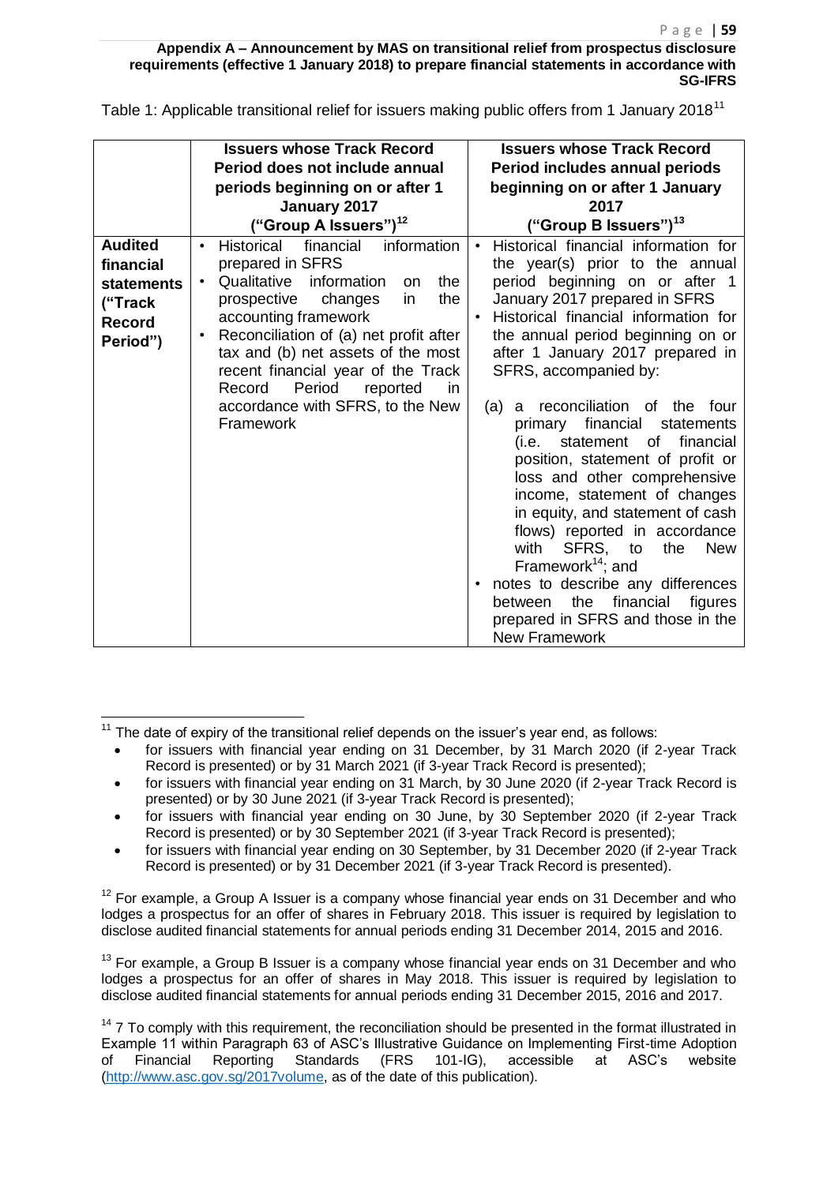**Appendix A – Announcement by MAS on transitional relief from prospectus disclosure requirements (effective 1 January 2018) to prepare financial statements in accordance with SG-IFRS**

Table 1: Applicable transitional relief for issuers making public offers from 1 January 2018[11]

| | **Issuers whose Track Record Period does not include annual periods beginning on or after 1 January 2017 ("Group A Issuers")[12]** | **Issuers whose Track Record Period includes annual periods beginning on or after 1 January 2017 ("Group B Issuers")[13]** |
|---|---|---|
| **Audited financial statements ("Track Record Period")** | • Historical financial information prepared in SFRS<br>• Qualitative information on the prospective changes in the accounting framework<br>• Reconciliation of (a) net profit after tax and (b) net assets of the most recent financial year of the Track Record Period reported in accordance with SFRS, to the New Framework | • Historical financial information for the year(s) prior to the annual period beginning on or after 1 January 2017 prepared in SFRS<br>• Historical financial information for the annual period beginning on or after 1 January 2017 prepared in SFRS, accompanied by:<br><br>(a) a reconciliation of the four primary financial statements (i.e. statement of financial position, statement of profit or loss and other comprehensive income, statement of changes in equity, and statement of cash flows) reported in accordance with SFRS, to the New Framework[14]; and<br>• notes to describe any differences between the financial figures prepared in SFRS and those in the New Framework |

[11] The date of expiry of the transitional relief depends on the issuer's year end, as follows:

- for issuers with financial year ending on 31 December, by 31 March 2020 (if 2-year Track Record is presented) or by 31 March 2021 (if 3-year Track Record is presented);
- for issuers with financial year ending on 31 March, by 30 June 2020 (if 2-year Track Record is presented) or by 30 June 2021 (if 3-year Track Record is presented);
- for issuers with financial year ending on 30 June, by 30 September 2020 (if 2-year Track Record is presented) or by 30 September 2021 (if 3-year Track Record is presented);
- for issuers with financial year ending on 30 September, by 31 December 2020 (if 2-year Track Record is presented) or by 31 December 2021 (if 3-year Track Record is presented).

[12] For example, a Group A Issuer is a company whose financial year ends on 31 December and who lodges a prospectus for an offer of shares in February 2018. This issuer is required by legislation to disclose audited financial statements for annual periods ending 31 December 2014, 2015 and 2016.

[13] For example, a Group B Issuer is a company whose financial year ends on 31 December and who lodges a prospectus for an offer of shares in May 2018. This issuer is required by legislation to disclose audited financial statements for annual periods ending 31 December 2015, 2016 and 2017.

[14] 7 To comply with this requirement, the reconciliation should be presented in the format illustrated in Example 11 within Paragraph 63 of ASC's Illustrative Guidance on Implementing First-time Adoption of Financial Reporting Standards (FRS 101-IG), accessible at ASC's website (http://www.asc.gov.sg/2017volume, as of the date of this publication).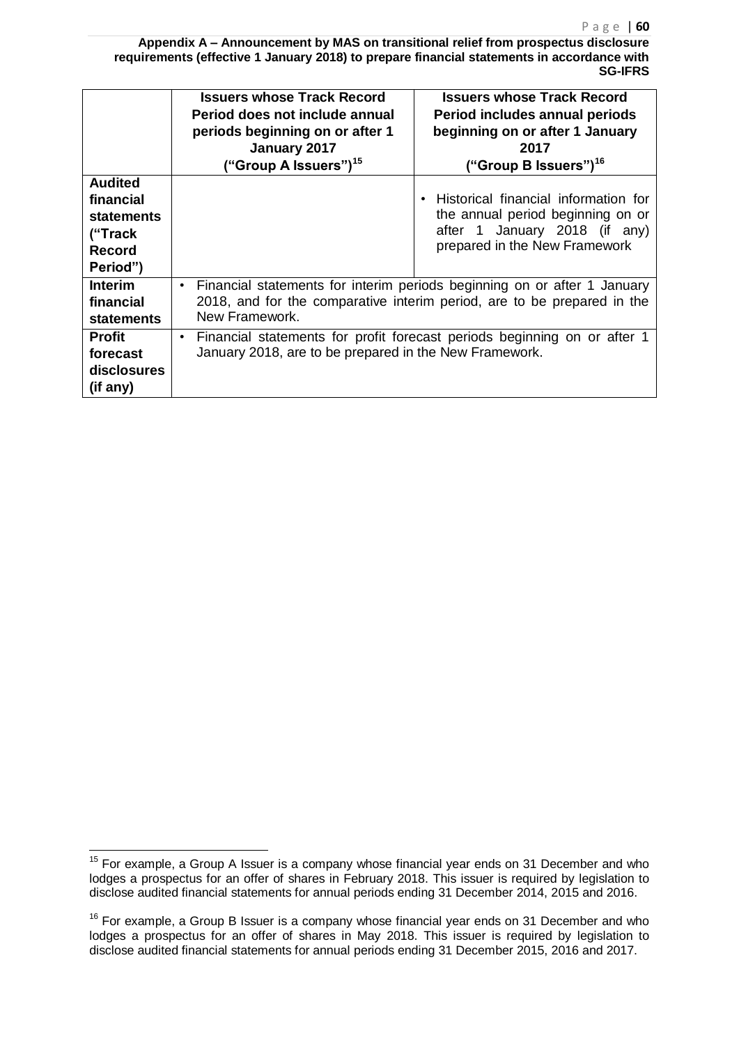**Appendix A – Announcement by MAS on transitional relief from prospectus disclosure requirements (effective 1 January 2018) to prepare financial statements in accordance with SG-IFRS**

| | **Issuers whose Track Record Period does not include annual periods beginning on or after 1 January 2017 ("Group A Issuers")[15]** | **Issuers whose Track Record Period includes annual periods beginning on or after 1 January 2017 ("Group B Issuers")[16]** |
|---|---|---|
| **Audited financial statements ("Track Record Period")** | | • Historical financial information for the annual period beginning on or after 1 January 2018 (if any) prepared in the New Framework |
| **Interim financial statements** | • Financial statements for interim periods beginning on or after 1 January 2018, and for the comparative interim period, are to be prepared in the New Framework. | |
| **Profit forecast disclosures (if any)** | • Financial statements for profit forecast periods beginning on or after 1 January 2018, are to be prepared in the New Framework. | |

[15] For example, a Group A Issuer is a company whose financial year ends on 31 December and who lodges a prospectus for an offer of shares in February 2018. This issuer is required by legislation to disclose audited financial statements for annual periods ending 31 December 2014, 2015 and 2016.

[16] For example, a Group B Issuer is a company whose financial year ends on 31 December and who lodges a prospectus for an offer of shares in May 2018. This issuer is required by legislation to disclose audited financial statements for annual periods ending 31 December 2015, 2016 and 2017.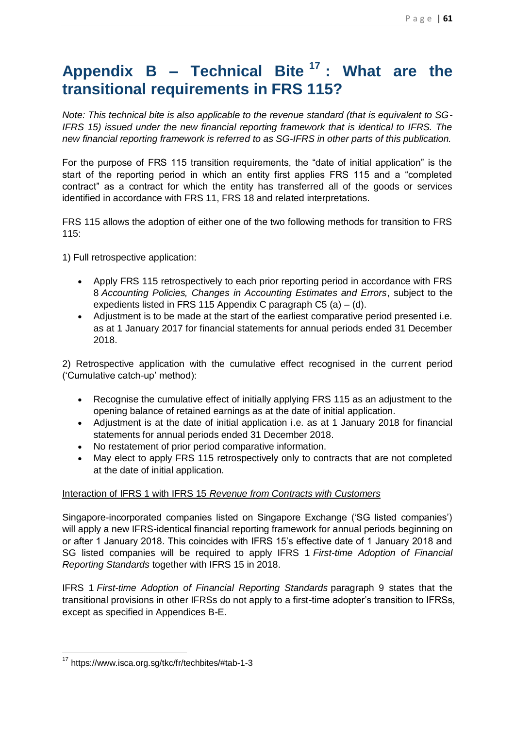# Appendix B – Technical Bite[17]: What are the transitional requirements in FRS 115?

*Note: This technical bite is also applicable to the revenue standard (that is equivalent to SG-IFRS 15) issued under the new financial reporting framework that is identical to IFRS. The new financial reporting framework is referred to as SG-IFRS in other parts of this publication.*

For the purpose of FRS 115 transition requirements, the "date of initial application" is the start of the reporting period in which an entity first applies FRS 115 and a "completed contract" as a contract for which the entity has transferred all of the goods or services identified in accordance with FRS 11, FRS 18 and related interpretations.

FRS 115 allows the adoption of either one of the two following methods for transition to FRS 115:

1) Full retrospective application:

- Apply FRS 115 retrospectively to each prior reporting period in accordance with FRS 8 *Accounting Policies, Changes in Accounting Estimates and Errors*, subject to the expedients listed in FRS 115 Appendix C paragraph C5 (a) – (d).
- Adjustment is to be made at the start of the earliest comparative period presented i.e. as at 1 January 2017 for financial statements for annual periods ended 31 December 2018.

2) Retrospective application with the cumulative effect recognised in the current period ('Cumulative catch-up' method):

- Recognise the cumulative effect of initially applying FRS 115 as an adjustment to the opening balance of retained earnings as at the date of initial application.
- Adjustment is at the date of initial application i.e. as at 1 January 2018 for financial statements for annual periods ended 31 December 2018.
- No restatement of prior period comparative information.
- May elect to apply FRS 115 retrospectively only to contracts that are not completed at the date of initial application.

<u>Interaction of IFRS 1 with IFRS 15 *Revenue from Contracts with Customers*</u>

Singapore-incorporated companies listed on Singapore Exchange ('SG listed companies') will apply a new IFRS-identical financial reporting framework for annual periods beginning on or after 1 January 2018. This coincides with IFRS 15's effective date of 1 January 2018 and SG listed companies will be required to apply IFRS 1 *First-time Adoption of Financial Reporting Standards* together with IFRS 15 in 2018.

IFRS 1 *First-time Adoption of Financial Reporting Standards* paragraph 9 states that the transitional provisions in other IFRSs do not apply to a first-time adopter's transition to IFRSs, except as specified in Appendices B-E.

---

[17] https://www.isca.org.sg/tkc/fr/techbites/#tab-1-3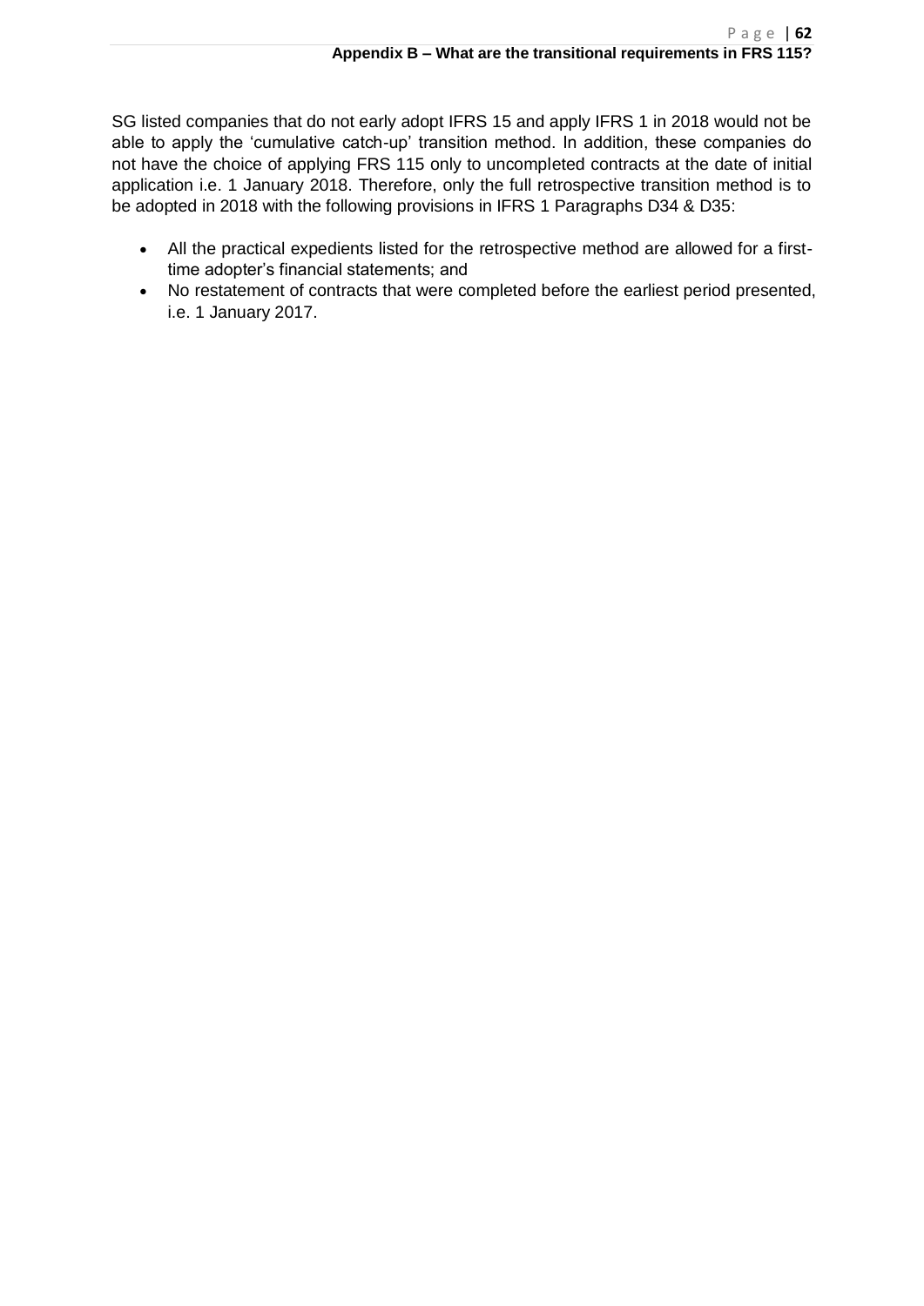SG listed companies that do not early adopt IFRS 15 and apply IFRS 1 in 2018 would not be able to apply the 'cumulative catch-up' transition method. In addition, these companies do not have the choice of applying FRS 115 only to uncompleted contracts at the date of initial application i.e. 1 January 2018. Therefore, only the full retrospective transition method is to be adopted in 2018 with the following provisions in IFRS 1 Paragraphs D34 & D35:

- All the practical expedients listed for the retrospective method are allowed for a first-time adopter's financial statements; and
- No restatement of contracts that were completed before the earliest period presented, i.e. 1 January 2017.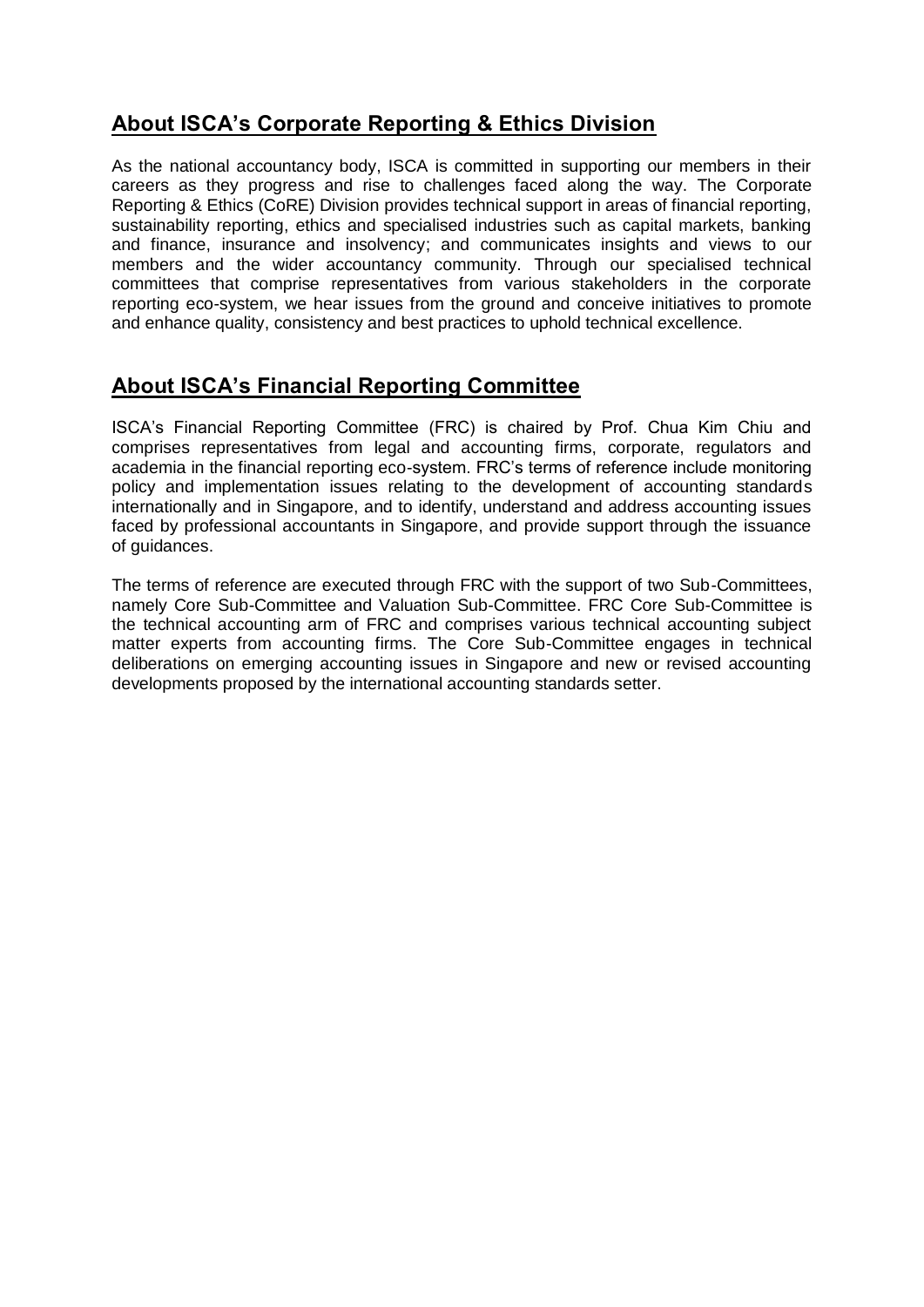## About ISCA's Corporate Reporting & Ethics Division

As the national accountancy body, ISCA is committed in supporting our members in their careers as they progress and rise to challenges faced along the way. The Corporate Reporting & Ethics (CoRE) Division provides technical support in areas of financial reporting, sustainability reporting, ethics and specialised industries such as capital markets, banking and finance, insurance and insolvency; and communicates insights and views to our members and the wider accountancy community. Through our specialised technical committees that comprise representatives from various stakeholders in the corporate reporting eco-system, we hear issues from the ground and conceive initiatives to promote and enhance quality, consistency and best practices to uphold technical excellence.

## About ISCA's Financial Reporting Committee

ISCA's Financial Reporting Committee (FRC) is chaired by Prof. Chua Kim Chiu and comprises representatives from legal and accounting firms, corporate, regulators and academia in the financial reporting eco-system. FRC's terms of reference include monitoring policy and implementation issues relating to the development of accounting standards internationally and in Singapore, and to identify, understand and address accounting issues faced by professional accountants in Singapore, and provide support through the issuance of guidances.

The terms of reference are executed through FRC with the support of two Sub-Committees, namely Core Sub-Committee and Valuation Sub-Committee. FRC Core Sub-Committee is the technical accounting arm of FRC and comprises various technical accounting subject matter experts from accounting firms. The Core Sub-Committee engages in technical deliberations on emerging accounting issues in Singapore and new or revised accounting developments proposed by the international accounting standards setter.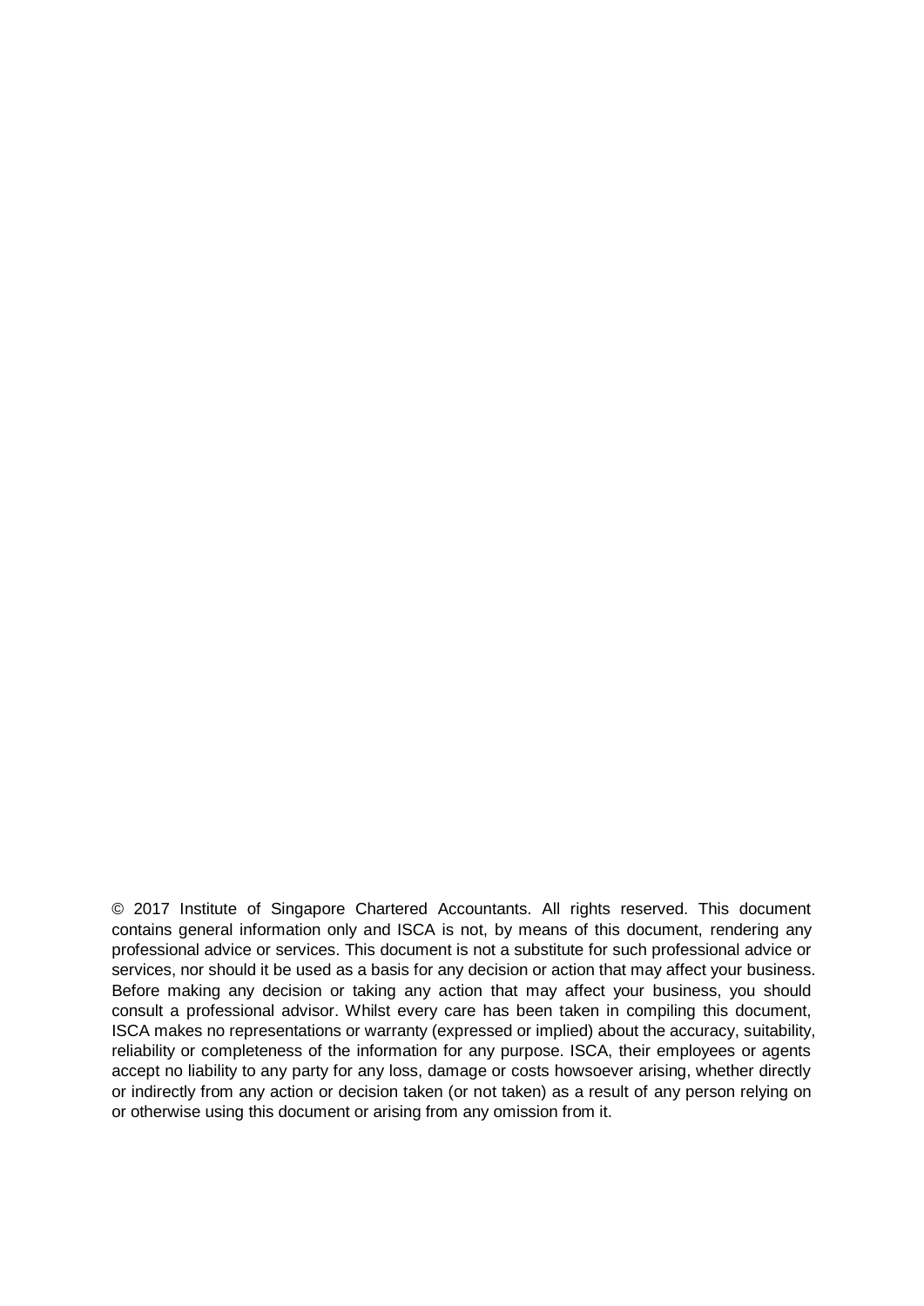© 2017 Institute of Singapore Chartered Accountants. All rights reserved. This document contains general information only and ISCA is not, by means of this document, rendering any professional advice or services. This document is not a substitute for such professional advice or services, nor should it be used as a basis for any decision or action that may affect your business. Before making any decision or taking any action that may affect your business, you should consult a professional advisor. Whilst every care has been taken in compiling this document, ISCA makes no representations or warranty (expressed or implied) about the accuracy, suitability, reliability or completeness of the information for any purpose. ISCA, their employees or agents accept no liability to any party for any loss, damage or costs howsoever arising, whether directly or indirectly from any action or decision taken (or not taken) as a result of any person relying on or otherwise using this document or arising from any omission from it.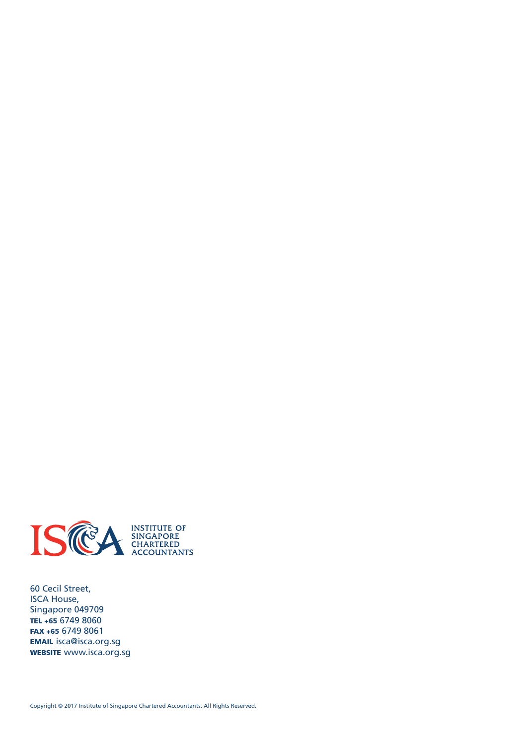INSTITUTE OF
SINGAPORE
CHARTERED
ACCOUNTANTS

60 Cecil Street,
ISCA House,
Singapore 049709
**TEL +65** 6749 8060
**FAX +65** 6749 8061
**EMAIL** isca@isca.org.sg
**WEBSITE** www.isca.org.sg

Copyright © 2017 Institute of Singapore Chartered Accountants. All Rights Reserved.